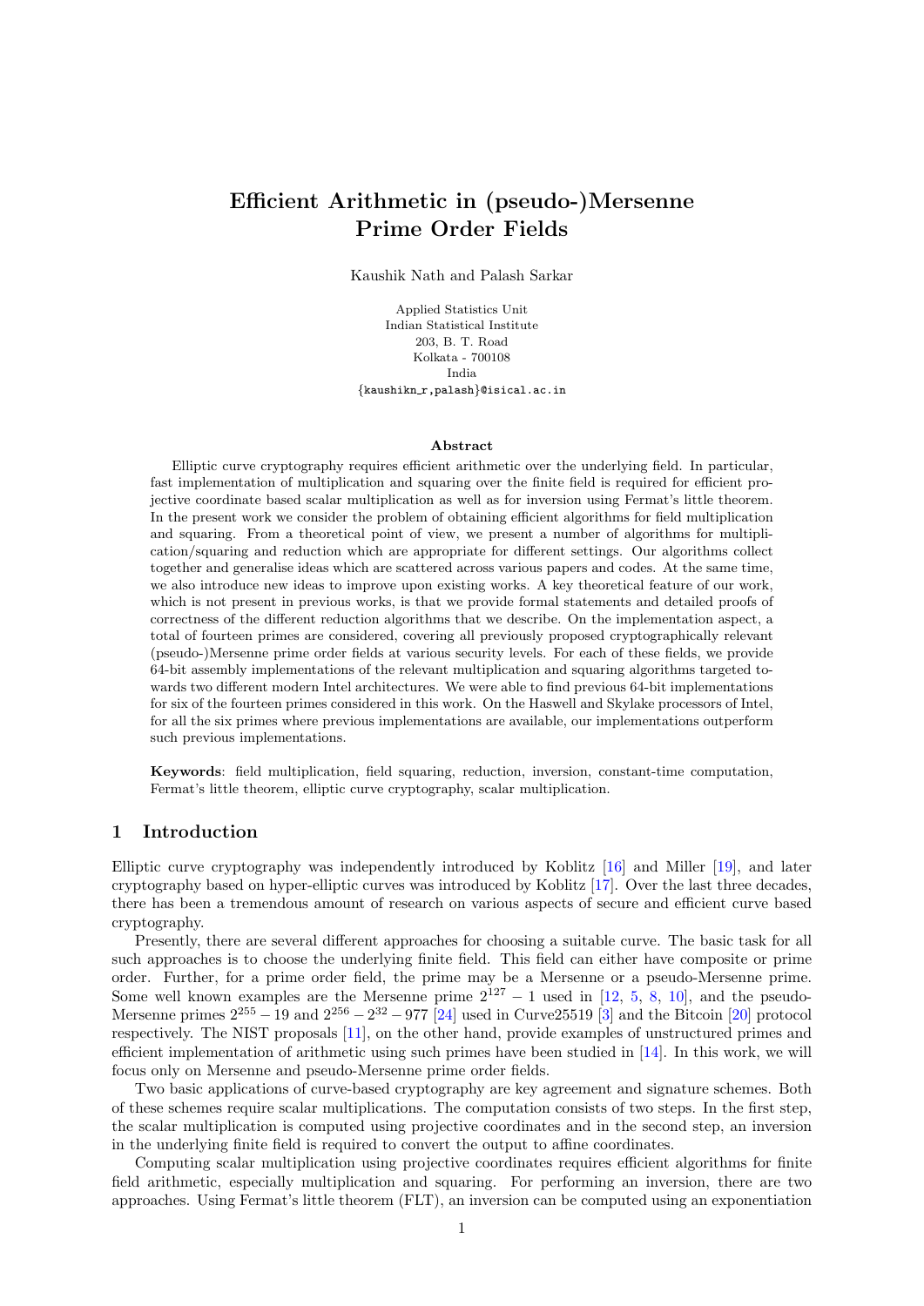# Efficient Arithmetic in (pseudo-)Mersenne Prime Order Fields

Kaushik Nath and Palash Sarkar

Applied Statistics Unit
Indian Statistical Institute
203, B. T. Road
Kolkata - 700108
India
{kaushikn_r,palash}@isical.ac.in

### Abstract

Elliptic curve cryptography requires efficient arithmetic over the underlying field. In particular, fast implementation of multiplication and squaring over the finite field is required for efficient projective coordinate based scalar multiplication as well as for inversion using Fermat's little theorem. In the present work we consider the problem of obtaining efficient algorithms for field multiplication and squaring. From a theoretical point of view, we present a number of algorithms for multiplication/squaring and reduction which are appropriate for different settings. Our algorithms collect together and generalise ideas which are scattered across various papers and codes. At the same time, we also introduce new ideas to improve upon existing works. A key theoretical feature of our work, which is not present in previous works, is that we provide formal statements and detailed proofs of correctness of the different reduction algorithms that we describe. On the implementation aspect, a total of fourteen primes are considered, covering all previously proposed cryptographically relevant (pseudo-)Mersenne prime order fields at various security levels. For each of these fields, we provide 64-bit assembly implementations of the relevant multiplication and squaring algorithms targeted towards two different modern Intel architectures. We were able to find previous 64-bit implementations for six of the fourteen primes considered in this work. On the Haswell and Skylake processors of Intel, for all the six primes where previous implementations are available, our implementations outperform such previous implementations.

**Keywords**: field multiplication, field squaring, reduction, inversion, constant-time computation, Fermat's little theorem, elliptic curve cryptography, scalar multiplication.

## 1 Introduction

Elliptic curve cryptography was independently introduced by Koblitz [16] and Miller [19], and later cryptography based on hyper-elliptic curves was introduced by Koblitz [17]. Over the last three decades, there has been a tremendous amount of research on various aspects of secure and efficient curve based cryptography.

Presently, there are several different approaches for choosing a suitable curve. The basic task for all such approaches is to choose the underlying finite field. This field can either have composite or prime order. Further, for a prime order field, the prime may be a Mersenne or a pseudo-Mersenne prime. Some well known examples are the Mersenne prime $2^{127}-1$ used in [12, 5, 8, 10], and the pseudo-Mersenne primes $2^{255}-19$ and $2^{256}-2^{32}-977$ [24] used in Curve25519 [3] and the Bitcoin [20] protocol respectively. The NIST proposals [11], on the other hand, provide examples of unstructured primes and efficient implementation of arithmetic using such primes have been studied in [14]. In this work, we will focus only on Mersenne and pseudo-Mersenne prime order fields.

Two basic applications of curve-based cryptography are key agreement and signature schemes. Both of these schemes require scalar multiplications. The computation consists of two steps. In the first step, the scalar multiplication is computed using projective coordinates and in the second step, an inversion in the underlying finite field is required to convert the output to affine coordinates.

Computing scalar multiplication using projective coordinates requires efficient algorithms for finite field arithmetic, especially multiplication and squaring. For performing an inversion, there are two approaches. Using Fermat's little theorem (FLT), an inversion can be computed using an exponentiation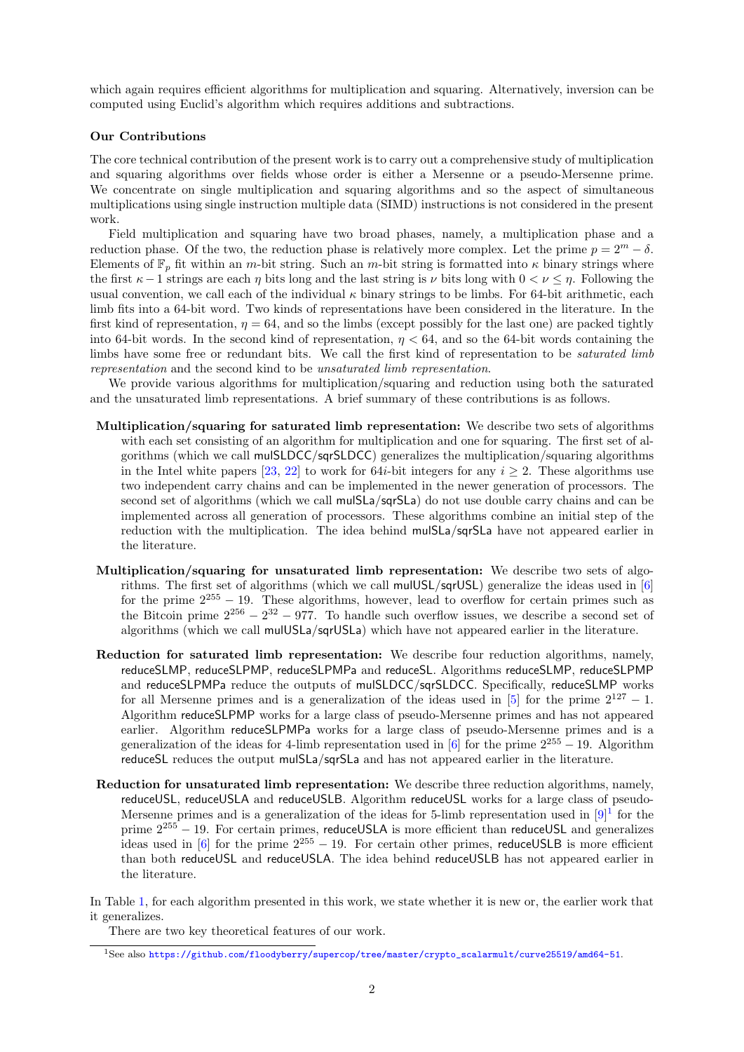which again requires efficient algorithms for multiplication and squaring. Alternatively, inversion can be computed using Euclid's algorithm which requires additions and subtractions.

### Our Contributions

The core technical contribution of the present work is to carry out a comprehensive study of multiplication and squaring algorithms over fields whose order is either a Mersenne or a pseudo-Mersenne prime. We concentrate on single multiplication and squaring algorithms and so the aspect of simultaneous multiplications using single instruction multiple data (SIMD) instructions is not considered in the present work.

Field multiplication and squaring have two broad phases, namely, a multiplication phase and a reduction phase. Of the two, the reduction phase is relatively more complex. Let the prime $p = 2^m - \delta$. Elements of $\mathbb{F}_p$ fit within an $m$-bit string. Such an $m$-bit string is formatted into $\kappa$ binary strings where the first $\kappa - 1$ strings are each $\eta$ bits long and the last string is $\nu$ bits long with $0 < \nu \leq \eta$. Following the usual convention, we call each of the individual $\kappa$ binary strings to be limbs. For 64-bit arithmetic, each limb fits into a 64-bit word. Two kinds of representations have been considered in the literature. In the first kind of representation, $\eta = 64$, and so the limbs (except possibly for the last one) are packed tightly into 64-bit words. In the second kind of representation, $\eta < 64$, and so the 64-bit words containing the limbs have some free or redundant bits. We call the first kind of representation to be *saturated limb representation* and the second kind to be *unsaturated limb representation*.

We provide various algorithms for multiplication/squaring and reduction using both the saturated and the unsaturated limb representations. A brief summary of these contributions is as follows.

- **Multiplication/squaring for saturated limb representation:** We describe two sets of algorithms with each set consisting of an algorithm for multiplication and one for squaring. The first set of algorithms (which we call mulSLDCC/sqrSLDCC) generalizes the multiplication/squaring algorithms in the Intel white papers [23, 22] to work for $64i$-bit integers for any $i \geq 2$. These algorithms use two independent carry chains and can be implemented in the newer generation of processors. The second set of algorithms (which we call mulSLa/sqrSLa) do not use double carry chains and can be implemented across all generation of processors. These algorithms combine an initial step of the reduction with the multiplication. The idea behind mulSLa/sqrSLa have not appeared earlier in the literature.
- **Multiplication/squaring for unsaturated limb representation:** We describe two sets of algorithms. The first set of algorithms (which we call mulUSL/sqrUSL) generalize the ideas used in [6] for the prime $2^{255} - 19$. These algorithms, however, lead to overflow for certain primes such as the Bitcoin prime $2^{256} - 2^{32} - 977$. To handle such overflow issues, we describe a second set of algorithms (which we call mulUSLa/sqrUSLa) which have not appeared earlier in the literature.
- **Reduction for saturated limb representation:** We describe four reduction algorithms, namely, reduceSLMP, reduceSLPMP, reduceSLPMPa and reduceSL. Algorithms reduceSLMP, reduceSLPMP and reduceSLPMPa reduce the outputs of mulSLDCC/sqrSLDCC. Specifically, reduceSLMP works for all Mersenne primes and is a generalization of the ideas used in [5] for the prime $2^{127} - 1$. Algorithm reduceSLPMP works for a large class of pseudo-Mersenne primes and has not appeared earlier. Algorithm reduceSLPMPa works for a large class of pseudo-Mersenne primes and is a generalization of the ideas for 4-limb representation used in [6] for the prime $2^{255} - 19$. Algorithm reduceSL reduces the output mulSLa/sqrSLa and has not appeared earlier in the literature.
- **Reduction for unsaturated limb representation:** We describe three reduction algorithms, namely, reduceUSL, reduceUSLA and reduceUSLB. Algorithm reduceUSL works for a large class of pseudo-Mersenne primes and is a generalization of the ideas for 5-limb representation used in [9][1] for the prime $2^{255} - 19$. For certain primes, reduceUSLA is more efficient than reduceUSL and generalizes ideas used in [6] for the prime $2^{255} - 19$. For certain other primes, reduceUSLB is more efficient than both reduceUSL and reduceUSLA. The idea behind reduceUSLB has not appeared earlier in the literature.

In Table 1, for each algorithm presented in this work, we state whether it is new or, the earlier work that it generalizes.

There are two key theoretical features of our work.

[1] See also https://github.com/floodyberry/supercop/tree/master/crypto_scalarmult/curve25519/amd64-51.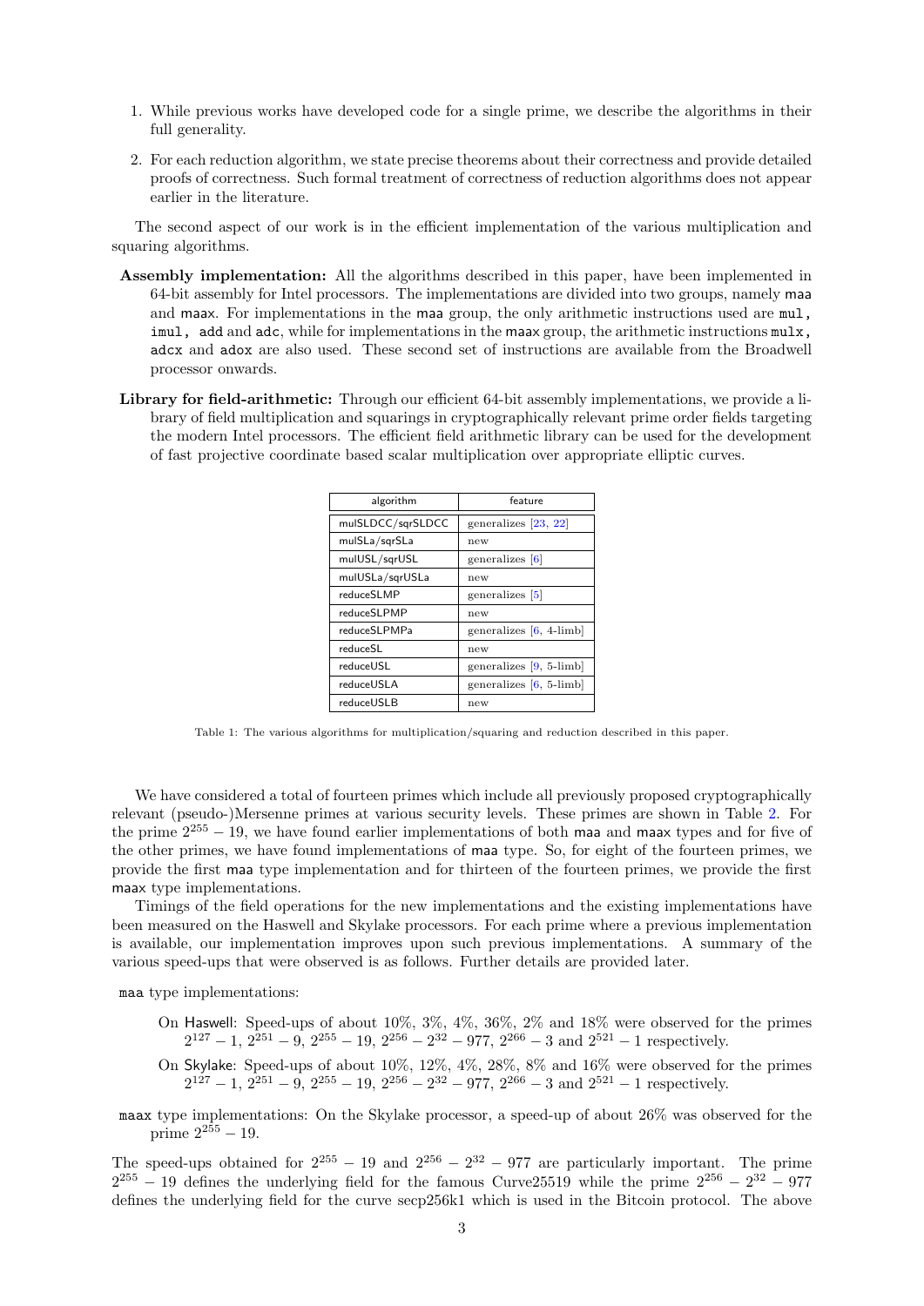1. While previous works have developed code for a single prime, we describe the algorithms in their full generality.

2. For each reduction algorithm, we state precise theorems about their correctness and provide detailed proofs of correctness. Such formal treatment of correctness of reduction algorithms does not appear earlier in the literature.

The second aspect of our work is in the efficient implementation of the various multiplication and squaring algorithms.

**Assembly implementation:** All the algorithms described in this paper, have been implemented in 64-bit assembly for Intel processors. The implementations are divided into two groups, namely maa and maax. For implementations in the maa group, the only arithmetic instructions used are mul, imul, add and adc, while for implementations in the maax group, the arithmetic instructions mulx, adcx and adox are also used. These second set of instructions are available from the Broadwell processor onwards.

**Library for field-arithmetic:** Through our efficient 64-bit assembly implementations, we provide a library of field multiplication and squarings in cryptographically relevant prime order fields targeting the modern Intel processors. The efficient field arithmetic library can be used for the development of fast projective coordinate based scalar multiplication over appropriate elliptic curves.

| algorithm | feature |
|---|---|
| mulSLDCC/sqrSLDCC | generalizes [23, 22] |
| mulSLa/sqrSLa | new |
| mulUSL/sqrUSL | generalizes [6] |
| mulUSLa/sqrUSLa | new |
| reduceSLMP | generalizes [5] |
| reduceSLPMP | new |
| reduceSLPMPa | generalizes [6, 4-limb] |
| reduceSL | new |
| reduceUSL | generalizes [9, 5-limb] |
| reduceUSLA | generalizes [6, 5-limb] |
| reduceUSLB | new |

Table 1: The various algorithms for multiplication/squaring and reduction described in this paper.

We have considered a total of fourteen primes which include all previously proposed cryptographically relevant (pseudo-)Mersenne primes at various security levels. These primes are shown in Table 2. For the prime $2^{255} - 19$, we have found earlier implementations of both maa and maax types and for five of the other primes, we have found implementations of maa type. So, for eight of the fourteen primes, we provide the first maa type implementation and for thirteen of the fourteen primes, we provide the first maax type implementations.

Timings of the field operations for the new implementations and the existing implementations have been measured on the Haswell and Skylake processors. For each prime where a previous implementation is available, our implementation improves upon such previous implementations. A summary of the various speed-ups that were observed is as follows. Further details are provided later.

maa type implementations:

- On Haswell: Speed-ups of about 10%, 3%, 4%, 36%, 2% and 18% were observed for the primes $2^{127} - 1$, $2^{251} - 9$, $2^{255} - 19$, $2^{256} - 2^{32} - 977$, $2^{266} - 3$ and $2^{521} - 1$ respectively.
- On Skylake: Speed-ups of about 10%, 12%, 4%, 28%, 8% and 16% were observed for the primes $2^{127} - 1$, $2^{251} - 9$, $2^{255} - 19$, $2^{256} - 2^{32} - 977$, $2^{266} - 3$ and $2^{521} - 1$ respectively.

maax type implementations: On the Skylake processor, a speed-up of about 26% was observed for the prime $2^{255} - 19$.

The speed-ups obtained for $2^{255} - 19$ and $2^{256} - 2^{32} - 977$ are particularly important. The prime $2^{255} - 19$ defines the underlying field for the famous Curve25519 while the prime $2^{256} - 2^{32} - 977$ defines the underlying field for the curve secp256k1 which is used in the Bitcoin protocol. The above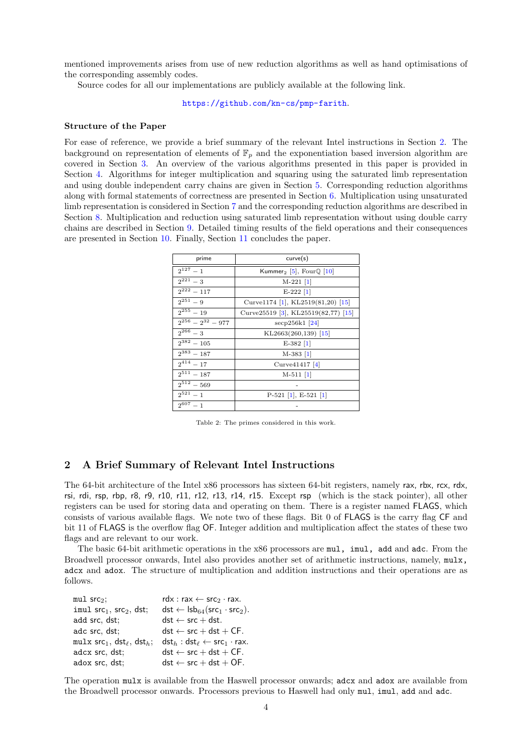mentioned improvements arises from use of new reduction algorithms as well as hand optimisations of the corresponding assembly codes.

Source codes for all our implementations are publicly available at the following link.

https://github.com/kn-cs/pmp-farith.

### Structure of the Paper

For ease of reference, we provide a brief summary of the relevant Intel instructions in Section 2. The background on representation of elements of $\mathbb{F}_p$ and the exponentiation based inversion algorithm are covered in Section 3. An overview of the various algorithms presented in this paper is provided in Section 4. Algorithms for integer multiplication and squaring using the saturated limb representation and using double independent carry chains are given in Section 5. Corresponding reduction algorithms along with formal statements of correctness are presented in Section 6. Multiplication using unsaturated limb representation is considered in Section 7 and the corresponding reduction algorithms are described in Section 8. Multiplication and reduction using saturated limb representation without using double carry chains are described in Section 9. Detailed timing results of the field operations and their consequences are presented in Section 10. Finally, Section 11 concludes the paper.

| prime | curve(s) |
|---|---|
| $2^{127}-1$ | Kummer$_2$ [5], Four$\mathbb{Q}$ [10] |
| $2^{221}-3$ | M-221 [1] |
| $2^{222}-117$ | E-222 [1] |
| $2^{251}-9$ | Curve1174 [1], KL2519(81,20) [15] |
| $2^{255}-19$ | Curve25519 [3], KL25519(82,77) [15] |
| $2^{256}-2^{32}-977$ | secp256k1 [24] |
| $2^{266}-3$ | KL2663(260,139) [15] |
| $2^{382}-105$ | E-382 [1] |
| $2^{383}-187$ | M-383 [1] |
| $2^{414}-17$ | Curve41417 [4] |
| $2^{511}-187$ | M-511 [1] |
| $2^{512}-569$ | - |
| $2^{521}-1$ | P-521 [1], E-521 [1] |
| $2^{607}-1$ | - |

Table 2: The primes considered in this work.

## 2 A Brief Summary of Relevant Intel Instructions

The 64-bit architecture of the Intel x86 processors has sixteen 64-bit registers, namely rax, rbx, rcx, rdx, rsi, rdi, rsp, rbp, r8, r9, r10, r11, r12, r13, r14, r15. Except rsp (which is the stack pointer), all other registers can be used for storing data and operating on them. There is a register named FLAGS, which consists of various available flags. We note two of these flags. Bit 0 of FLAGS is the carry flag CF and bit 11 of FLAGS is the overflow flag OF. Integer addition and multiplication affect the states of these two flags and are relevant to our work.

The basic 64-bit arithmetic operations in the x86 processors are `mul`, `imul`, `add` and `adc`. From the Broadwell processor onwards, Intel also provides another set of arithmetic instructions, namely, `mulx`, `adcx` and `adox`. The structure of multiplication and addition instructions and their operations are as follows.

| | |
|---|---|
| `mul` $\mathsf{src}_2$; | $\mathsf{rdx} : \mathsf{rax} \leftarrow \mathsf{src}_2 \cdot \mathsf{rax}$. |
| `imul` $\mathsf{src}_1$, $\mathsf{src}_2$, dst; | $\mathsf{dst} \leftarrow \mathsf{lsb}_{64}(\mathsf{src}_1 \cdot \mathsf{src}_2)$. |
| `add` src, dst; | $\mathsf{dst} \leftarrow \mathsf{src} + \mathsf{dst}$. |
| `adc` src, dst; | $\mathsf{dst} \leftarrow \mathsf{src} + \mathsf{dst} + \mathsf{CF}$. |
| `mulx` $\mathsf{src}_1$, $\mathsf{dst}_\ell$, $\mathsf{dst}_h$; | $\mathsf{dst}_h : \mathsf{dst}_\ell \leftarrow \mathsf{src}_1 \cdot \mathsf{rax}$. |
| `adcx` src, dst; | $\mathsf{dst} \leftarrow \mathsf{src} + \mathsf{dst} + \mathsf{CF}$. |
| `adox` src, dst; | $\mathsf{dst} \leftarrow \mathsf{src} + \mathsf{dst} + \mathsf{OF}$. |

The operation `mulx` is available from the Haswell processor onwards; `adcx` and `adox` are available from the Broadwell processor onwards. Processors previous to Haswell had only `mul`, `imul`, `add` and `adc`.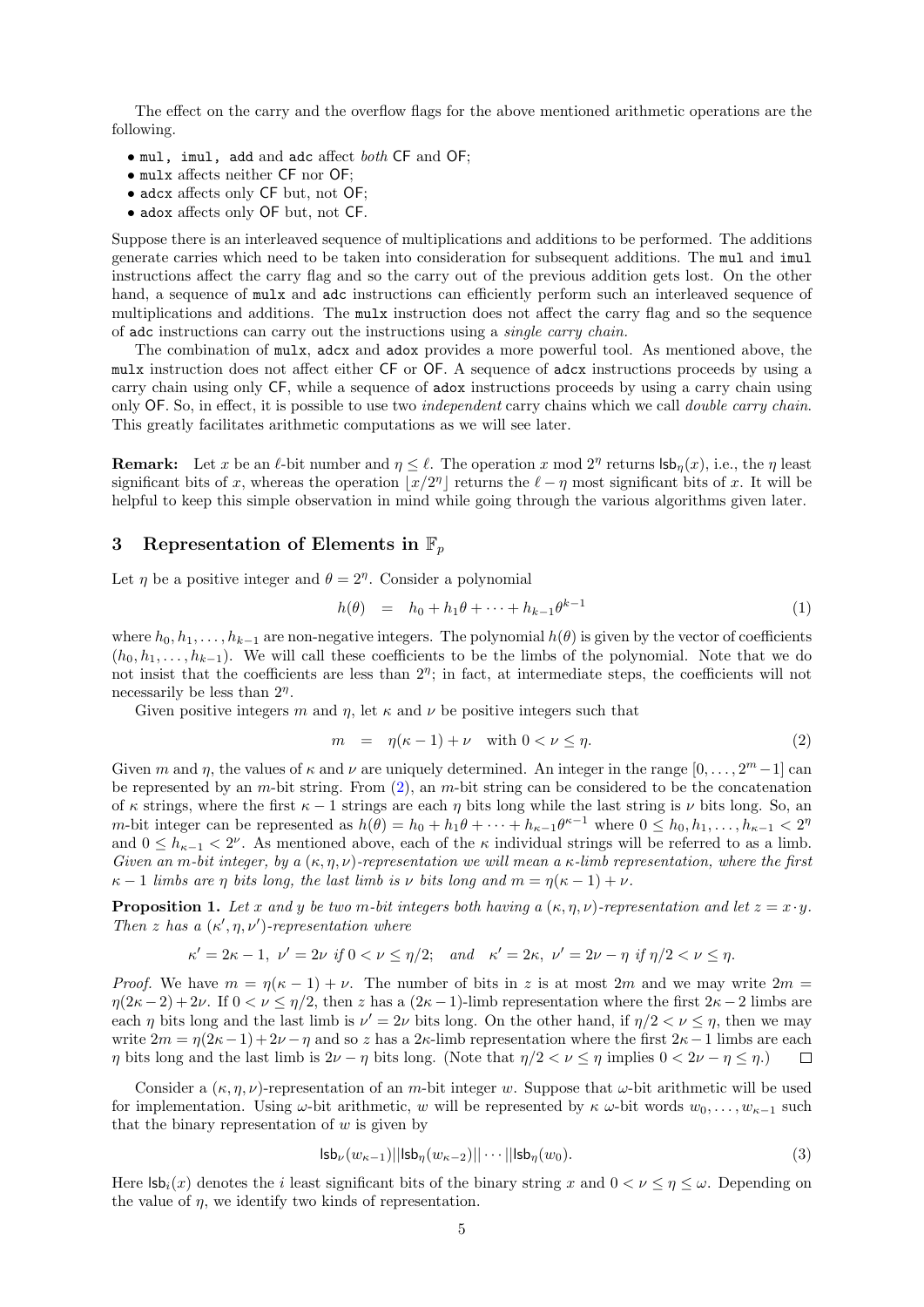The effect on the carry and the overflow flags for the above mentioned arithmetic operations are the following.

- `mul, imul, add` and `adc` affect *both* CF and OF;
- `mulx` affects neither CF nor OF;
- `adcx` affects only CF but, not OF;
- `adox` affects only OF but, not CF.

Suppose there is an interleaved sequence of multiplications and additions to be performed. The additions generate carries which need to be taken into consideration for subsequent additions. The `mul` and `imul` instructions affect the carry flag and so the carry out of the previous addition gets lost. On the other hand, a sequence of `mulx` and `adc` instructions can efficiently perform such an interleaved sequence of multiplications and additions. The `mulx` instruction does not affect the carry flag and so the sequence of `adc` instructions can carry out the instructions using a *single carry chain*.

The combination of `mulx`, `adcx` and `adox` provides a more powerful tool. As mentioned above, the `mulx` instruction does not affect either CF or OF. A sequence of `adcx` instructions proceeds by using a carry chain using only CF, while a sequence of `adox` instructions proceeds by using a carry chain using only OF. So, in effect, it is possible to use two *independent* carry chains which we call *double carry chain*. This greatly facilitates arithmetic computations as we will see later.

**Remark:** Let $x$ be an $\ell$-bit number and $\eta \leq \ell$. The operation $x \bmod 2^\eta$ returns $\mathsf{lsb}_\eta(x)$, i.e., the $\eta$ least significant bits of $x$, whereas the operation $\lfloor x/2^\eta \rfloor$ returns the $\ell - \eta$ most significant bits of $x$. It will be helpful to keep this simple observation in mind while going through the various algorithms given later.

## 3 Representation of Elements in $\mathbb{F}_p$

Let $\eta$ be a positive integer and $\theta = 2^\eta$. Consider a polynomial

$$h(\theta) \quad = \quad h_0 + h_1\theta + \cdots + h_{k-1}\theta^{k-1} \tag{1}$$

where $h_0, h_1, \ldots, h_{k-1}$ are non-negative integers. The polynomial $h(\theta)$ is given by the vector of coefficients $(h_0, h_1, \ldots, h_{k-1})$. We will call these coefficients to be the limbs of the polynomial. Note that we do not insist that the coefficients are less than $2^\eta$; in fact, at intermediate steps, the coefficients will not necessarily be less than $2^\eta$.

Given positive integers $m$ and $\eta$, let $\kappa$ and $\nu$ be positive integers such that

$$m \quad = \quad \eta(\kappa - 1) + \nu \quad \text{with } 0 < \nu \leq \eta. \tag{2}$$

Given $m$ and $\eta$, the values of $\kappa$ and $\nu$ are uniquely determined. An integer in the range $[0, \ldots, 2^m - 1]$ can be represented by an $m$-bit string. From (2), an $m$-bit string can be considered to be the concatenation of $\kappa$ strings, where the first $\kappa - 1$ strings are each $\eta$ bits long while the last string is $\nu$ bits long. So, an $m$-bit integer can be represented as $h(\theta) = h_0 + h_1\theta + \cdots + h_{\kappa-1}\theta^{\kappa-1}$ where $0 \leq h_0, h_1, \ldots, h_{\kappa-1} < 2^\eta$ and $0 \leq h_{\kappa-1} < 2^\nu$. As mentioned above, each of the $\kappa$ individual strings will be referred to as a limb. *Given an $m$-bit integer, by a $(\kappa, \eta, \nu)$-representation we will mean a $\kappa$-limb representation, where the first $\kappa - 1$ limbs are $\eta$ bits long, the last limb is $\nu$ bits long and $m = \eta(\kappa - 1) + \nu$.*

**Proposition 1.** *Let $x$ and $y$ be two $m$-bit integers both having a $(\kappa, \eta, \nu)$-representation and let $z = x \cdot y$. Then $z$ has a $(\kappa', \eta, \nu')$-representation where*

$$\kappa' = 2\kappa - 1,\ \nu' = 2\nu \text{ if } 0 < \nu \leq \eta/2; \quad \text{and} \quad \kappa' = 2\kappa,\ \nu' = 2\nu - \eta \text{ if } \eta/2 < \nu \leq \eta.$$

*Proof.* We have $m = \eta(\kappa - 1) + \nu$. The number of bits in $z$ is at most $2m$ and we may write $2m = \eta(2\kappa - 2) + 2\nu$. If $0 < \nu \leq \eta/2$, then $z$ has a $(2\kappa - 1)$-limb representation where the first $2\kappa - 2$ limbs are each $\eta$ bits long and the last limb is $\nu' = 2\nu$ bits long. On the other hand, if $\eta/2 < \nu \leq \eta$, then we may write $2m = \eta(2\kappa - 1) + 2\nu - \eta$ and so $z$ has a $2\kappa$-limb representation where the first $2\kappa - 1$ limbs are each $\eta$ bits long and the last limb is $2\nu - \eta$ bits long. (Note that $\eta/2 < \nu \leq \eta$ implies $0 < 2\nu - \eta \leq \eta$.) $\square$

Consider a $(\kappa, \eta, \nu)$-representation of an $m$-bit integer $w$. Suppose that $\omega$-bit arithmetic will be used for implementation. Using $\omega$-bit arithmetic, $w$ will be represented by $\kappa$ $\omega$-bit words $w_0, \ldots, w_{\kappa-1}$ such that the binary representation of $w$ is given by

$$\mathsf{lsb}_\nu(w_{\kappa-1}) || \mathsf{lsb}_\eta(w_{\kappa-2}) || \cdots || \mathsf{lsb}_\eta(w_0). \tag{3}$$

Here $\mathsf{lsb}_i(x)$ denotes the $i$ least significant bits of the binary string $x$ and $0 < \nu \leq \eta \leq \omega$. Depending on the value of $\eta$, we identify two kinds of representation.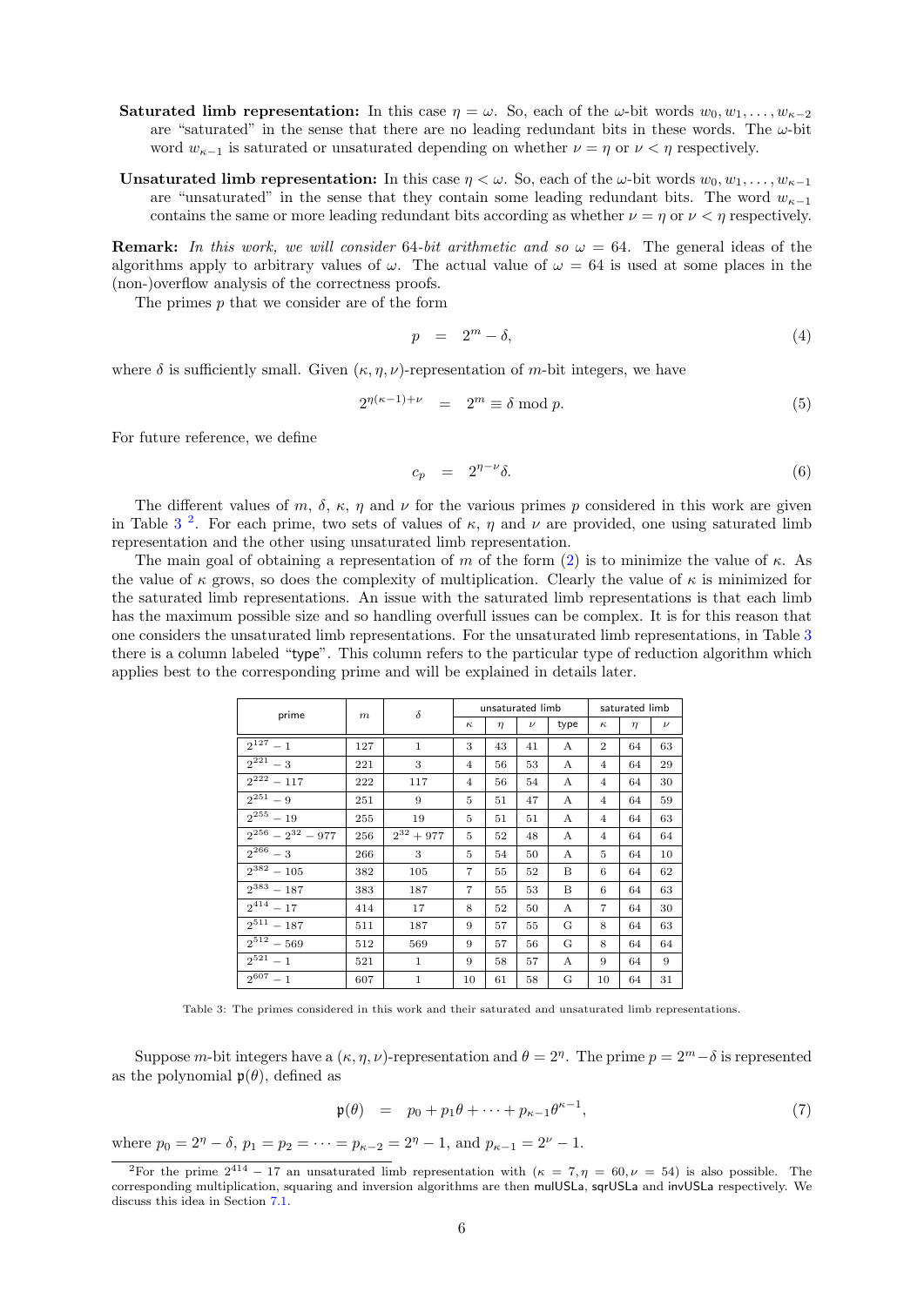**Saturated limb representation:** In this case $\eta = \omega$. So, each of the $\omega$-bit words $w_0, w_1, \ldots, w_{\kappa-2}$ are "saturated" in the sense that there are no leading redundant bits in these words. The $\omega$-bit word $w_{\kappa-1}$ is saturated or unsaturated depending on whether $\nu = \eta$ or $\nu < \eta$ respectively.

**Unsaturated limb representation:** In this case $\eta < \omega$. So, each of the $\omega$-bit words $w_0, w_1, \ldots, w_{\kappa-1}$ are "unsaturated" in the sense that they contain some leading redundant bits. The word $w_{\kappa-1}$ contains the same or more leading redundant bits according as whether $\nu = \eta$ or $\nu < \eta$ respectively.

**Remark:** *In this work, we will consider* 64*-bit arithmetic and so* $\omega = 64$. The general ideas of the algorithms apply to arbitrary values of $\omega$. The actual value of $\omega = 64$ is used at some places in the (non-)overflow analysis of the correctness proofs.

The primes $p$ that we consider are of the form

$$p \quad = \quad 2^m - \delta, \tag{4}$$

where $\delta$ is sufficiently small. Given $(\kappa, \eta, \nu)$-representation of $m$-bit integers, we have

$$2^{\eta(\kappa-1)+\nu} \quad = \quad 2^m \equiv \delta \bmod p. \tag{5}$$

For future reference, we define

$$c_p \quad = \quad 2^{\eta-\nu}\delta. \tag{6}$$

The different values of $m$, $\delta$, $\kappa$, $\eta$ and $\nu$ for the various primes $p$ considered in this work are given in Table 3 [2]. For each prime, two sets of values of $\kappa$, $\eta$ and $\nu$ are provided, one using saturated limb representation and the other using unsaturated limb representation.

The main goal of obtaining a representation of $m$ of the form (2) is to minimize the value of $\kappa$. As the value of $\kappa$ grows, so does the complexity of multiplication. Clearly the value of $\kappa$ is minimized for the saturated limb representations. An issue with the saturated limb representations is that each limb has the maximum possible size and so handling overfull issues can be complex. It is for this reason that one considers the unsaturated limb representations. For the unsaturated limb representations, in Table 3 there is a column labeled "type". This column refers to the particular type of reduction algorithm which applies best to the corresponding prime and will be explained in details later.

| prime | $m$ | $\delta$ | unsaturated limb | | | | saturated limb | | |
|---|---|---|---|---|---|---|---|---|---|
| | | | $\kappa$ | $\eta$ | $\nu$ | type | $\kappa$ | $\eta$ | $\nu$ |
| $2^{127}-1$ | 127 | 1 | 3 | 43 | 41 | A | 2 | 64 | 63 |
| $2^{221}-3$ | 221 | 3 | 4 | 56 | 53 | A | 4 | 64 | 29 |
| $2^{222}-117$ | 222 | 117 | 4 | 56 | 54 | A | 4 | 64 | 30 |
| $2^{251}-9$ | 251 | 9 | 5 | 51 | 47 | A | 4 | 64 | 59 |
| $2^{255}-19$ | 255 | 19 | 5 | 51 | 51 | A | 4 | 64 | 63 |
| $2^{256}-2^{32}-977$ | 256 | $2^{32}+977$ | 5 | 52 | 48 | A | 4 | 64 | 64 |
| $2^{266}-3$ | 266 | 3 | 5 | 54 | 50 | A | 5 | 64 | 10 |
| $2^{382}-105$ | 382 | 105 | 7 | 55 | 52 | B | 6 | 64 | 62 |
| $2^{383}-187$ | 383 | 187 | 7 | 55 | 53 | B | 6 | 64 | 63 |
| $2^{414}-17$ | 414 | 17 | 8 | 52 | 50 | A | 7 | 64 | 30 |
| $2^{511}-187$ | 511 | 187 | 9 | 57 | 55 | G | 8 | 64 | 63 |
| $2^{512}-569$ | 512 | 569 | 9 | 57 | 56 | G | 8 | 64 | 64 |
| $2^{521}-1$ | 521 | 1 | 9 | 58 | 57 | A | 9 | 64 | 9 |
| $2^{607}-1$ | 607 | 1 | 10 | 61 | 58 | G | 10 | 64 | 31 |

Table 3: The primes considered in this work and their saturated and unsaturated limb representations.

Suppose $m$-bit integers have a $(\kappa, \eta, \nu)$-representation and $\theta = 2^\eta$. The prime $p = 2^m - \delta$ is represented as the polynomial $\mathfrak{p}(\theta)$, defined as

$$\mathfrak{p}(\theta) \quad = \quad p_0 + p_1\theta + \cdots + p_{\kappa-1}\theta^{\kappa-1}, \tag{7}$$

where $p_0 = 2^\eta - \delta$, $p_1 = p_2 = \cdots = p_{\kappa-2} = 2^\eta - 1$, and $p_{\kappa-1} = 2^\nu - 1$.

[2] For the prime $2^{414} - 17$ an unsaturated limb representation with ($\kappa = 7, \eta = 60, \nu = 54$) is also possible. The corresponding multiplication, squaring and inversion algorithms are then mulUSLa, sqrUSLa and invUSLa respectively. We discuss this idea in Section 7.1.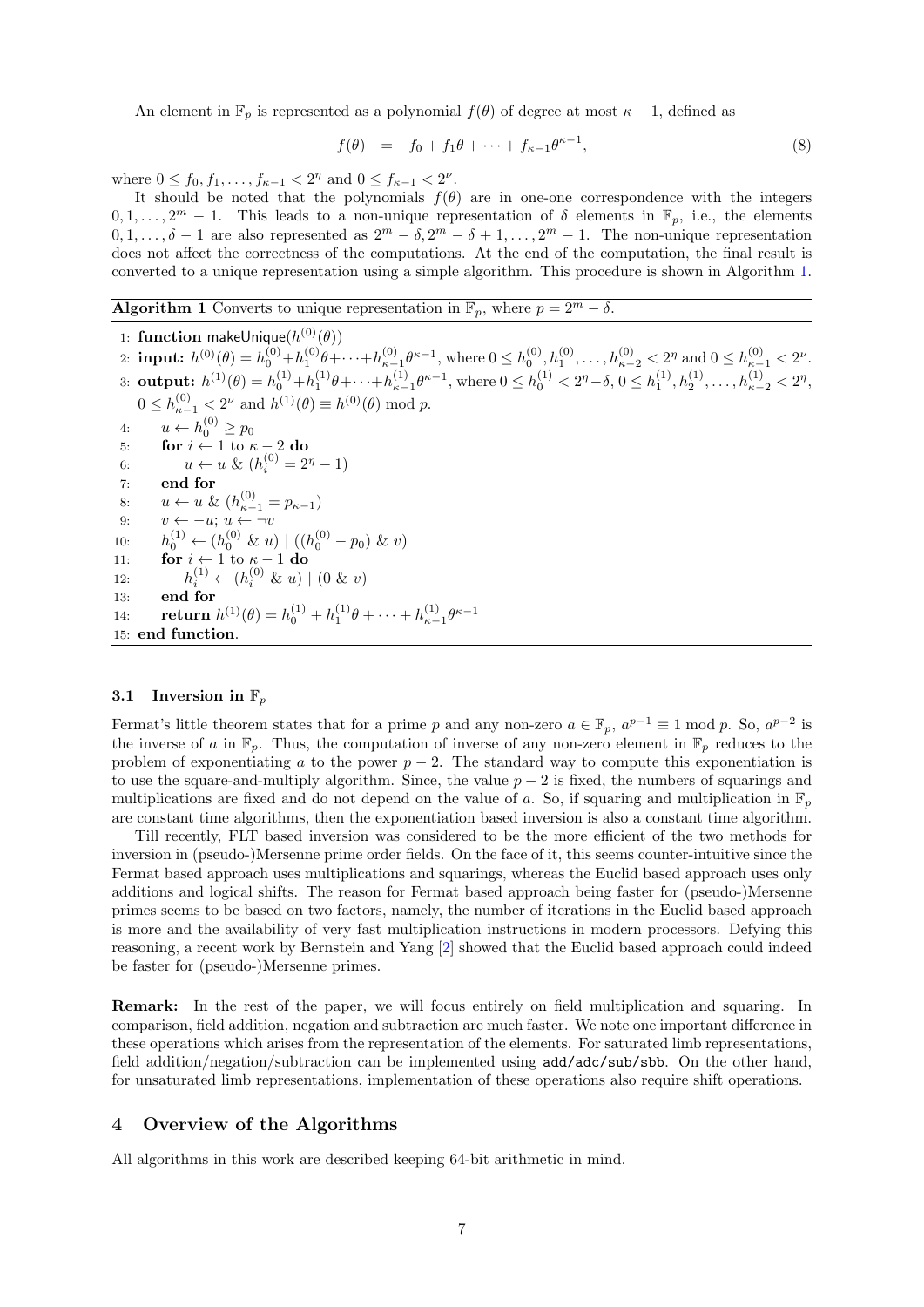An element in $\mathbb{F}_p$ is represented as a polynomial $f(\theta)$ of degree at most $\kappa - 1$, defined as

$$f(\theta) \quad = \quad f_0 + f_1\theta + \cdots + f_{\kappa-1}\theta^{\kappa-1}, \tag{8}$$

where $0 \leq f_0, f_1, \ldots, f_{\kappa-1} < 2^\eta$ and $0 \leq f_{\kappa-1} < 2^\nu$.

It should be noted that the polynomials $f(\theta)$ are in one-one correspondence with the integers $0, 1, \ldots, 2^m - 1$. This leads to a non-unique representation of $\delta$ elements in $\mathbb{F}_p$, i.e., the elements $0, 1, \ldots, \delta - 1$ are also represented as $2^m - \delta, 2^m - \delta + 1, \ldots, 2^m - 1$. The non-unique representation does not affect the correctness of the computations. At the end of the computation, the final result is converted to a unique representation using a simple algorithm. This procedure is shown in Algorithm 1.

**Algorithm 1** Converts to unique representation in $\mathbb{F}_p$, where $p = 2^m - \delta$.

```
1:  function makeUnique(h^(0)(θ))
2:  input: h^(0)(θ) = h_0^(0) + h_1^(0)θ + ··· + h_{κ-1}^(0)θ^{κ-1}, where 0 ≤ h_0^(0), h_1^(0), ..., h_{κ-2}^(0) < 2^η and 0 ≤ h_{κ-1}^(0) < 2^ν.
3:  output: h^(1)(θ) = h_0^(1) + h_1^(1)θ + ··· + h_{κ-1}^(1)θ^{κ-1}, where 0 ≤ h_0^(1) < 2^η − δ, 0 ≤ h_1^(1), h_2^(1), ..., h_{κ-2}^(1) < 2^η,
    0 ≤ h_{κ-1}^(0) < 2^ν and h^(1)(θ) ≡ h^(0)(θ) mod p.
4:      u ← h_0^(0) ≥ p_0
5:      for i ← 1 to κ − 2 do
6:          u ← u & (h_i^(0) = 2^η − 1)
7:      end for
8:      u ← u & (h_{κ-1}^(0) = p_{κ-1})
9:      v ← −u; u ← ¬v
10:     h_0^(1) ← (h_0^(0) & u) | ((h_0^(0) − p_0) & v)
11:     for i ← 1 to κ − 1 do
12:         h_i^(1) ← (h_i^(0) & u) | (0 & v)
13:     end for
14:     return h^(1)(θ) = h_0^(1) + h_1^(1)θ + ··· + h_{κ-1}^(1)θ^{κ-1}
15: end function.
```

### 3.1 Inversion in $\mathbb{F}_p$

Fermat's little theorem states that for a prime $p$ and any non-zero $a \in \mathbb{F}_p$, $a^{p-1} \equiv 1 \bmod p$. So, $a^{p-2}$ is the inverse of $a$ in $\mathbb{F}_p$. Thus, the computation of inverse of any non-zero element in $\mathbb{F}_p$ reduces to the problem of exponentiating $a$ to the power $p - 2$. The standard way to compute this exponentiation is to use the square-and-multiply algorithm. Since, the value $p - 2$ is fixed, the numbers of squarings and multiplications are fixed and do not depend on the value of $a$. So, if squaring and multiplication in $\mathbb{F}_p$ are constant time algorithms, then the exponentiation based inversion is also a constant time algorithm.

Till recently, FLT based inversion was considered to be the more efficient of the two methods for inversion in (pseudo-)Mersenne prime order fields. On the face of it, this seems counter-intuitive since the Fermat based approach uses multiplications and squarings, whereas the Euclid based approach uses only additions and logical shifts. The reason for Fermat based approach being faster for (pseudo-)Mersenne primes seems to be based on two factors, namely, the number of iterations in the Euclid based approach is more and the availability of very fast multiplication instructions in modern processors. Defying this reasoning, a recent work by Bernstein and Yang [2] showed that the Euclid based approach could indeed be faster for (pseudo-)Mersenne primes.

**Remark:** In the rest of the paper, we will focus entirely on field multiplication and squaring. In comparison, field addition, negation and subtraction are much faster. We note one important difference in these operations which arises from the representation of the elements. For saturated limb representations, field addition/negation/subtraction can be implemented using `add/adc/sub/sbb`. On the other hand, for unsaturated limb representations, implementation of these operations also require shift operations.

## 4 Overview of the Algorithms

All algorithms in this work are described keeping 64-bit arithmetic in mind.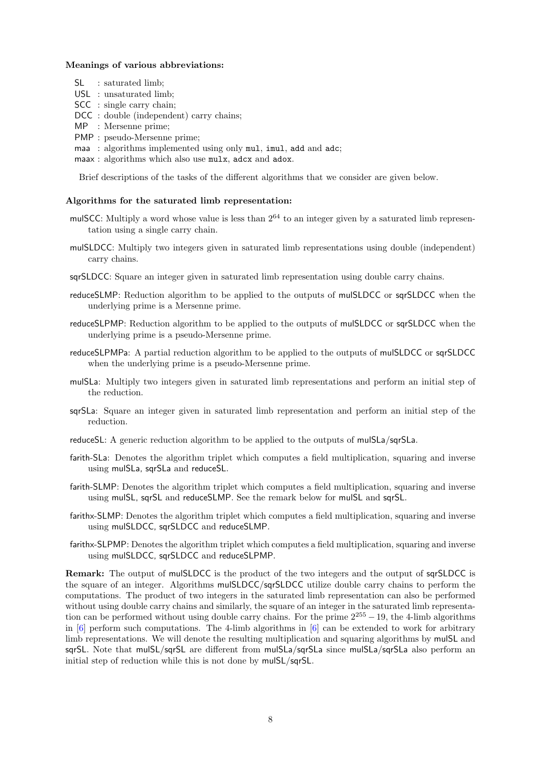**Meanings of various abbreviations:**

- SL : saturated limb;
- USL : unsaturated limb;
- SCC : single carry chain;
- DCC : double (independent) carry chains;
- MP : Mersenne prime;
- PMP : pseudo-Mersenne prime;
- maa : algorithms implemented using only `mul`, `imul`, `add` and `adc`;
- maax : algorithms which also use `mulx`, `adcx` and `adox`.

Brief descriptions of the tasks of the different algorithms that we consider are given below.

**Algorithms for the saturated limb representation:**

mulSCC: Multiply a word whose value is less than $2^{64}$ to an integer given by a saturated limb representation using a single carry chain.

mulSLDCC: Multiply two integers given in saturated limb representations using double (independent) carry chains.

sqrSLDCC: Square an integer given in saturated limb representation using double carry chains.

reduceSLMP: Reduction algorithm to be applied to the outputs of mulSLDCC or sqrSLDCC when the underlying prime is a Mersenne prime.

reduceSLPMP: Reduction algorithm to be applied to the outputs of mulSLDCC or sqrSLDCC when the underlying prime is a pseudo-Mersenne prime.

reduceSLPMPa: A partial reduction algorithm to be applied to the outputs of mulSLDCC or sqrSLDCC when the underlying prime is a pseudo-Mersenne prime.

mulSLa: Multiply two integers given in saturated limb representations and perform an initial step of the reduction.

sqrSLa: Square an integer given in saturated limb representation and perform an initial step of the reduction.

reduceSL: A generic reduction algorithm to be applied to the outputs of mulSLa/sqrSLa.

farith-SLa: Denotes the algorithm triplet which computes a field multiplication, squaring and inverse using mulSLa, sqrSLa and reduceSL.

farith-SLMP: Denotes the algorithm triplet which computes a field multiplication, squaring and inverse using mulSL, sqrSL and reduceSLMP. See the remark below for mulSL and sqrSL.

farithx-SLMP: Denotes the algorithm triplet which computes a field multiplication, squaring and inverse using mulSLDCC, sqrSLDCC and reduceSLMP.

farithx-SLPMP: Denotes the algorithm triplet which computes a field multiplication, squaring and inverse using mulSLDCC, sqrSLDCC and reduceSLPMP.

**Remark:** The output of mulSLDCC is the product of the two integers and the output of sqrSLDCC is the square of an integer. Algorithms mulSLDCC/sqrSLDCC utilize double carry chains to perform the computations. The product of two integers in the saturated limb representation can also be performed without using double carry chains and similarly, the square of an integer in the saturated limb representation can be performed without using double carry chains. For the prime $2^{255} - 19$, the 4-limb algorithms in [6] perform such computations. The 4-limb algorithms in [6] can be extended to work for arbitrary limb representations. We will denote the resulting multiplication and squaring algorithms by mulSL and sqrSL. Note that mulSL/sqrSL are different from mulSLa/sqrSLa since mulSLa/sqrSLa also perform an initial step of reduction while this is not done by mulSL/sqrSL.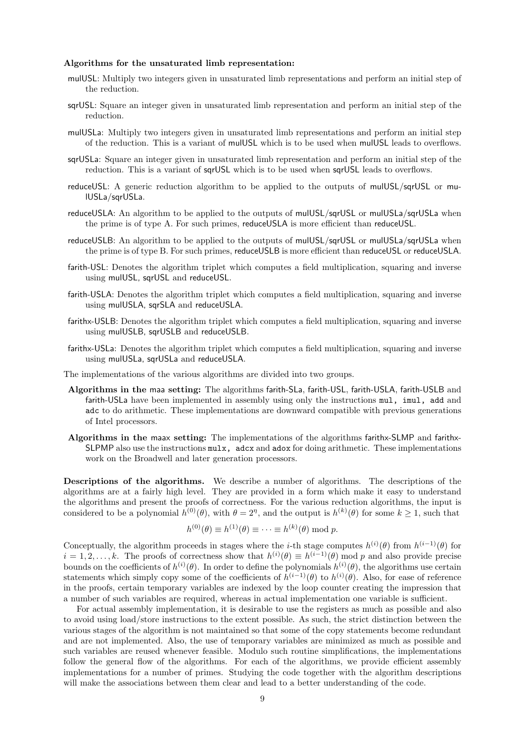**Algorithms for the unsaturated limb representation:**

mulUSL: Multiply two integers given in unsaturated limb representations and perform an initial step of the reduction.

sqrUSL: Square an integer given in unsaturated limb representation and perform an initial step of the reduction.

mulUSLa: Multiply two integers given in unsaturated limb representations and perform an initial step of the reduction. This is a variant of mulUSL which is to be used when mulUSL leads to overflows.

sqrUSLa: Square an integer given in unsaturated limb representation and perform an initial step of the reduction. This is a variant of sqrUSL which is to be used when sqrUSL leads to overflows.

reduceUSL: A generic reduction algorithm to be applied to the outputs of mulUSL/sqrUSL or mulUSLa/sqrUSLa.

reduceUSLA: An algorithm to be applied to the outputs of mulUSL/sqrUSL or mulUSLa/sqrUSLa when the prime is of type A. For such primes, reduceUSLA is more efficient than reduceUSL.

reduceUSLB: An algorithm to be applied to the outputs of mulUSL/sqrUSL or mulUSLa/sqrUSLa when the prime is of type B. For such primes, reduceUSLB is more efficient than reduceUSL or reduceUSLA.

farith-USL: Denotes the algorithm triplet which computes a field multiplication, squaring and inverse using mulUSL, sqrUSL and reduceUSL.

farith-USLA: Denotes the algorithm triplet which computes a field multiplication, squaring and inverse using mulUSLA, sqrSLA and reduceUSLA.

farithx-USLB: Denotes the algorithm triplet which computes a field multiplication, squaring and inverse using mulUSLB, sqrUSLB and reduceUSLB.

farithx-USLa: Denotes the algorithm triplet which computes a field multiplication, squaring and inverse using mulUSLa, sqrUSLa and reduceUSLA.

The implementations of the various algorithms are divided into two groups.

**Algorithms in the maa setting:** The algorithms farith-SLa, farith-USL, farith-USLA, farith-USLB and farith-USLa have been implemented in assembly using only the instructions `mul, imul, add` and `adc` to do arithmetic. These implementations are downward compatible with previous generations of Intel processors.

**Algorithms in the maax setting:** The implementations of the algorithms farithx-SLMP and farithx-SLPMP also use the instructions `mulx, adcx` and `adox` for doing arithmetic. These implementations work on the Broadwell and later generation processors.

**Descriptions of the algorithms.** We describe a number of algorithms. The descriptions of the algorithms are at a fairly high level. They are provided in a form which make it easy to understand the algorithms and present the proofs of correctness. For the various reduction algorithms, the input is considered to be a polynomial $h^{(0)}(\theta)$, with $\theta = 2^\eta$, and the output is $h^{(k)}(\theta)$ for some $k \geq 1$, such that

$$h^{(0)}(\theta) \equiv h^{(1)}(\theta) \equiv \cdots \equiv h^{(k)}(\theta) \bmod p.$$

Conceptually, the algorithm proceeds in stages where the $i$-th stage computes $h^{(i)}(\theta)$ from $h^{(i-1)}(\theta)$ for $i = 1, 2, \ldots, k$. The proofs of correctness show that $h^{(i)}(\theta) \equiv h^{(i-1)}(\theta) \bmod p$ and also provide precise bounds on the coefficients of $h^{(i)}(\theta)$. In order to define the polynomials $h^{(i)}(\theta)$, the algorithms use certain statements which simply copy some of the coefficients of $h^{(i-1)}(\theta)$ to $h^{(i)}(\theta)$. Also, for ease of reference in the proofs, certain temporary variables are indexed by the loop counter creating the impression that a number of such variables are required, whereas in actual implementation one variable is sufficient.

For actual assembly implementation, it is desirable to use the registers as much as possible and also to avoid using load/store instructions to the extent possible. As such, the strict distinction between the various stages of the algorithm is not maintained so that some of the copy statements become redundant and are not implemented. Also, the use of temporary variables are minimized as much as possible and such variables are reused whenever feasible. Modulo such routine simplifications, the implementations follow the general flow of the algorithms. For each of the algorithms, we provide efficient assembly implementations for a number of primes. Studying the code together with the algorithm descriptions will make the associations between them clear and lead to a better understanding of the code.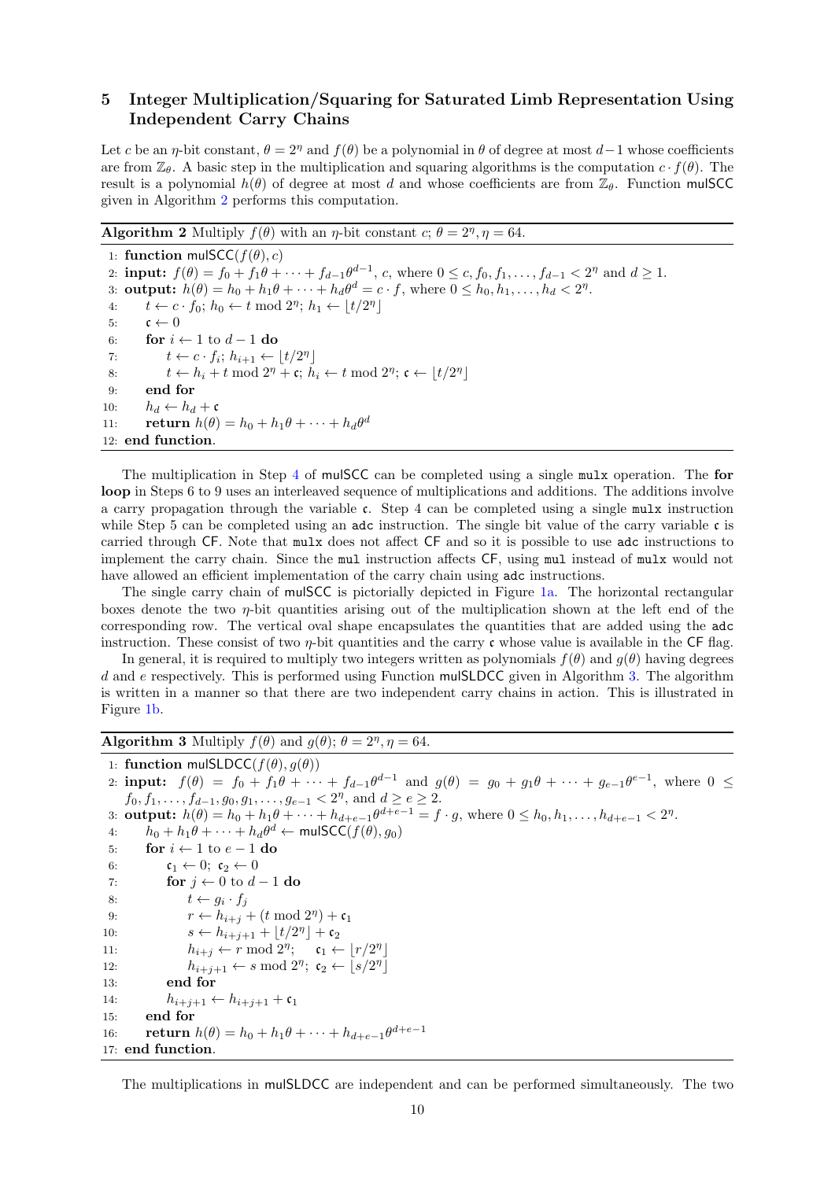## 5 Integer Multiplication/Squaring for Saturated Limb Representation Using Independent Carry Chains

Let $c$ be an $\eta$-bit constant, $\theta = 2^\eta$ and $f(\theta)$ be a polynomial in $\theta$ of degree at most $d-1$ whose coefficients are from $\mathbb{Z}_\theta$. A basic step in the multiplication and squaring algorithms is the computation $c \cdot f(\theta)$. The result is a polynomial $h(\theta)$ of degree at most $d$ and whose coefficients are from $\mathbb{Z}_\theta$. Function mulSCC given in Algorithm 2 performs this computation.

**Algorithm 2** Multiply $f(\theta)$ with an $\eta$-bit constant $c$; $\theta = 2^\eta, \eta = 64$.

```
 1: function mulSCC(f(θ), c)
 2: input: f(θ) = f_0 + f_1θ + ··· + f_{d-1}θ^{d-1}, c, where 0 ≤ c, f_0, f_1, ..., f_{d-1} < 2^η and d ≥ 1.
 3: output: h(θ) = h_0 + h_1θ + ··· + h_dθ^d = c · f, where 0 ≤ h_0, h_1, ..., h_d < 2^η.
 4:     t ← c · f_0; h_0 ← t mod 2^η; h_1 ← ⌊t/2^η⌋
 5:     𝔠 ← 0
 6:     for i ← 1 to d − 1 do
 7:         t ← c · f_i; h_{i+1} ← ⌊t/2^η⌋
 8:         t ← h_i + t mod 2^η + 𝔠; h_i ← t mod 2^η; 𝔠 ← ⌊t/2^η⌋
 9:     end for
10:     h_d ← h_d + 𝔠
11:     return h(θ) = h_0 + h_1θ + ··· + h_dθ^d
12: end function.
```

The multiplication in Step 4 of mulSCC can be completed using a single `mulx` operation. The **for loop** in Steps 6 to 9 uses an interleaved sequence of multiplications and additions. The additions involve a carry propagation through the variable $\mathfrak{c}$. Step 4 can be completed using a single `mulx` instruction while Step 5 can be completed using an `adc` instruction. The single bit value of the carry variable $\mathfrak{c}$ is carried through CF. Note that `mulx` does not affect CF and so it is possible to use `adc` instructions to implement the carry chain. Since the `mul` instruction affects CF, using `mul` instead of `mulx` would not have allowed an efficient implementation of the carry chain using `adc` instructions.

The single carry chain of mulSCC is pictorially depicted in Figure 1a. The horizontal rectangular boxes denote the two $\eta$-bit quantities arising out of the multiplication shown at the left end of the corresponding row. The vertical oval shape encapsulates the quantities that are added using the `adc` instruction. These consist of two $\eta$-bit quantities and the carry $\mathfrak{c}$ whose value is available in the CF flag.

In general, it is required to multiply two integers written as polynomials $f(\theta)$ and $g(\theta)$ having degrees $d$ and $e$ respectively. This is performed using Function mulSLDCC given in Algorithm 3. The algorithm is written in a manner so that there are two independent carry chains in action. This is illustrated in Figure 1b.

**Algorithm 3** Multiply $f(\theta)$ and $g(\theta)$; $\theta = 2^\eta, \eta = 64$.

```
 1: function mulSLDCC(f(θ), g(θ))
 2: input: f(θ) = f_0 + f_1θ + ··· + f_{d-1}θ^{d-1} and g(θ) = g_0 + g_1θ + ··· + g_{e-1}θ^{e-1}, where 0 ≤
    f_0, f_1, ..., f_{d-1}, g_0, g_1, ..., g_{e-1} < 2^η, and d ≥ e ≥ 2.
 3: output: h(θ) = h_0 + h_1θ + ··· + h_{d+e-1}θ^{d+e-1} = f · g, where 0 ≤ h_0, h_1, ..., h_{d+e-1} < 2^η.
 4:     h_0 + h_1θ + ··· + h_dθ^d ← mulSCC(f(θ), g_0)
 5:     for i ← 1 to e − 1 do
 6:         𝔠_1 ← 0; 𝔠_2 ← 0
 7:         for j ← 0 to d − 1 do
 8:             t ← g_i · f_j
 9:             r ← h_{i+j} + (t mod 2^η) + 𝔠_1
10:             s ← h_{i+j+1} + ⌊t/2^η⌋ + 𝔠_2
11:             h_{i+j} ← r mod 2^η;    𝔠_1 ← ⌊r/2^η⌋
12:             h_{i+j+1} ← s mod 2^η;  𝔠_2 ← ⌊s/2^η⌋
13:         end for
14:         h_{i+j+1} ← h_{i+j+1} + 𝔠_1
15:     end for
16:     return h(θ) = h_0 + h_1θ + ··· + h_{d+e-1}θ^{d+e-1}
17: end function.
```

The multiplications in mulSLDCC are independent and can be performed simultaneously. The two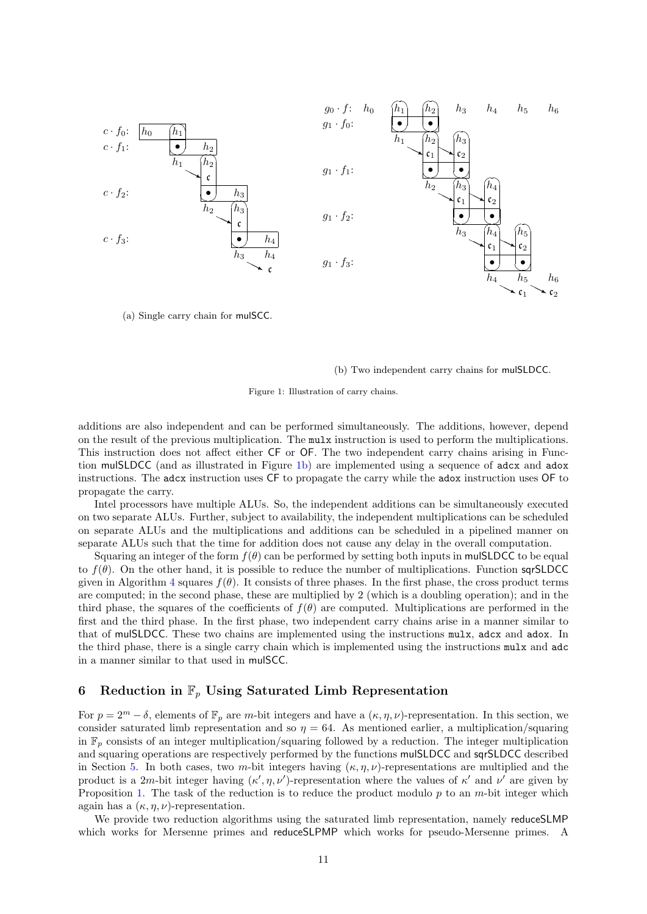(a) Single carry chain for mulSCC.

(b) Two independent carry chains for mulSLDCC.

Figure 1: Illustration of carry chains.

additions are also independent and can be performed simultaneously. The additions, however, depend on the result of the previous multiplication. The `mulx` instruction is used to perform the multiplications. This instruction does not affect either CF or OF. The two independent carry chains arising in Function mulSLDCC (and as illustrated in Figure 1b) are implemented using a sequence of `adcx` and `adox` instructions. The `adcx` instruction uses CF to propagate the carry while the `adox` instruction uses OF to propagate the carry.

Intel processors have multiple ALUs. So, the independent additions can be simultaneously executed on two separate ALUs. Further, subject to availability, the independent multiplications can be scheduled on separate ALUs and the multiplications and additions can be scheduled in a pipelined manner on separate ALUs such that the time for addition does not cause any delay in the overall computation.

Squaring an integer of the form $f(\theta)$ can be performed by setting both inputs in mulSLDCC to be equal to $f(\theta)$. On the other hand, it is possible to reduce the number of multiplications. Function sqrSLDCC given in Algorithm 4 squares $f(\theta)$. It consists of three phases. In the first phase, the cross product terms are computed; in the second phase, these are multiplied by 2 (which is a doubling operation); and in the third phase, the squares of the coefficients of $f(\theta)$ are computed. Multiplications are performed in the first and the third phase. In the first phase, two independent carry chains arise in a manner similar to that of mulSLDCC. These two chains are implemented using the instructions `mulx`, `adcx` and `adox`. In the third phase, there is a single carry chain which is implemented using the instructions `mulx` and `adc` in a manner similar to that used in mulSCC.

## 6 Reduction in $\mathbb{F}_p$ Using Saturated Limb Representation

For $p = 2^m - \delta$, elements of $\mathbb{F}_p$ are $m$-bit integers and have a $(\kappa, \eta, \nu)$-representation. In this section, we consider saturated limb representation and so $\eta = 64$. As mentioned earlier, a multiplication/squaring in $\mathbb{F}_p$ consists of an integer multiplication/squaring followed by a reduction. The integer multiplication and squaring operations are respectively performed by the functions mulSLDCC and sqrSLDCC described in Section 5. In both cases, two $m$-bit integers having $(\kappa, \eta, \nu)$-representations are multiplied and the product is a $2m$-bit integer having $(\kappa', \eta, \nu')$-representation where the values of $\kappa'$ and $\nu'$ are given by Proposition 1. The task of the reduction is to reduce the product modulo $p$ to an $m$-bit integer which again has a $(\kappa, \eta, \nu)$-representation.

We provide two reduction algorithms using the saturated limb representation, namely reduceSLMP which works for Mersenne primes and reduceSLPMP which works for pseudo-Mersenne primes. A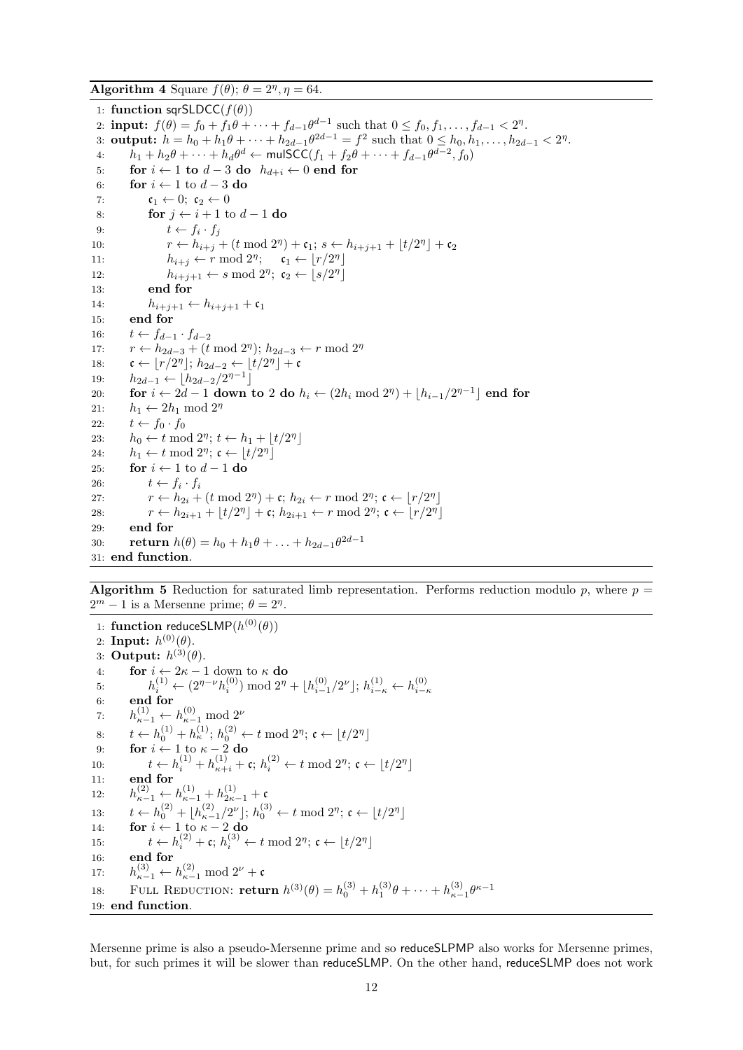**Algorithm 4** Square $f(\theta)$; $\theta = 2^\eta, \eta = 64$.

```
1: function sqrSLDCC(f(θ))
2: input: f(θ) = f_0 + f_1θ + ··· + f_{d-1}θ^{d-1} such that 0 ≤ f_0, f_1, ..., f_{d-1} < 2^η.
3: output: h = h_0 + h_1θ + ··· + h_{2d-1}θ^{2d-1} = f^2 such that 0 ≤ h_0, h_1, ..., h_{2d-1} < 2^η.
4:     h_1 + h_2θ + ··· + h_dθ^d ← mulSCC(f_1 + f_2θ + ··· + f_{d-1}θ^{d-2}, f_0)
5:     for i ← 1 to d − 3 do  h_{d+i} ← 0 end for
6:     for i ← 1 to d − 3 do
7:         c_1 ← 0; c_2 ← 0
8:         for j ← i + 1 to d − 1 do
9:             t ← f_i · f_j
10:            r ← h_{i+j} + (t mod 2^η) + c_1; s ← h_{i+j+1} + ⌊t/2^η⌋ + c_2
11:            h_{i+j} ← r mod 2^η;    c_1 ← ⌊r/2^η⌋
12:            h_{i+j+1} ← s mod 2^η; c_2 ← ⌊s/2^η⌋
13:        end for
14:        h_{i+j+1} ← h_{i+j+1} + c_1
15:    end for
16:    t ← f_{d-1} · f_{d-2}
17:    r ← h_{2d-3} + (t mod 2^η); h_{2d-3} ← r mod 2^η
18:    c ← ⌊r/2^η⌋; h_{2d-2} ← ⌊t/2^η⌋ + c
19:    h_{2d-1} ← ⌊h_{2d-2}/2^{η-1}⌋
20:    for i ← 2d − 1 down to 2 do h_i ← (2h_i mod 2^η) + ⌊h_{i-1}/2^{η-1}⌋ end for
21:    h_1 ← 2h_1 mod 2^η
22:    t ← f_0 · f_0
23:    h_0 ← t mod 2^η; t ← h_1 + ⌊t/2^η⌋
24:    h_1 ← t mod 2^η; c ← ⌊t/2^η⌋
25:    for i ← 1 to d − 1 do
26:        t ← f_i · f_i
27:        r ← h_{2i} + (t mod 2^η) + c; h_{2i} ← r mod 2^η; c ← ⌊r/2^η⌋
28:        r ← h_{2i+1} + ⌊t/2^η⌋ + c; h_{2i+1} ← r mod 2^η; c ← ⌊r/2^η⌋
29:    end for
30:    return h(θ) = h_0 + h_1θ + ... + h_{2d-1}θ^{2d-1}
31: end function.
```

**Algorithm 5** Reduction for saturated limb representation. Performs reduction modulo $p$, where $p = 2^m - 1$ is a Mersenne prime; $\theta = 2^\eta$.

```
1: function reduceSLMP(h^(0)(θ))
2: Input: h^(0)(θ).
3: Output: h^(3)(θ).
4:     for i ← 2κ − 1 down to κ do
5:         h_i^(1) ← (2^{η-ν} h_i^(0)) mod 2^η + ⌊h_{i-1}^(0)/2^ν⌋; h_{i-κ}^(1) ← h_{i-κ}^(0)
6:     end for
7:     h_{κ-1}^(1) ← h_{κ-1}^(0) mod 2^ν
8:     t ← h_0^(1) + h_κ^(1); h_0^(2) ← t mod 2^η; c ← ⌊t/2^η⌋
9:     for i ← 1 to κ − 2 do
10:        t ← h_i^(1) + h_{κ+i}^(1) + c; h_i^(2) ← t mod 2^η; c ← ⌊t/2^η⌋
11:    end for
12:    h_{κ-1}^(2) ← h_{κ-1}^(1) + h_{2κ-1}^(1) + c
13:    t ← h_0^(2) + ⌊h_{κ-1}^(2)/2^ν⌋; h_0^(3) ← t mod 2^η; c ← ⌊t/2^η⌋
14:    for i ← 1 to κ − 2 do
15:        t ← h_i^(2) + c; h_i^(3) ← t mod 2^η; c ← ⌊t/2^η⌋
16:    end for
17:    h_{κ-1}^(3) ← h_{κ-1}^(2) mod 2^ν + c
18:    FULL REDUCTION: return h^(3)(θ) = h_0^(3) + h_1^(3)θ + ··· + h_{κ-1}^(3)θ^{κ-1}
19: end function.
```

Mersenne prime is also a pseudo-Mersenne prime and so reduceSLPMP also works for Mersenne primes, but, for such primes it will be slower than reduceSLMP. On the other hand, reduceSLMP does not work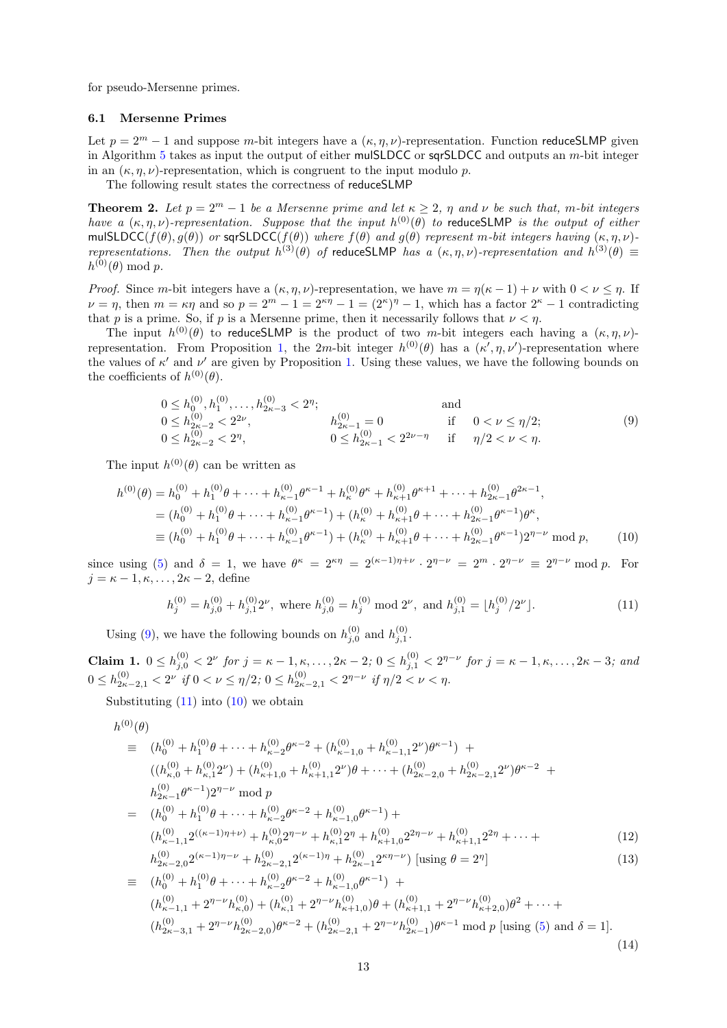for pseudo-Mersenne primes.

### 6.1 Mersenne Primes

Let $p = 2^m - 1$ and suppose $m$-bit integers have a $(\kappa, \eta, \nu)$-representation. Function reduceSLMP given in Algorithm 5 takes as input the output of either mulSLDCC or sqrSLDCC and outputs an $m$-bit integer in an $(\kappa, \eta, \nu)$-representation, which is congruent to the input modulo $p$.

The following result states the correctness of reduceSLMP

**Theorem 2.** *Let $p = 2^m - 1$ be a Mersenne prime and let $\kappa \geq 2$, $\eta$ and $\nu$ be such that, $m$-bit integers have a $(\kappa, \eta, \nu)$-representation. Suppose that the input $h^{(0)}(\theta)$ to reduceSLMP is the output of either mulSLDCC$(f(\theta), g(\theta))$ or sqrSLDCC$(f(\theta))$ where $f(\theta)$ and $g(\theta)$ represent $m$-bit integers having $(\kappa, \eta, \nu)$-representations. Then the output $h^{(3)}(\theta)$ of reduceSLMP has a $(\kappa, \eta, \nu)$-representation and $h^{(3)}(\theta) \equiv h^{(0)}(\theta) \bmod p$.*

*Proof.* Since $m$-bit integers have a $(\kappa, \eta, \nu)$-representation, we have $m = \eta(\kappa - 1) + \nu$ with $0 < \nu \leq \eta$. If $\nu = \eta$, then $m = \kappa\eta$ and so $p = 2^m - 1 = 2^{\kappa\eta} - 1 = (2^\kappa)^\eta - 1$, which has a factor $2^\kappa - 1$ contradicting that $p$ is a prime. So, if $p$ is a Mersenne prime, then it necessarily follows that $\nu < \eta$.

The input $h^{(0)}(\theta)$ to reduceSLMP is the product of two $m$-bit integers each having a $(\kappa, \eta, \nu)$-representation. From Proposition 1, the $2m$-bit integer $h^{(0)}(\theta)$ has a $(\kappa', \eta, \nu')$-representation where the values of $\kappa'$ and $\nu'$ are given by Proposition 1. Using these values, we have the following bounds on the coefficients of $h^{(0)}(\theta)$.

$$\begin{array}{llll}
0 \leq h_0^{(0)}, h_1^{(0)}, \ldots, h_{2\kappa-3}^{(0)} < 2^\eta; & & \text{and} & \\
0 \leq h_{2\kappa-2}^{(0)} < 2^{2\nu}, & h_{2\kappa-1}^{(0)} = 0 & \text{if} & 0 < \nu \leq \eta/2; \\
0 \leq h_{2\kappa-2}^{(0)} < 2^\eta, & 0 \leq h_{2\kappa-1}^{(0)} < 2^{2\nu-\eta} & \text{if} & \eta/2 < \nu < \eta.
\end{array} \tag{9}$$

The input $h^{(0)}(\theta)$ can be written as

$$\begin{aligned}
h^{(0)}(\theta) &= h_0^{(0)} + h_1^{(0)}\theta + \cdots + h_{\kappa-1}^{(0)}\theta^{\kappa-1} + h_\kappa^{(0)}\theta^\kappa + h_{\kappa+1}^{(0)}\theta^{\kappa+1} + \cdots + h_{2\kappa-1}^{(0)}\theta^{2\kappa-1}, \\
&= (h_0^{(0)} + h_1^{(0)}\theta + \cdots + h_{\kappa-1}^{(0)}\theta^{\kappa-1}) + (h_\kappa^{(0)} + h_{\kappa+1}^{(0)}\theta + \cdots + h_{2\kappa-1}^{(0)}\theta^{\kappa-1})\theta^\kappa, \\
&\equiv (h_0^{(0)} + h_1^{(0)}\theta + \cdots + h_{\kappa-1}^{(0)}\theta^{\kappa-1}) + (h_\kappa^{(0)} + h_{\kappa+1}^{(0)}\theta + \cdots + h_{2\kappa-1}^{(0)}\theta^{\kappa-1})2^{\eta-\nu} \bmod p,
\end{aligned} \tag{10}$$

since using (5) and $\delta = 1$, we have $\theta^\kappa = 2^{\kappa\eta} = 2^{(\kappa-1)\eta+\nu} \cdot 2^{\eta-\nu} = 2^m \cdot 2^{\eta-\nu} \equiv 2^{\eta-\nu} \bmod p$. For $j = \kappa - 1, \kappa, \ldots, 2\kappa - 2$, define

$$h_j^{(0)} = h_{j,0}^{(0)} + h_{j,1}^{(0)}2^\nu, \text{ where } h_{j,0}^{(0)} = h_j^{(0)} \bmod 2^\nu, \text{ and } h_{j,1}^{(0)} = \lfloor h_j^{(0)}/2^\nu \rfloor. \tag{11}$$

Using (9), we have the following bounds on $h_{j,0}^{(0)}$ and $h_{j,1}^{(0)}$.

**Claim 1.** $0 \leq h_{j,0}^{(0)} < 2^\nu$ *for* $j = \kappa-1, \kappa, \ldots, 2\kappa-2$; $0 \leq h_{j,1}^{(0)} < 2^{\eta-\nu}$ *for* $j = \kappa-1, \kappa, \ldots, 2\kappa-3$; *and* $0 \leq h_{2\kappa-2,1}^{(0)} < 2^\nu$ *if* $0 < \nu \leq \eta/2$; $0 \leq h_{2\kappa-2,1}^{(0)} < 2^{\eta-\nu}$ *if* $\eta/2 < \nu < \eta$.

Substituting (11) into (10) we obtain

$$\begin{aligned}
&h^{(0)}(\theta) \\
&\equiv \quad (h_0^{(0)} + h_1^{(0)}\theta + \cdots + h_{\kappa-2}^{(0)}\theta^{\kappa-2} + (h_{\kappa-1,0}^{(0)} + h_{\kappa-1,1}^{(0)}2^\nu)\theta^{\kappa-1}) \;+ \\
&\quad\;\; ((h_{\kappa,0}^{(0)} + h_{\kappa,1}^{(0)}2^\nu) + (h_{\kappa+1,0}^{(0)} + h_{\kappa+1,1}^{(0)}2^\nu)\theta + \cdots + (h_{2\kappa-2,0}^{(0)} + h_{2\kappa-2,1}^{(0)}2^\nu)\theta^{\kappa-2} \;+ \\
&\quad\;\; h_{2\kappa-1}^{(0)}\theta^{\kappa-1})2^{\eta-\nu} \bmod p \\
&= \quad (h_0^{(0)} + h_1^{(0)}\theta + \cdots + h_{\kappa-2}^{(0)}\theta^{\kappa-2} + h_{\kappa-1,0}^{(0)}\theta^{\kappa-1}) \;+ \\
&\quad\;\; (h_{\kappa-1,1}^{(0)}2^{((\kappa-1)\eta+\nu)} + h_{\kappa,0}^{(0)}2^{\eta-\nu} + h_{\kappa,1}^{(0)}2^\eta + h_{\kappa+1,0}^{(0)}2^{2\eta-\nu} + h_{\kappa+1,1}^{(0)}2^{2\eta} + \cdots + \qquad (12) \\
&\quad\;\; h_{2\kappa-2,0}^{(0)}2^{(\kappa-1)\eta-\nu} + h_{2\kappa-2,1}^{(0)}2^{(\kappa-1)\eta} + h_{2\kappa-1}^{(0)}2^{\kappa\eta-\nu}) \text{ [using } \theta = 2^\eta] \qquad (13) \\
&\equiv \quad (h_0^{(0)} + h_1^{(0)}\theta + \cdots + h_{\kappa-2}^{(0)}\theta^{\kappa-2} + h_{\kappa-1,0}^{(0)}\theta^{\kappa-1}) \;+ \\
&\quad\;\; (h_{\kappa-1,1}^{(0)} + 2^{\eta-\nu}h_{\kappa,0}^{(0)}) + (h_{\kappa,1}^{(0)} + 2^{\eta-\nu}h_{\kappa+1,0}^{(0)})\theta + (h_{\kappa+1,1}^{(0)} + 2^{\eta-\nu}h_{\kappa+2,0}^{(0)})\theta^2 + \cdots + \\
&\quad\;\; (h_{2\kappa-3,1}^{(0)} + 2^{\eta-\nu}h_{2\kappa-2,0}^{(0)})\theta^{\kappa-2} + (h_{2\kappa-2,1}^{(0)} + 2^{\eta-\nu}h_{2\kappa-1}^{(0)})\theta^{\kappa-1} \bmod p \text{ [using (5) and } \delta = 1]. \qquad (14)
\end{aligned}$$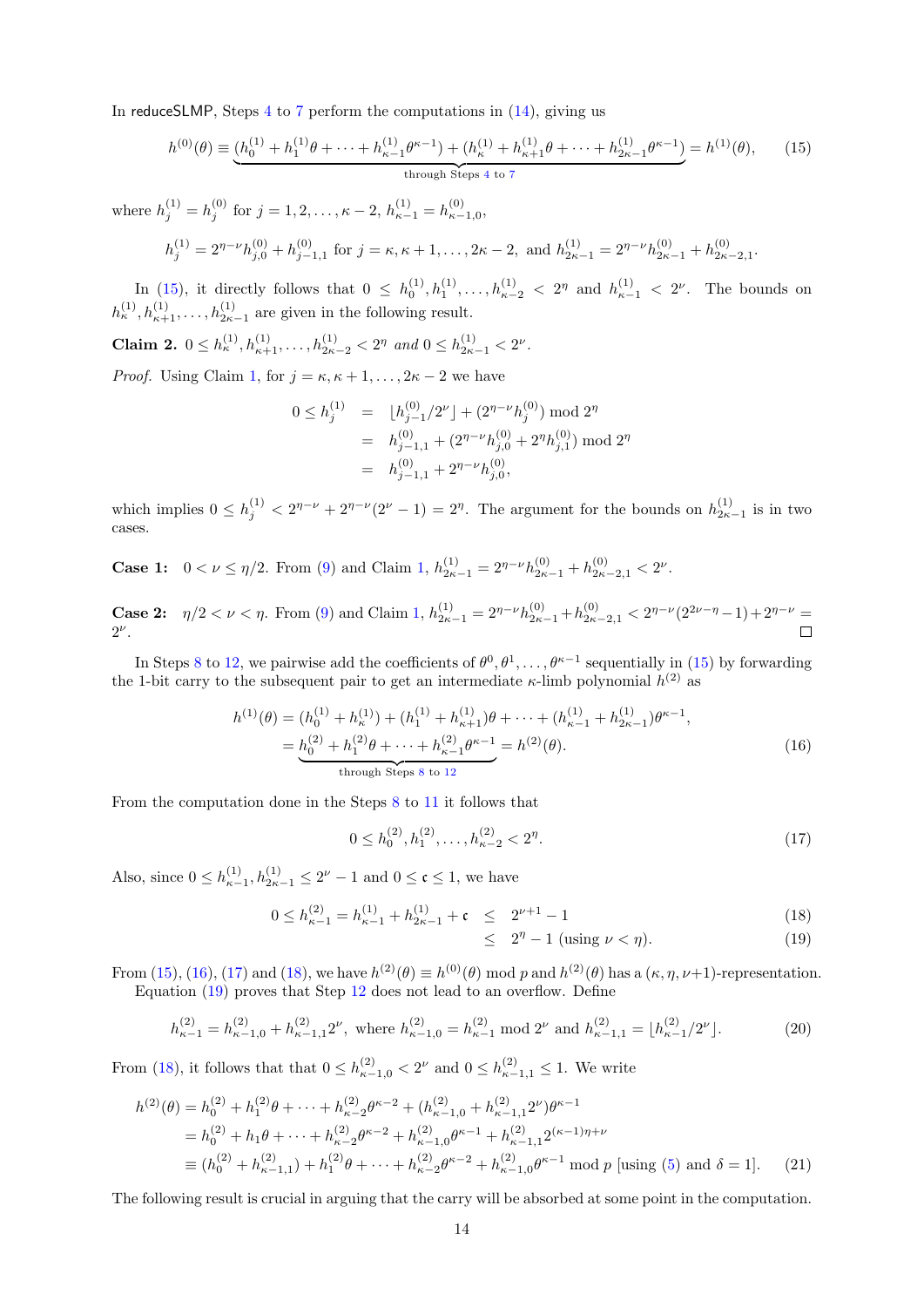In reduceSLMP, Steps 4 to 7 perform the computations in (14), giving us

$$h^{(0)}(\theta) \equiv \underbrace{(h_0^{(1)} + h_1^{(1)}\theta + \cdots + h_{\kappa-1}^{(1)}\theta^{\kappa-1}) + (h_\kappa^{(1)} + h_{\kappa+1}^{(1)}\theta + \cdots + h_{2\kappa-1}^{(1)}\theta^{\kappa-1})}_{\text{through Steps 4 to 7}} = h^{(1)}(\theta), \tag{15}$$

where $h_j^{(1)} = h_j^{(0)}$ for $j = 1, 2, \ldots, \kappa-2$, $h_{\kappa-1}^{(1)} = h_{\kappa-1,0}^{(0)}$,

$$h_j^{(1)} = 2^{\eta-\nu} h_{j,0}^{(0)} + h_{j-1,1}^{(0)} \text{ for } j = \kappa, \kappa+1, \ldots, 2\kappa-2, \text{ and } h_{2\kappa-1}^{(1)} = 2^{\eta-\nu} h_{2\kappa-1}^{(0)} + h_{2\kappa-2,1}^{(0)}.$$

In (15), it directly follows that $0 \leq h_0^{(1)}, h_1^{(1)}, \ldots, h_{\kappa-2}^{(1)} < 2^\eta$ and $h_{\kappa-1}^{(1)} < 2^\nu$. The bounds on $h_\kappa^{(1)}, h_{\kappa+1}^{(1)}, \ldots, h_{2\kappa-1}^{(1)}$ are given in the following result.

**Claim 2.** $0 \leq h_\kappa^{(1)}, h_{\kappa+1}^{(1)}, \ldots, h_{2\kappa-2}^{(1)} < 2^\eta$ *and* $0 \leq h_{2\kappa-1}^{(1)} < 2^\nu$.

*Proof.* Using Claim 1, for $j = \kappa, \kappa+1, \ldots, 2\kappa-2$ we have

$$\begin{aligned} 0 \leq h_j^{(1)} &= \lfloor h_{j-1}^{(0)}/2^\nu \rfloor + (2^{\eta-\nu} h_j^{(0)}) \bmod 2^\eta \\ &= h_{j-1,1}^{(0)} + (2^{\eta-\nu} h_{j,0}^{(0)} + 2^\eta h_{j,1}^{(0)}) \bmod 2^\eta \\ &= h_{j-1,1}^{(0)} + 2^{\eta-\nu} h_{j,0}^{(0)}, \end{aligned}$$

which implies $0 \leq h_j^{(1)} < 2^{\eta-\nu} + 2^{\eta-\nu}(2^\nu - 1) = 2^\eta$. The argument for the bounds on $h_{2\kappa-1}^{(1)}$ is in two cases.

**Case 1:** $0 < \nu \leq \eta/2$. From (9) and Claim 1, $h_{2\kappa-1}^{(1)} = 2^{\eta-\nu} h_{2\kappa-1}^{(0)} + h_{2\kappa-2,1}^{(0)} < 2^\nu$.

**Case 2:** $\eta/2 < \nu < \eta$. From (9) and Claim 1, $h_{2\kappa-1}^{(1)} = 2^{\eta-\nu} h_{2\kappa-1}^{(0)} + h_{2\kappa-2,1}^{(0)} < 2^{\eta-\nu}(2^{2\nu-\eta} - 1) + 2^{\eta-\nu} = 2^\nu$. □

In Steps 8 to 12, we pairwise add the coefficients of $\theta^0, \theta^1, \ldots, \theta^{\kappa-1}$ sequentially in (15) by forwarding the 1-bit carry to the subsequent pair to get an intermediate $\kappa$-limb polynomial $h^{(2)}$ as

$$\begin{aligned} h^{(1)}(\theta) &= (h_0^{(1)} + h_\kappa^{(1)}) + (h_1^{(1)} + h_{\kappa+1}^{(1)})\theta + \cdots + (h_{\kappa-1}^{(1)} + h_{2\kappa-1}^{(1)})\theta^{\kappa-1}, \\ &= \underbrace{h_0^{(2)} + h_1^{(2)}\theta + \cdots + h_{\kappa-1}^{(2)}\theta^{\kappa-1}}_{\text{through Steps 8 to 12}} = h^{(2)}(\theta). \end{aligned} \tag{16}$$

From the computation done in the Steps 8 to 11 it follows that

$$0 \leq h_0^{(2)}, h_1^{(2)}, \ldots, h_{\kappa-2}^{(2)} < 2^\eta. \tag{17}$$

Also, since $0 \leq h_{\kappa-1}^{(1)}, h_{2\kappa-1}^{(1)} \leq 2^\nu - 1$ and $0 \leq \mathfrak{c} \leq 1$, we have

$$\begin{aligned} 0 \leq h_{\kappa-1}^{(2)} = h_{\kappa-1}^{(1)} + h_{2\kappa-1}^{(1)} + \mathfrak{c} &\leq 2^{\nu+1} - 1 && (18) \\ &\leq 2^\eta - 1 \text{ (using } \nu < \eta). && (19) \end{aligned}$$

From (15), (16), (17) and (18), we have $h^{(2)}(\theta) \equiv h^{(0)}(\theta) \bmod p$ and $h^{(2)}(\theta)$ has a $(\kappa, \eta, \nu{+}1)$-representation.

Equation (19) proves that Step 12 does not lead to an overflow. Define

$$h_{\kappa-1}^{(2)} = h_{\kappa-1,0}^{(2)} + h_{\kappa-1,1}^{(2)} 2^\nu, \text{ where } h_{\kappa-1,0}^{(2)} = h_{\kappa-1}^{(2)} \bmod 2^\nu \text{ and } h_{\kappa-1,1}^{(2)} = \lfloor h_{\kappa-1}^{(2)}/2^\nu \rfloor. \tag{20}$$

From (18), it follows that that $0 \leq h_{\kappa-1,0}^{(2)} < 2^\nu$ and $0 \leq h_{\kappa-1,1}^{(2)} \leq 1$. We write

$$\begin{aligned} h^{(2)}(\theta) &= h_0^{(2)} + h_1^{(2)}\theta + \cdots + h_{\kappa-2}^{(2)}\theta^{\kappa-2} + (h_{\kappa-1,0}^{(2)} + h_{\kappa-1,1}^{(2)} 2^\nu)\theta^{\kappa-1} \\ &= h_0^{(2)} + h_1\theta + \cdots + h_{\kappa-2}^{(2)}\theta^{\kappa-2} + h_{\kappa-1,0}^{(2)}\theta^{\kappa-1} + h_{\kappa-1,1}^{(2)} 2^{(\kappa-1)\eta+\nu} \\ &\equiv (h_0^{(2)} + h_{\kappa-1,1}^{(2)}) + h_1^{(2)}\theta + \cdots + h_{\kappa-2}^{(2)}\theta^{\kappa-2} + h_{\kappa-1,0}^{(2)}\theta^{\kappa-1} \bmod p \text{ [using (5) and } \delta = 1]. \end{aligned} \tag{21}$$

The following result is crucial in arguing that the carry will be absorbed at some point in the computation.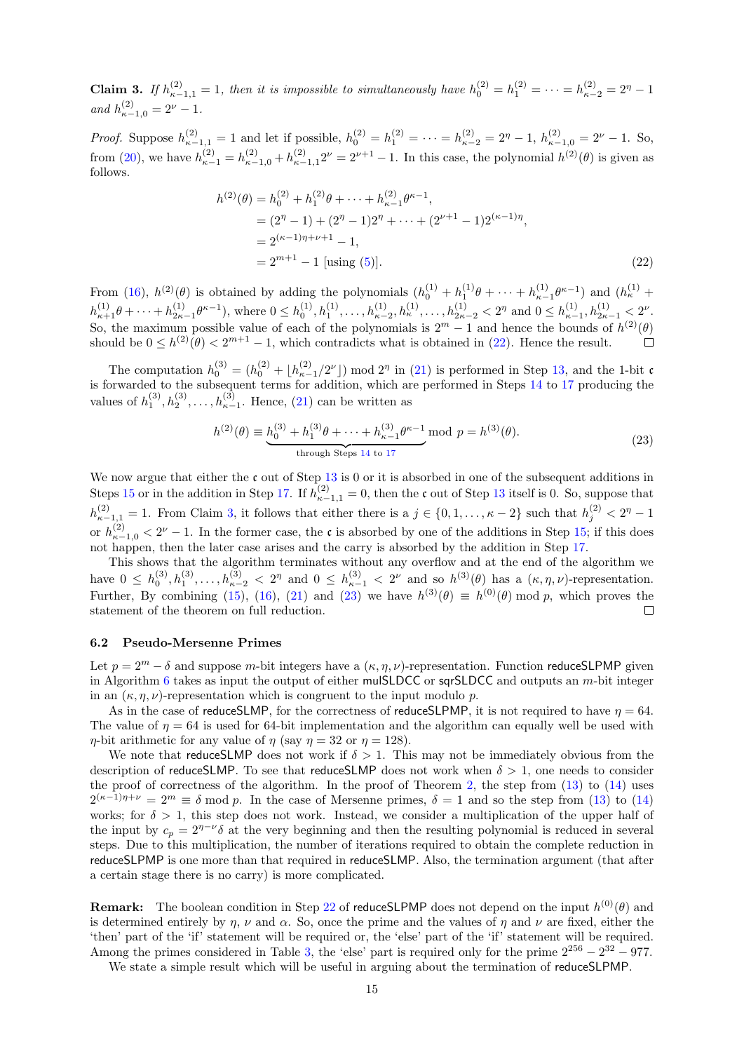**Claim 3.** *If $h^{(2)}_{\kappa-1,1} = 1$, then it is impossible to simultaneously have $h^{(2)}_0 = h^{(2)}_1 = \cdots = h^{(2)}_{\kappa-2} = 2^\eta - 1$ and $h^{(2)}_{\kappa-1,0} = 2^\nu - 1$.*

*Proof.* Suppose $h^{(2)}_{\kappa-1,1} = 1$ and let if possible, $h^{(2)}_0 = h^{(2)}_1 = \cdots = h^{(2)}_{\kappa-2} = 2^\eta - 1$, $h^{(2)}_{\kappa-1,0} = 2^\nu - 1$. So, from (20), we have $h^{(2)}_{\kappa-1} = h^{(2)}_{\kappa-1,0} + h^{(2)}_{\kappa-1,1}2^\nu = 2^{\nu+1} - 1$. In this case, the polynomial $h^{(2)}(\theta)$ is given as follows.

$$
\begin{aligned}
h^{(2)}(\theta) &= h^{(2)}_0 + h^{(2)}_1\theta + \cdots + h^{(2)}_{\kappa-1}\theta^{\kappa-1}, \\
&= (2^\eta - 1) + (2^\eta - 1)2^\eta + \cdots + (2^{\nu+1} - 1)2^{(\kappa-1)\eta}, \\
&= 2^{(\kappa-1)\eta+\nu+1} - 1, \\
&= 2^{m+1} - 1 \text{ [using (5)]}.
\end{aligned} \tag{22}
$$

From (16), $h^{(2)}(\theta)$ is obtained by adding the polynomials $(h^{(1)}_0 + h^{(1)}_1\theta + \cdots + h^{(1)}_{\kappa-1}\theta^{\kappa-1})$ and $(h^{(1)}_\kappa + h^{(1)}_{\kappa+1}\theta + \cdots + h^{(1)}_{2\kappa-1}\theta^{\kappa-1})$, where $0 \le h^{(1)}_0, h^{(1)}_1, \ldots, h^{(1)}_{\kappa-2}, h^{(1)}_\kappa, \ldots, h^{(1)}_{2\kappa-2} < 2^\eta$ and $0 \le h^{(1)}_{\kappa-1}, h^{(1)}_{2\kappa-1} < 2^\nu$. So, the maximum possible value of each of the polynomials is $2^m - 1$ and hence the bounds of $h^{(2)}(\theta)$ should be $0 \le h^{(2)}(\theta) < 2^{m+1} - 1$, which contradicts what is obtained in (22). Hence the result. ☐

The computation $h^{(3)}_0 = (h^{(2)}_0 + \lfloor h^{(2)}_{\kappa-1}/2^\nu \rfloor) \bmod 2^\eta$ in (21) is performed in Step 13, and the 1-bit $\mathfrak{c}$ is forwarded to the subsequent terms for addition, which are performed in Steps 14 to 17 producing the values of $h^{(3)}_1, h^{(3)}_2, \ldots, h^{(3)}_{\kappa-1}$. Hence, (21) can be written as

$$
h^{(2)}(\theta) \equiv \underbrace{h^{(3)}_0 + h^{(3)}_1\theta + \cdots + h^{(3)}_{\kappa-1}\theta^{\kappa-1}}_{\text{through Steps 14 to 17}} \bmod p = h^{(3)}(\theta). \tag{23}
$$

We now argue that either the $\mathfrak{c}$ out of Step 13 is 0 or it is absorbed in one of the subsequent additions in Steps 15 or in the addition in Step 17. If $h^{(2)}_{\kappa-1,1} = 0$, then the $\mathfrak{c}$ out of Step 13 itself is 0. So, suppose that $h^{(2)}_{\kappa-1,1} = 1$. From Claim 3, it follows that either there is a $j \in \{0, 1, \ldots, \kappa-2\}$ such that $h^{(2)}_j < 2^\eta - 1$ or $h^{(2)}_{\kappa-1,0} < 2^\nu - 1$. In the former case, the $\mathfrak{c}$ is absorbed by one of the additions in Step 15; if this does not happen, then the later case arises and the carry is absorbed by the addition in Step 17.

This shows that the algorithm terminates without any overflow and at the end of the algorithm we have $0 \le h^{(3)}_0, h^{(3)}_1, \ldots, h^{(3)}_{\kappa-2} < 2^\eta$ and $0 \le h^{(3)}_{\kappa-1} < 2^\nu$ and so $h^{(3)}(\theta)$ has a $(\kappa, \eta, \nu)$-representation. Further, By combining (15), (16), (21) and (23) we have $h^{(3)}(\theta) \equiv h^{(0)}(\theta) \bmod p$, which proves the statement of the theorem on full reduction. ☐

### 6.2 Pseudo-Mersenne Primes

Let $p = 2^m - \delta$ and suppose $m$-bit integers have a $(\kappa, \eta, \nu)$-representation. Function reduceSLPMP given in Algorithm 6 takes as input the output of either mulSLDCC or sqrSLDCC and outputs an $m$-bit integer in an $(\kappa, \eta, \nu)$-representation which is congruent to the input modulo $p$.

As in the case of reduceSLMP, for the correctness of reduceSLPMP, it is not required to have $\eta = 64$. The value of $\eta = 64$ is used for 64-bit implementation and the algorithm can equally well be used with $\eta$-bit arithmetic for any value of $\eta$ (say $\eta = 32$ or $\eta = 128$).

We note that reduceSLMP does not work if $\delta > 1$. This may not be immediately obvious from the description of reduceSLMP. To see that reduceSLMP does not work when $\delta > 1$, one needs to consider the proof of correctness of the algorithm. In the proof of Theorem 2, the step from (13) to (14) uses $2^{(\kappa-1)\eta+\nu} = 2^m \equiv \delta \bmod p$. In the case of Mersenne primes, $\delta = 1$ and so the step from (13) to (14) works; for $\delta > 1$, this step does not work. Instead, we consider a multiplication of the upper half of the input by $c_p = 2^{\eta-\nu}\delta$ at the very beginning and then the resulting polynomial is reduced in several steps. Due to this multiplication, the number of iterations required to obtain the complete reduction in reduceSLPMP is one more than that required in reduceSLMP. Also, the termination argument (that after a certain stage there is no carry) is more complicated.

**Remark:** The boolean condition in Step 22 of reduceSLPMP does not depend on the input $h^{(0)}(\theta)$ and is determined entirely by $\eta$, $\nu$ and $\alpha$. So, once the prime and the values of $\eta$ and $\nu$ are fixed, either the 'then' part of the 'if' statement will be required or, the 'else' part of the 'if' statement will be required. Among the primes considered in Table 3, the 'else' part is required only for the prime $2^{256} - 2^{32} - 977$.

We state a simple result which will be useful in arguing about the termination of reduceSLPMP.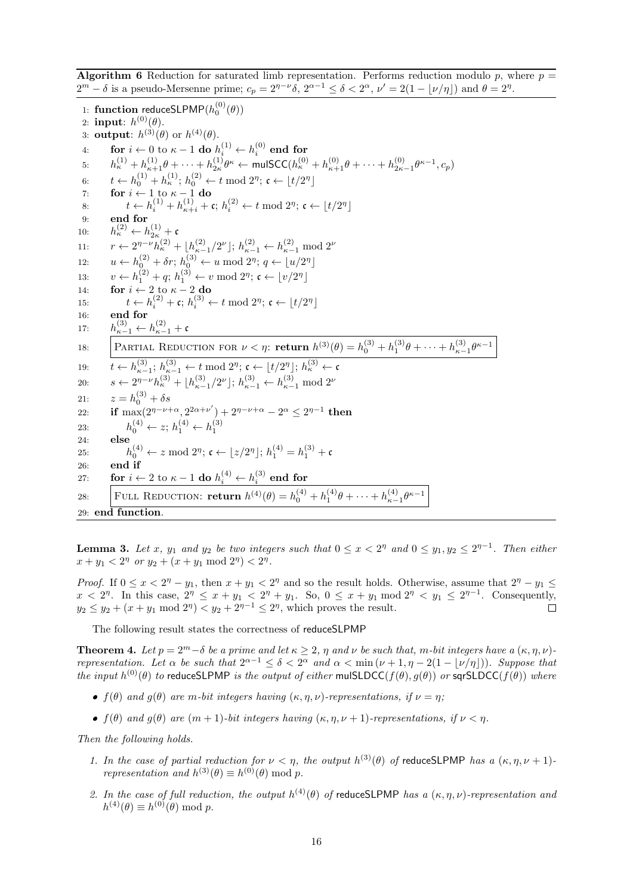**Algorithm 6** Reduction for saturated limb representation. Performs reduction modulo $p$, where $p = 2^m - \delta$ is a pseudo-Mersenne prime; $c_p = 2^{\eta-\nu}\delta$, $2^{\alpha-1} \leq \delta < 2^\alpha$, $\nu' = 2(1 - \lfloor \nu/\eta \rfloor)$ and $\theta = 2^\eta$.

```
1: function reduceSLPMP(h_0^(0)(θ))
2: input: h^(0)(θ).
3: output: h^(3)(θ) or h^(4)(θ).
4:     for i ← 0 to κ − 1 do h_i^(1) ← h_i^(0) end for
5:     h_κ^(1) + h_{κ+1}^(1) θ + ··· + h_{2κ}^(1) θ^κ ← mulSCC(h_κ^(0) + h_{κ+1}^(0) θ + ··· + h_{2κ−1}^(0) θ^{κ−1}, c_p)
6:     t ← h_0^(1) + h_κ^(1); h_0^(2) ← t mod 2^η; 𝔠 ← ⌊t/2^η⌋
7:     for i ← 1 to κ − 1 do
8:         t ← h_i^(1) + h_{κ+i}^(1) + 𝔠; h_i^(2) ← t mod 2^η; 𝔠 ← ⌊t/2^η⌋
9:     end for
10:    h_κ^(2) ← h_{2κ}^(1) + 𝔠
11:    r ← 2^{η−ν} h_κ^(2) + ⌊h_{κ−1}^(2)/2^ν⌋; h_{κ−1}^(2) ← h_{κ−1}^(2) mod 2^ν
12:    u ← h_0^(2) + δr; h_0^(3) ← u mod 2^η; q ← ⌊u/2^η⌋
13:    v ← h_1^(2) + q; h_1^(3) ← v mod 2^η; 𝔠 ← ⌊v/2^η⌋
14:    for i ← 2 to κ − 2 do
15:        t ← h_i^(2) + 𝔠; h_i^(3) ← t mod 2^η; 𝔠 ← ⌊t/2^η⌋
16:    end for
17:    h_{κ−1}^(3) ← h_{κ−1}^(2) + 𝔠
18:    PARTIAL REDUCTION FOR ν < η: return h^(3)(θ) = h_0^(3) + h_1^(3) θ + ··· + h_{κ−1}^(3) θ^{κ−1}
19:    t ← h_{κ−1}^(3); h_{κ−1}^(3) ← t mod 2^η; 𝔠 ← ⌊t/2^η⌋; h_κ^(3) ← 𝔠
20:    s ← 2^{η−ν} h_κ^(3) + ⌊h_{κ−1}^(3)/2^ν⌋; h_{κ−1}^(3) ← h_{κ−1}^(3) mod 2^ν
21:    z = h_0^(3) + δs
22:    if max(2^{η−ν+α}, 2^{2α+ν'}) + 2^{η−ν+α} − 2^α ≤ 2^{η−1} then
23:        h_0^(4) ← z; h_1^(4) ← h_1^(3)
24:    else
25:        h_0^(4) ← z mod 2^η; 𝔠 ← ⌊z/2^η⌋; h_1^(4) = h_1^(3) + 𝔠
26:    end if
27:    for i ← 2 to κ − 1 do h_i^(4) ← h_i^(3) end for
28:    FULL REDUCTION: return h^(4)(θ) = h_0^(4) + h_1^(4) θ + ··· + h_{κ−1}^(4) θ^{κ−1}
29: end function.
```

**Lemma 3.** *Let $x$, $y_1$ and $y_2$ be two integers such that $0 \leq x < 2^\eta$ and $0 \leq y_1, y_2 \leq 2^{\eta-1}$. Then either $x + y_1 < 2^\eta$ or $y_2 + (x + y_1 \bmod 2^\eta) < 2^\eta$.*

*Proof.* If $0 \leq x < 2^\eta - y_1$, then $x + y_1 < 2^\eta$ and so the result holds. Otherwise, assume that $2^\eta - y_1 \leq x < 2^\eta$. In this case, $2^\eta \leq x + y_1 < 2^\eta + y_1$. So, $0 \leq x + y_1 \bmod 2^\eta < y_1 \leq 2^{\eta-1}$. Consequently, $y_2 \leq y_2 + (x + y_1 \bmod 2^\eta) < y_2 + 2^{\eta-1} \leq 2^\eta$, which proves the result. □

The following result states the correctness of reduceSLPMP

**Theorem 4.** *Let $p = 2^m - \delta$ be a prime and let $\kappa \geq 2$, $\eta$ and $\nu$ be such that, $m$-bit integers have a $(\kappa, \eta, \nu)$-representation. Let $\alpha$ be such that $2^{\alpha-1} \leq \delta < 2^\alpha$ and $\alpha < \min(\nu + 1, \eta - 2(1 - \lfloor \nu/\eta \rfloor))$. Suppose that the input $h^{(0)}(\theta)$ to reduceSLPMP is the output of either mulSLDCC$(f(\theta), g(\theta))$ or sqrSLDCC$(f(\theta))$ where*

- *$f(\theta)$ and $g(\theta)$ are $m$-bit integers having $(\kappa, \eta, \nu)$-representations, if $\nu = \eta$;*
- *$f(\theta)$ and $g(\theta)$ are $(m+1)$-bit integers having $(\kappa, \eta, \nu + 1)$-representations, if $\nu < \eta$.*

*Then the following holds.*

1. *In the case of partial reduction for $\nu < \eta$, the output $h^{(3)}(\theta)$ of reduceSLPMP has a $(\kappa, \eta, \nu + 1)$-representation and $h^{(3)}(\theta) \equiv h^{(0)}(\theta) \bmod p$.*
2. *In the case of full reduction, the output $h^{(4)}(\theta)$ of reduceSLPMP has a $(\kappa, \eta, \nu)$-representation and $h^{(4)}(\theta) \equiv h^{(0)}(\theta) \bmod p$.*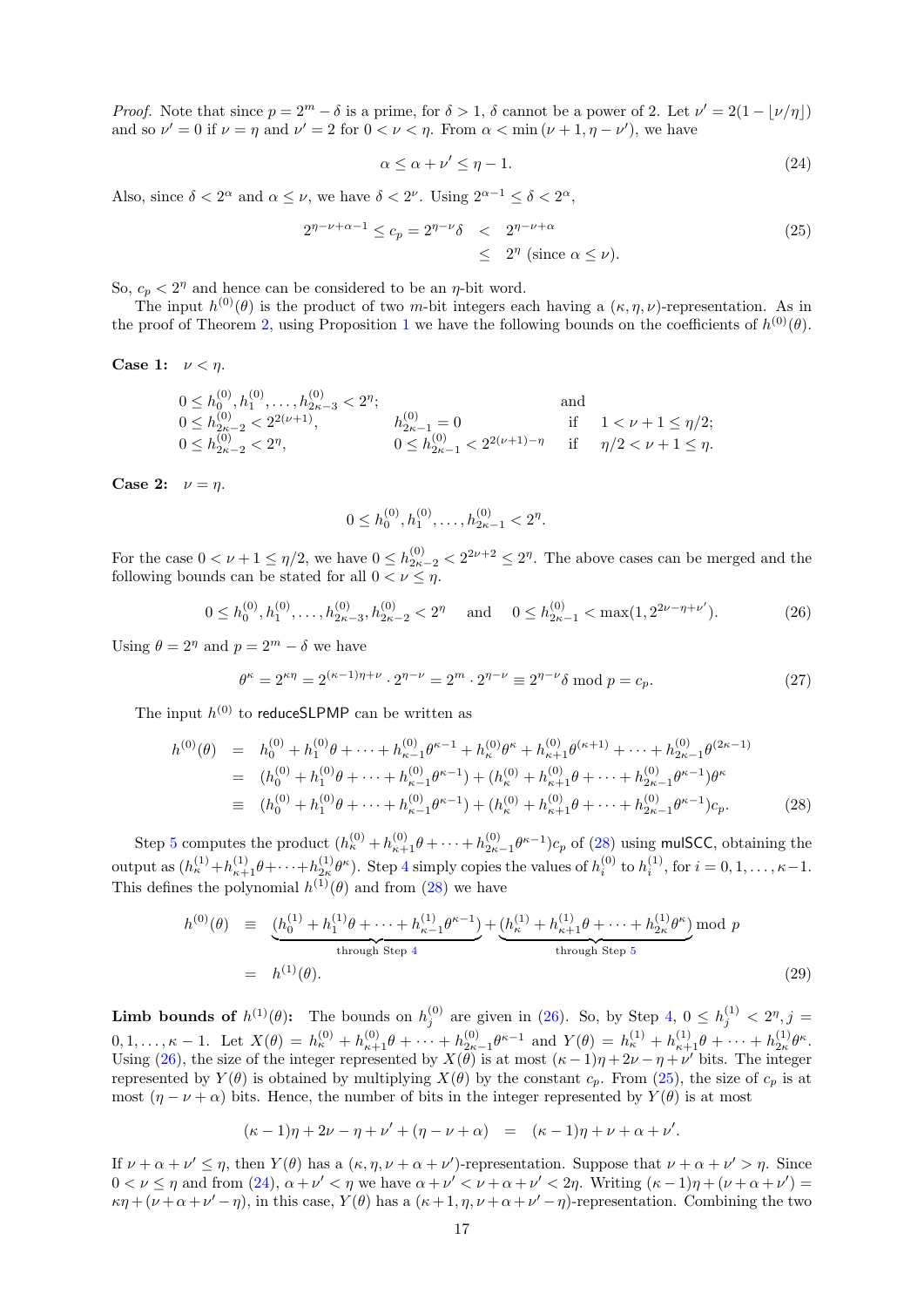*Proof.* Note that since $p = 2^m - \delta$ is a prime, for $\delta > 1$, $\delta$ cannot be a power of 2. Let $\nu' = 2(1 - \lfloor \nu/\eta \rfloor)$ and so $\nu' = 0$ if $\nu = \eta$ and $\nu' = 2$ for $0 < \nu < \eta$. From $\alpha < \min(\nu + 1, \eta - \nu')$, we have

$$\alpha \leq \alpha + \nu' \leq \eta - 1. \tag{24}$$

Also, since $\delta < 2^\alpha$ and $\alpha \leq \nu$, we have $\delta < 2^\nu$. Using $2^{\alpha-1} \leq \delta < 2^\alpha$,

$$\begin{aligned} 2^{\eta-\nu+\alpha-1} \leq c_p = 2^{\eta-\nu}\delta &< 2^{\eta-\nu+\alpha} \\ &\leq 2^\eta \text{ (since } \alpha \leq \nu). \end{aligned} \tag{25}$$

So, $c_p < 2^\eta$ and hence can be considered to be an $\eta$-bit word.

The input $h^{(0)}(\theta)$ is the product of two $m$-bit integers each having a $(\kappa, \eta, \nu)$-representation. As in the proof of Theorem 2, using Proposition 1 we have the following bounds on the coefficients of $h^{(0)}(\theta)$.

**Case 1:** $\nu < \eta$.

$$\begin{array}{lll} 0 \leq h_0^{(0)}, h_1^{(0)}, \ldots, h_{2\kappa-3}^{(0)} < 2^\eta; & & \text{and} \\ 0 \leq h_{2\kappa-2}^{(0)} < 2^{2(\nu+1)}, & h_{2\kappa-1}^{(0)} = 0 & \text{if} \quad 1 < \nu + 1 \leq \eta/2; \\ 0 \leq h_{2\kappa-2}^{(0)} < 2^\eta, & 0 \leq h_{2\kappa-1}^{(0)} < 2^{2(\nu+1)-\eta} & \text{if} \quad \eta/2 < \nu + 1 \leq \eta. \end{array}$$

**Case 2:** $\nu = \eta$.

$$0 \leq h_0^{(0)}, h_1^{(0)}, \ldots, h_{2\kappa-1}^{(0)} < 2^\eta.$$

For the case $0 < \nu + 1 \leq \eta/2$, we have $0 \leq h_{2\kappa-2}^{(0)} < 2^{2\nu+2} \leq 2^\eta$. The above cases can be merged and the following bounds can be stated for all $0 < \nu \leq \eta$.

$$0 \leq h_0^{(0)}, h_1^{(0)}, \ldots, h_{2\kappa-3}^{(0)}, h_{2\kappa-2}^{(0)} < 2^\eta \quad \text{and} \quad 0 \leq h_{2\kappa-1}^{(0)} < \max(1, 2^{2\nu-\eta+\nu'}). \tag{26}$$

Using $\theta = 2^\eta$ and $p = 2^m - \delta$ we have

$$\theta^\kappa = 2^{\kappa\eta} = 2^{(\kappa-1)\eta+\nu} \cdot 2^{\eta-\nu} = 2^m \cdot 2^{\eta-\nu} \equiv 2^{\eta-\nu}\delta \bmod p = c_p. \tag{27}$$

The input $h^{(0)}$ to reduceSLPMP can be written as

$$\begin{aligned} h^{(0)}(\theta) &= h_0^{(0)} + h_1^{(0)}\theta + \cdots + h_{\kappa-1}^{(0)}\theta^{\kappa-1} + h_\kappa^{(0)}\theta^\kappa + h_{\kappa+1}^{(0)}\theta^{(\kappa+1)} + \cdots + h_{2\kappa-1}^{(0)}\theta^{(2\kappa-1)} \\ &= (h_0^{(0)} + h_1^{(0)}\theta + \cdots + h_{\kappa-1}^{(0)}\theta^{\kappa-1}) + (h_\kappa^{(0)} + h_{\kappa+1}^{(0)}\theta + \cdots + h_{2\kappa-1}^{(0)}\theta^{\kappa-1})\theta^\kappa \\ &\equiv (h_0^{(0)} + h_1^{(0)}\theta + \cdots + h_{\kappa-1}^{(0)}\theta^{\kappa-1}) + (h_\kappa^{(0)} + h_{\kappa+1}^{(0)}\theta + \cdots + h_{2\kappa-1}^{(0)}\theta^{\kappa-1})c_p. \end{aligned} \tag{28}$$

Step 5 computes the product $(h_\kappa^{(0)} + h_{\kappa+1}^{(0)}\theta + \cdots + h_{2\kappa-1}^{(0)}\theta^{\kappa-1})c_p$ of (28) using mulSCC, obtaining the output as $(h_\kappa^{(1)} + h_{\kappa+1}^{(1)}\theta + \cdots + h_{2\kappa}^{(1)}\theta^\kappa)$. Step 4 simply copies the values of $h_i^{(0)}$ to $h_i^{(1)}$, for $i = 0, 1, \ldots, \kappa-1$. This defines the polynomial $h^{(1)}(\theta)$ and from (28) we have

$$\begin{aligned} h^{(0)}(\theta) &\equiv \underbrace{(h_0^{(1)} + h_1^{(1)}\theta + \cdots + h_{\kappa-1}^{(1)}\theta^{\kappa-1})}_{\text{through Step 4}} + \underbrace{(h_\kappa^{(1)} + h_{\kappa+1}^{(1)}\theta + \cdots + h_{2\kappa}^{(1)}\theta^\kappa)}_{\text{through Step 5}} \bmod p \\ &= h^{(1)}(\theta). \end{aligned} \tag{29}$$

**Limb bounds of $h^{(1)}(\theta)$:** The bounds on $h_j^{(0)}$ are given in (26). So, by Step 4, $0 \leq h_j^{(1)} < 2^\eta, j = 0, 1, \ldots, \kappa-1$. Let $X(\theta) = h_\kappa^{(0)} + h_{\kappa+1}^{(0)}\theta + \cdots + h_{2\kappa-1}^{(0)}\theta^{\kappa-1}$ and $Y(\theta) = h_\kappa^{(1)} + h_{\kappa+1}^{(1)}\theta + \cdots + h_{2\kappa}^{(1)}\theta^\kappa$. Using (26), the size of the integer represented by $X(\theta)$ is at most $(\kappa-1)\eta + 2\nu - \eta + \nu'$ bits. The integer represented by $Y(\theta)$ is obtained by multiplying $X(\theta)$ by the constant $c_p$. From (25), the size of $c_p$ is at most $(\eta - \nu + \alpha)$ bits. Hence, the number of bits in the integer represented by $Y(\theta)$ is at most

$$(\kappa-1)\eta + 2\nu - \eta + \nu' + (\eta - \nu + \alpha) \quad = \quad (\kappa-1)\eta + \nu + \alpha + \nu'.$$

If $\nu + \alpha + \nu' \leq \eta$, then $Y(\theta)$ has a $(\kappa, \eta, \nu + \alpha + \nu')$-representation. Suppose that $\nu + \alpha + \nu' > \eta$. Since $0 < \nu \leq \eta$ and from (24), $\alpha + \nu' < \eta$ we have $\alpha + \nu' < \nu + \alpha + \nu' < 2\eta$. Writing $(\kappa-1)\eta + (\nu + \alpha + \nu') = \kappa\eta + (\nu + \alpha + \nu' - \eta)$, in this case, $Y(\theta)$ has a $(\kappa+1, \eta, \nu + \alpha + \nu' - \eta)$-representation. Combining the two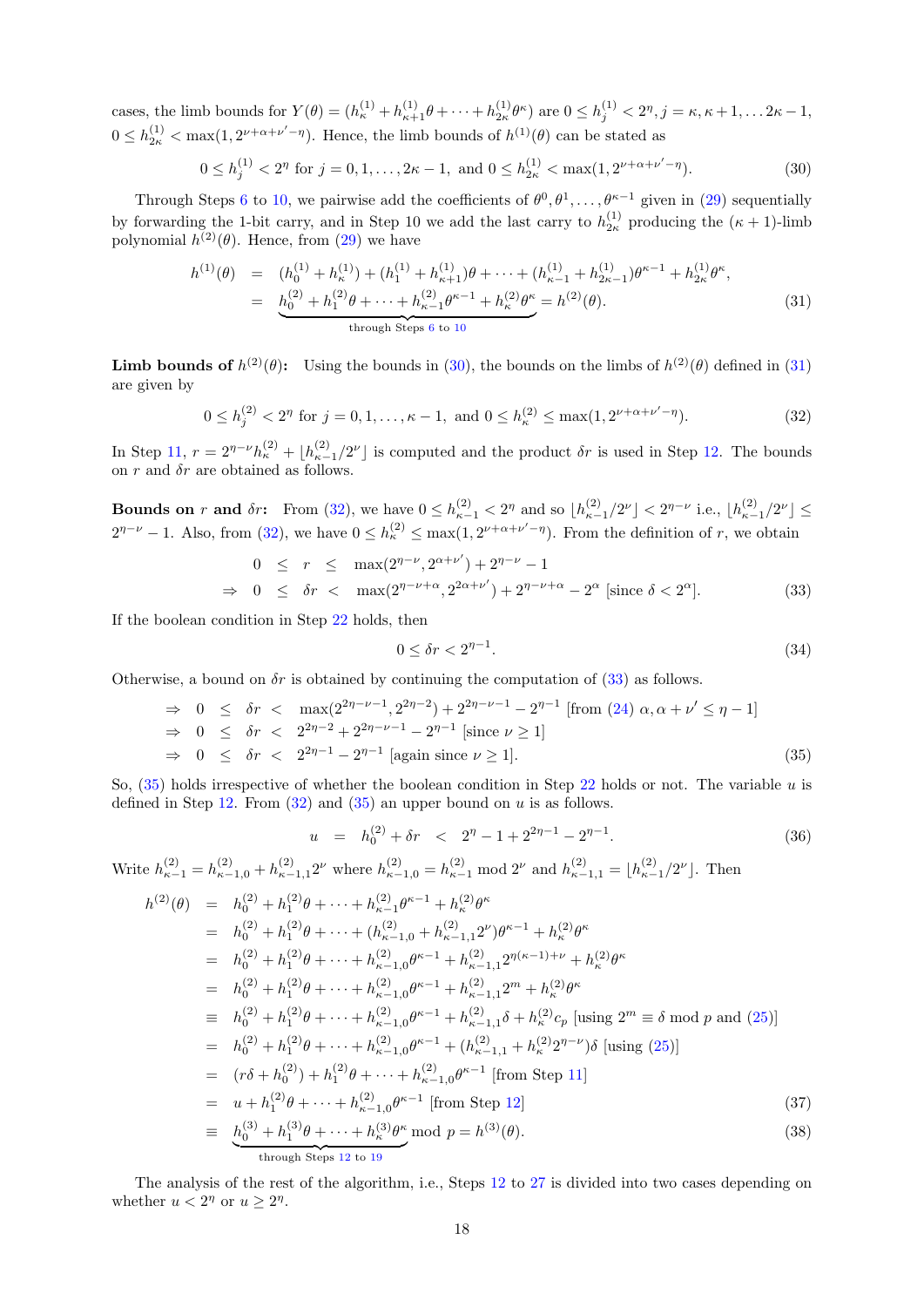cases, the limb bounds for $Y(\theta) = (h^{(1)}_{\kappa} + h^{(1)}_{\kappa+1}\theta + \cdots + h^{(1)}_{2\kappa}\theta^{\kappa})$ are $0 \le h^{(1)}_j < 2^{\eta}, j = \kappa, \kappa+1, \ldots 2\kappa-1$, $0 \le h^{(1)}_{2\kappa} < \max(1, 2^{\nu+\alpha+\nu'-\eta})$. Hence, the limb bounds of $h^{(1)}(\theta)$ can be stated as

$$0 \le h^{(1)}_j < 2^{\eta} \text{ for } j = 0, 1, \ldots, 2\kappa-1, \text{ and } 0 \le h^{(1)}_{2\kappa} < \max(1, 2^{\nu+\alpha+\nu'-\eta}). \tag{30}$$

Through Steps 6 to 10, we pairwise add the coefficients of $\theta^0, \theta^1, \ldots, \theta^{\kappa-1}$ given in (29) sequentially by forwarding the 1-bit carry, and in Step 10 we add the last carry to $h^{(1)}_{2\kappa}$ producing the $(\kappa+1)$-limb polynomial $h^{(2)}(\theta)$. Hence, from (29) we have

$$\begin{aligned} h^{(1)}(\theta) &= (h^{(1)}_0 + h^{(1)}_{\kappa}) + (h^{(1)}_1 + h^{(1)}_{\kappa+1})\theta + \cdots + (h^{(1)}_{\kappa-1} + h^{(1)}_{2\kappa-1})\theta^{\kappa-1} + h^{(1)}_{2\kappa}\theta^{\kappa}, \\ &= \underbrace{h^{(2)}_0 + h^{(2)}_1\theta + \cdots + h^{(2)}_{\kappa-1}\theta^{\kappa-1} + h^{(2)}_{\kappa}\theta^{\kappa}}_{\text{through Steps 6 to 10}} = h^{(2)}(\theta). \end{aligned} \tag{31}$$

**Limb bounds of $h^{(2)}(\theta)$:** Using the bounds in (30), the bounds on the limbs of $h^{(2)}(\theta)$ defined in (31) are given by

$$0 \le h^{(2)}_j < 2^{\eta} \text{ for } j = 0, 1, \ldots, \kappa-1, \text{ and } 0 \le h^{(2)}_{\kappa} \le \max(1, 2^{\nu+\alpha+\nu'-\eta}). \tag{32}$$

In Step 11, $r = 2^{\eta-\nu}h^{(2)}_{\kappa} + \lfloor h^{(2)}_{\kappa-1}/2^{\nu} \rfloor$ is computed and the product $\delta r$ is used in Step 12. The bounds on $r$ and $\delta r$ are obtained as follows.

**Bounds on $r$ and $\delta r$:** From (32), we have $0 \le h^{(2)}_{\kappa-1} < 2^{\eta}$ and so $\lfloor h^{(2)}_{\kappa-1}/2^{\nu} \rfloor < 2^{\eta-\nu}$ i.e., $\lfloor h^{(2)}_{\kappa-1}/2^{\nu} \rfloor \le 2^{\eta-\nu} - 1$. Also, from (32), we have $0 \le h^{(2)}_{\kappa} \le \max(1, 2^{\nu+\alpha+\nu'-\eta})$. From the definition of $r$, we obtain

$$\begin{aligned} 0 &\le r \le \max(2^{\eta-\nu}, 2^{\alpha+\nu'}) + 2^{\eta-\nu} - 1 \\ \Rightarrow\ 0 &\le \delta r < \max(2^{\eta-\nu+\alpha}, 2^{2\alpha+\nu'}) + 2^{\eta-\nu+\alpha} - 2^{\alpha} \text{ [since } \delta < 2^{\alpha}]. \end{aligned} \tag{33}$$

If the boolean condition in Step 22 holds, then

$$0 \le \delta r < 2^{\eta-1}. \tag{34}$$

Otherwise, a bound on $\delta r$ is obtained by continuing the computation of (33) as follows.

$$\begin{aligned} \Rightarrow\ 0 &\le \delta r < \max(2^{2\eta-\nu-1}, 2^{2\eta-2}) + 2^{2\eta-\nu-1} - 2^{\eta-1} \text{ [from (24) } \alpha, \alpha+\nu' \le \eta-1] \\ \Rightarrow\ 0 &\le \delta r < 2^{2\eta-2} + 2^{2\eta-\nu-1} - 2^{\eta-1} \text{ [since } \nu \ge 1] \\ \Rightarrow\ 0 &\le \delta r < 2^{2\eta-1} - 2^{\eta-1} \text{ [again since } \nu \ge 1]. \end{aligned} \tag{35}$$

So, (35) holds irrespective of whether the boolean condition in Step 22 holds or not. The variable $u$ is defined in Step 12. From (32) and (35) an upper bound on $u$ is as follows.

$$u = h^{(2)}_0 + \delta r < 2^{\eta} - 1 + 2^{2\eta-1} - 2^{\eta-1}. \tag{36}$$

Write $h^{(2)}_{\kappa-1} = h^{(2)}_{\kappa-1,0} + h^{(2)}_{\kappa-1,1}2^{\nu}$ where $h^{(2)}_{\kappa-1,0} = h^{(2)}_{\kappa-1} \bmod 2^{\nu}$ and $h^{(2)}_{\kappa-1,1} = \lfloor h^{(2)}_{\kappa-1}/2^{\nu} \rfloor$. Then

$$\begin{aligned} h^{(2)}(\theta) &= h^{(2)}_0 + h^{(2)}_1\theta + \cdots + h^{(2)}_{\kappa-1}\theta^{\kappa-1} + h^{(2)}_{\kappa}\theta^{\kappa} \\ &= h^{(2)}_0 + h^{(2)}_1\theta + \cdots + (h^{(2)}_{\kappa-1,0} + h^{(2)}_{\kappa-1,1}2^{\nu})\theta^{\kappa-1} + h^{(2)}_{\kappa}\theta^{\kappa} \\ &= h^{(2)}_0 + h^{(2)}_1\theta + \cdots + h^{(2)}_{\kappa-1,0}\theta^{\kappa-1} + h^{(2)}_{\kappa-1,1}2^{\eta(\kappa-1)+\nu} + h^{(2)}_{\kappa}\theta^{\kappa} \\ &= h^{(2)}_0 + h^{(2)}_1\theta + \cdots + h^{(2)}_{\kappa-1,0}\theta^{\kappa-1} + h^{(2)}_{\kappa-1,1}2^{m} + h^{(2)}_{\kappa}\theta^{\kappa} \\ &\equiv h^{(2)}_0 + h^{(2)}_1\theta + \cdots + h^{(2)}_{\kappa-1,0}\theta^{\kappa-1} + h^{(2)}_{\kappa-1,1}\delta + h^{(2)}_{\kappa}c_p \text{ [using } 2^m \equiv \delta \bmod p \text{ and (25)]} \\ &= h^{(2)}_0 + h^{(2)}_1\theta + \cdots + h^{(2)}_{\kappa-1,0}\theta^{\kappa-1} + (h^{(2)}_{\kappa-1,1} + h^{(2)}_{\kappa}2^{\eta-\nu})\delta \text{ [using (25)]} \\ &= (r\delta + h^{(2)}_0) + h^{(2)}_1\theta + \cdots + h^{(2)}_{\kappa-1,0}\theta^{\kappa-1} \text{ [from Step 11]} \\ &= u + h^{(2)}_1\theta + \cdots + h^{(2)}_{\kappa-1,0}\theta^{\kappa-1} \text{ [from Step 12]} \qquad (37) \\ &\equiv \underbrace{h^{(3)}_0 + h^{(3)}_1\theta + \cdots + h^{(3)}_{\kappa}\theta^{\kappa}}_{\text{through Steps 12 to 19}} \bmod p = h^{(3)}(\theta). \qquad (38) \end{aligned}$$

The analysis of the rest of the algorithm, i.e., Steps 12 to 27 is divided into two cases depending on whether $u < 2^{\eta}$ or $u \ge 2^{\eta}$.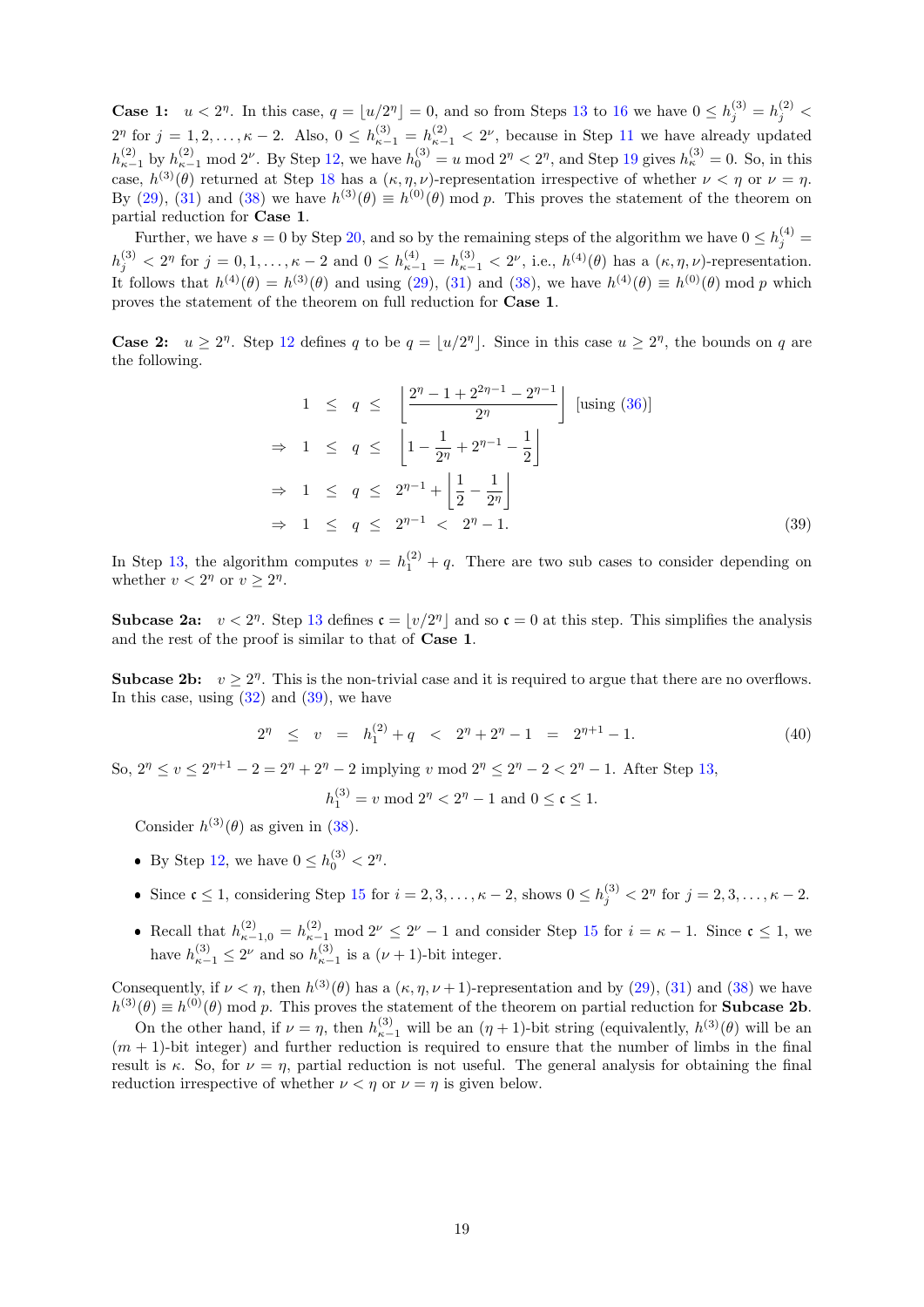**Case 1:** $u < 2^\eta$. In this case, $q = \lfloor u/2^\eta \rfloor = 0$, and so from Steps 13 to 16 we have $0 \leq h_j^{(3)} = h_j^{(2)} < 2^\eta$ for $j = 1, 2, \ldots, \kappa - 2$. Also, $0 \leq h_{\kappa-1}^{(3)} = h_{\kappa-1}^{(2)} < 2^\nu$, because in Step 11 we have already updated $h_{\kappa-1}^{(2)}$ by $h_{\kappa-1}^{(2)} \bmod 2^\nu$. By Step 12, we have $h_0^{(3)} = u \bmod 2^\eta < 2^\eta$, and Step 19 gives $h_\kappa^{(3)} = 0$. So, in this case, $h^{(3)}(\theta)$ returned at Step 18 has a $(\kappa, \eta, \nu)$-representation irrespective of whether $\nu < \eta$ or $\nu = \eta$. By (29), (31) and (38) we have $h^{(3)}(\theta) \equiv h^{(0)}(\theta) \bmod p$. This proves the statement of the theorem on partial reduction for **Case 1**.

Further, we have $s = 0$ by Step 20, and so by the remaining steps of the algorithm we have $0 \leq h_j^{(4)} = h_j^{(3)} < 2^\eta$ for $j = 0, 1, \ldots, \kappa - 2$ and $0 \leq h_{\kappa-1}^{(4)} = h_{\kappa-1}^{(3)} < 2^\nu$, i.e., $h^{(4)}(\theta)$ has a $(\kappa, \eta, \nu)$-representation. It follows that $h^{(4)}(\theta) = h^{(3)}(\theta)$ and using (29), (31) and (38), we have $h^{(4)}(\theta) \equiv h^{(0)}(\theta) \bmod p$ which proves the statement of the theorem on full reduction for **Case 1**.

**Case 2:** $u \geq 2^\eta$. Step 12 defines $q$ to be $q = \lfloor u/2^\eta \rfloor$. Since in this case $u \geq 2^\eta$, the bounds on $q$ are the following.

$$
\begin{aligned}
1 \;&\leq\; q \;\leq\; \left\lfloor \frac{2^\eta - 1 + 2^{2\eta-1} - 2^{\eta-1}}{2^\eta} \right\rfloor \quad \text{[using (36)]} \\
\Rightarrow\; 1 \;&\leq\; q \;\leq\; \left\lfloor 1 - \frac{1}{2^\eta} + 2^{\eta-1} - \frac{1}{2} \right\rfloor \\
\Rightarrow\; 1 \;&\leq\; q \;\leq\; 2^{\eta-1} + \left\lfloor \frac{1}{2} - \frac{1}{2^\eta} \right\rfloor \\
\Rightarrow\; 1 \;&\leq\; q \;\leq\; 2^{\eta-1} \;<\; 2^\eta - 1.
\end{aligned} \tag{39}
$$

In Step 13, the algorithm computes $v = h_1^{(2)} + q$. There are two sub cases to consider depending on whether $v < 2^\eta$ or $v \geq 2^\eta$.

**Subcase 2a:** $v < 2^\eta$. Step 13 defines $\mathfrak{c} = \lfloor v/2^\eta \rfloor$ and so $\mathfrak{c} = 0$ at this step. This simplifies the analysis and the rest of the proof is similar to that of **Case 1**.

**Subcase 2b:** $v \geq 2^\eta$. This is the non-trivial case and it is required to argue that there are no overflows. In this case, using (32) and (39), we have

$$
2^\eta \;\leq\; v \;=\; h_1^{(2)} + q \;<\; 2^\eta + 2^\eta - 1 \;=\; 2^{\eta+1} - 1. \tag{40}
$$

So, $2^\eta \leq v \leq 2^{\eta+1} - 2 = 2^\eta + 2^\eta - 2$ implying $v \bmod 2^\eta \leq 2^\eta - 2 < 2^\eta - 1$. After Step 13,

$$
h_1^{(3)} = v \bmod 2^\eta < 2^\eta - 1 \text{ and } 0 \leq \mathfrak{c} \leq 1.
$$

Consider $h^{(3)}(\theta)$ as given in (38).

- By Step 12, we have $0 \leq h_0^{(3)} < 2^\eta$.
- Since $\mathfrak{c} \leq 1$, considering Step 15 for $i = 2, 3, \ldots, \kappa - 2$, shows $0 \leq h_j^{(3)} < 2^\eta$ for $j = 2, 3, \ldots, \kappa - 2$.
- Recall that $h_{\kappa-1,0}^{(2)} = h_{\kappa-1}^{(2)} \bmod 2^\nu \leq 2^\nu - 1$ and consider Step 15 for $i = \kappa - 1$. Since $\mathfrak{c} \leq 1$, we have $h_{\kappa-1}^{(3)} \leq 2^\nu$ and so $h_{\kappa-1}^{(3)}$ is a $(\nu + 1)$-bit integer.

Consequently, if $\nu < \eta$, then $h^{(3)}(\theta)$ has a $(\kappa, \eta, \nu + 1)$-representation and by (29), (31) and (38) we have $h^{(3)}(\theta) \equiv h^{(0)}(\theta) \bmod p$. This proves the statement of the theorem on partial reduction for **Subcase 2b**.

On the other hand, if $\nu = \eta$, then $h_{\kappa-1}^{(3)}$ will be an $(\eta + 1)$-bit string (equivalently, $h^{(3)}(\theta)$ will be an $(m+1)$-bit integer) and further reduction is required to ensure that the number of limbs in the final result is $\kappa$. So, for $\nu = \eta$, partial reduction is not useful. The general analysis for obtaining the final reduction irrespective of whether $\nu < \eta$ or $\nu = \eta$ is given below.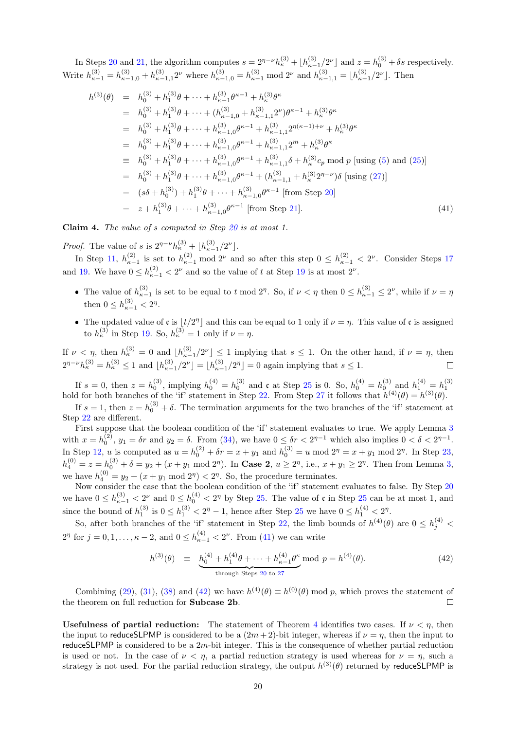In Steps 20 and 21, the algorithm computes $s = 2^{\eta-\nu}h^{(3)}_{\kappa} + \lfloor h^{(3)}_{\kappa-1}/2^{\nu}\rfloor$ and $z = h^{(3)}_0 + \delta s$ respectively. Write $h^{(3)}_{\kappa-1} = h^{(3)}_{\kappa-1,0} + h^{(3)}_{\kappa-1,1}2^{\nu}$ where $h^{(3)}_{\kappa-1,0} = h^{(3)}_{\kappa-1} \bmod 2^{\nu}$ and $h^{(3)}_{\kappa-1,1} = \lfloor h^{(3)}_{\kappa-1}/2^{\nu}\rfloor$. Then

$$
\begin{aligned}
h^{(3)}(\theta) &= h^{(3)}_0 + h^{(3)}_1\theta + \cdots + h^{(3)}_{\kappa-1}\theta^{\kappa-1} + h^{(3)}_{\kappa}\theta^{\kappa} \\
&= h^{(3)}_0 + h^{(3)}_1\theta + \cdots + (h^{(3)}_{\kappa-1,0} + h^{(3)}_{\kappa-1,1}2^{\nu})\theta^{\kappa-1} + h^{(3)}_{\kappa}\theta^{\kappa} \\
&= h^{(3)}_0 + h^{(3)}_1\theta + \cdots + h^{(3)}_{\kappa-1,0}\theta^{\kappa-1} + h^{(3)}_{\kappa-1,1}2^{\eta(\kappa-1)+\nu} + h^{(3)}_{\kappa}\theta^{\kappa} \\
&= h^{(3)}_0 + h^{(3)}_1\theta + \cdots + h^{(3)}_{\kappa-1,0}\theta^{\kappa-1} + h^{(3)}_{\kappa-1,1}2^{m} + h^{(3)}_{\kappa}\theta^{\kappa} \\
&\equiv h^{(3)}_0 + h^{(3)}_1\theta + \cdots + h^{(3)}_{\kappa-1,0}\theta^{\kappa-1} + h^{(3)}_{\kappa-1,1}\delta + h^{(3)}_{\kappa}c_p \bmod p \text{ [using (5) and (25)]} \\
&= h^{(3)}_0 + h^{(3)}_1\theta + \cdots + h^{(3)}_{\kappa-1,0}\theta^{\kappa-1} + (h^{(3)}_{\kappa-1,1} + h^{(3)}_{\kappa}2^{\eta-\nu})\delta \text{ [using (27)]} \\
&= (s\delta + h^{(3)}_0) + h^{(3)}_1\theta + \cdots + h^{(3)}_{\kappa-1,0}\theta^{\kappa-1} \text{ [from Step 20]} \\
&= z + h^{(3)}_1\theta + \cdots + h^{(3)}_{\kappa-1,0}\theta^{\kappa-1} \text{ [from Step 21]}.
\end{aligned}
\tag{41}
$$

**Claim 4.** *The value of $s$ computed in Step 20 is at most 1.*

*Proof.* The value of $s$ is $2^{\eta-\nu}h^{(3)}_{\kappa} + \lfloor h^{(3)}_{\kappa-1}/2^{\nu}\rfloor$.

In Step 11, $h^{(2)}_{\kappa-1}$ is set to $h^{(2)}_{\kappa-1} \bmod 2^{\nu}$ and so after this step $0 \le h^{(2)}_{\kappa-1} < 2^{\nu}$. Consider Steps 17 and 19. We have $0 \le h^{(2)}_{\kappa-1} < 2^{\nu}$ and so the value of $t$ at Step 19 is at most $2^{\nu}$.

- The value of $h^{(3)}_{\kappa-1}$ is set to be equal to $t \bmod 2^{\eta}$. So, if $\nu < \eta$ then $0 \le h^{(3)}_{\kappa-1} \le 2^{\nu}$, while if $\nu = \eta$ then $0 \le h^{(3)}_{\kappa-1} < 2^{\eta}$.
- The updated value of $\mathfrak{c}$ is $\lfloor t/2^{\eta}\rfloor$ and this can be equal to 1 only if $\nu = \eta$. This value of $\mathfrak{c}$ is assigned to $h^{(3)}_{\kappa}$ in Step 19. So, $h^{(3)}_{\kappa} = 1$ only if $\nu = \eta$.

If $\nu < \eta$, then $h^{(3)}_{\kappa} = 0$ and $\lfloor h^{(3)}_{\kappa-1}/2^{\nu}\rfloor \le 1$ implying that $s \le 1$. On the other hand, if $\nu = \eta$, then $2^{\eta-\nu}h^{(3)}_{\kappa} = h^{(3)}_{\kappa} \le 1$ and $\lfloor h^{(3)}_{\kappa-1}/2^{\nu}\rfloor = \lfloor h^{(3)}_{\kappa-1}/2^{\eta}\rfloor = 0$ again implying that $s \le 1$. ∎

If $s = 0$, then $z = h^{(3)}_0$, implying $h^{(4)}_0 = h^{(3)}_0$ and $\mathfrak{c}$ at Step 25 is 0. So, $h^{(4)}_0 = h^{(3)}_0$ and $h^{(4)}_1 = h^{(3)}_1$ hold for both branches of the 'if' statement in Step 22. From Step 27 it follows that $h^{(4)}(\theta) = h^{(3)}(\theta)$.

If $s = 1$, then $z = h^{(3)}_0 + \delta$. The termination arguments for the two branches of the 'if' statement at Step 22 are different.

First suppose that the boolean condition of the 'if' statement evaluates to true. We apply Lemma 3 with $x = h^{(2)}_0$, $y_1 = \delta r$ and $y_2 = \delta$. From (34), we have $0 \le \delta r < 2^{\eta-1}$ which also implies $0 < \delta < 2^{\eta-1}$. In Step 12, $u$ is computed as $u = h^{(2)}_0 + \delta r = x + y_1$ and $h^{(3)}_0 = u \bmod 2^{\eta} = x + y_1 \bmod 2^{\eta}$. In Step 23, $h^{(0)}_4 = z = h^{(3)}_0 + \delta = y_2 + (x + y_1 \bmod 2^{\eta})$. In **Case 2**, $u \ge 2^{\eta}$, i.e., $x + y_1 \ge 2^{\eta}$. Then from Lemma 3, we have $h^{(0)}_4 = y_2 + (x + y_1 \bmod 2^{\eta}) < 2^{\eta}$. So, the procedure terminates.

Now consider the case that the boolean condition of the 'if' statement evaluates to false. By Step 20 we have $0 \le h^{(3)}_{\kappa-1} < 2^{\nu}$ and $0 \le h^{(4)}_0 < 2^{\eta}$ by Step 25. The value of $\mathfrak{c}$ in Step 25 can be at most 1, and since the bound of $h^{(3)}_1$ is $0 \le h^{(3)}_1 < 2^{\eta} - 1$, hence after Step 25 we have $0 \le h^{(4)}_1 < 2^{\eta}$.

So, after both branches of the 'if' statement in Step 22, the limb bounds of $h^{(4)}(\theta)$ are $0 \le h^{(4)}_j < 2^{\eta}$ for $j = 0, 1, \ldots, \kappa-2$, and $0 \le h^{(4)}_{\kappa-1} < 2^{\nu}$. From (41) we can write

$$
h^{(3)}(\theta) \equiv \underbrace{h^{(4)}_0 + h^{(4)}_1\theta + \cdots + h^{(4)}_{\kappa-1}\theta^{\kappa}}_{\text{through Steps 20 to 27}} \bmod p = h^{(4)}(\theta). \tag{42}
$$

Combining (29), (31), (38) and (42) we have $h^{(4)}(\theta) \equiv h^{(0)}(\theta) \bmod p$, which proves the statement of the theorem on full reduction for **Subcase 2b**. ∎

**Usefulness of partial reduction:** The statement of Theorem 4 identifies two cases. If $\nu < \eta$, then the input to reduceSLPMP is considered to be a $(2m+2)$-bit integer, whereas if $\nu = \eta$, then the input to reduceSLPMP is considered to be a $2m$-bit integer. This is the consequence of whether partial reduction is used or not. In the case of $\nu < \eta$, a partial reduction strategy is used whereas for $\nu = \eta$, such a strategy is not used. For the partial reduction strategy, the output $h^{(3)}(\theta)$ returned by reduceSLPMP is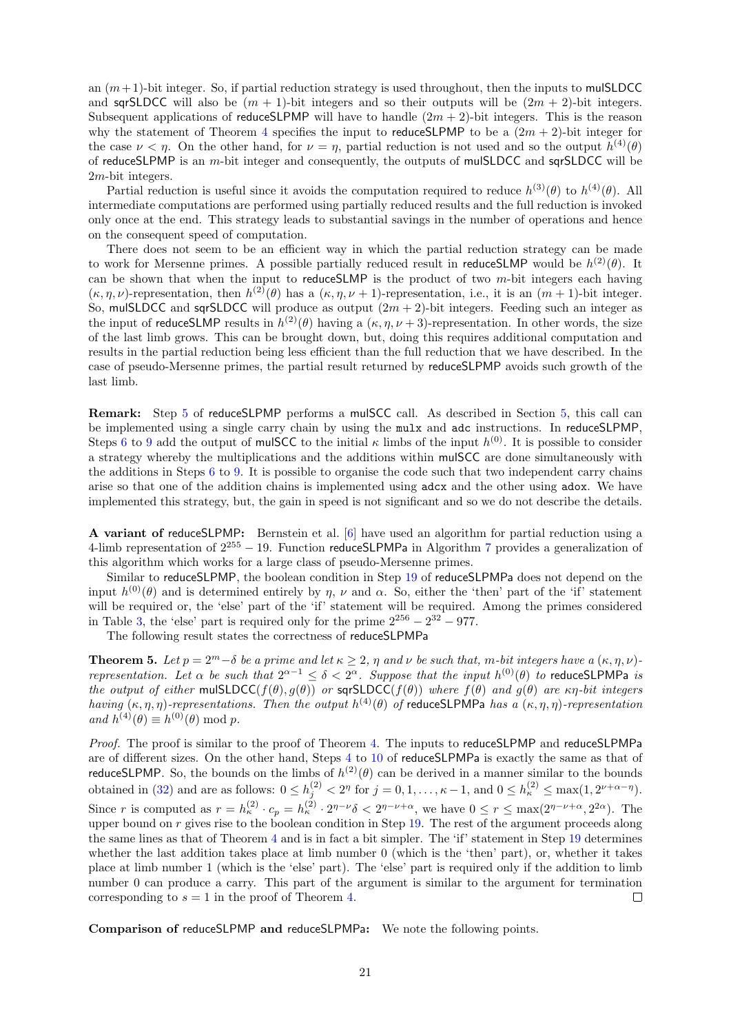an $(m+1)$-bit integer. So, if partial reduction strategy is used throughout, then the inputs to mulSLDCC and sqrSLDCC will also be $(m+1)$-bit integers and so their outputs will be $(2m+2)$-bit integers. Subsequent applications of reduceSLPMP will have to handle $(2m+2)$-bit integers. This is the reason why the statement of Theorem 4 specifies the input to reduceSLPMP to be a $(2m+2)$-bit integer for the case $\nu < \eta$. On the other hand, for $\nu = \eta$, partial reduction is not used and so the output $h^{(4)}(\theta)$ of reduceSLPMP is an $m$-bit integer and consequently, the outputs of mulSLDCC and sqrSLDCC will be $2m$-bit integers.

Partial reduction is useful since it avoids the computation required to reduce $h^{(3)}(\theta)$ to $h^{(4)}(\theta)$. All intermediate computations are performed using partially reduced results and the full reduction is invoked only once at the end. This strategy leads to substantial savings in the number of operations and hence on the consequent speed of computation.

There does not seem to be an efficient way in which the partial reduction strategy can be made to work for Mersenne primes. A possible partially reduced result in reduceSLMP would be $h^{(2)}(\theta)$. It can be shown that when the input to reduceSLMP is the product of two $m$-bit integers each having $(\kappa, \eta, \nu)$-representation, then $h^{(2)}(\theta)$ has a $(\kappa, \eta, \nu + 1)$-representation, i.e., it is an $(m+1)$-bit integer. So, mulSLDCC and sqrSLDCC will produce as output $(2m+2)$-bit integers. Feeding such an integer as the input of reduceSLMP results in $h^{(2)}(\theta)$ having a $(\kappa, \eta, \nu + 3)$-representation. In other words, the size of the last limb grows. This can be brought down, but, doing this requires additional computation and results in the partial reduction being less efficient than the full reduction that we have described. In the case of pseudo-Mersenne primes, the partial result returned by reduceSLPMP avoids such growth of the last limb.

**Remark:** Step 5 of reduceSLPMP performs a mulSCC call. As described in Section 5, this call can be implemented using a single carry chain by using the `mulx` and `adc` instructions. In reduceSLPMP, Steps 6 to 9 add the output of mulSCC to the initial $\kappa$ limbs of the input $h^{(0)}$. It is possible to consider a strategy whereby the multiplications and the additions within mulSCC are done simultaneously with the additions in Steps 6 to 9. It is possible to organise the code such that two independent carry chains arise so that one of the addition chains is implemented using `adcx` and the other using `adox`. We have implemented this strategy, but, the gain in speed is not significant and so we do not describe the details.

**A variant of reduceSLPMP:** Bernstein et al. [6] have used an algorithm for partial reduction using a 4-limb representation of $2^{255} - 19$. Function reduceSLPMPa in Algorithm 7 provides a generalization of this algorithm which works for a large class of pseudo-Mersenne primes.

Similar to reduceSLPMP, the boolean condition in Step 19 of reduceSLPMPa does not depend on the input $h^{(0)}(\theta)$ and is determined entirely by $\eta$, $\nu$ and $\alpha$. So, either the 'then' part of the 'if' statement will be required or, the 'else' part of the 'if' statement will be required. Among the primes considered in Table 3, the 'else' part is required only for the prime $2^{256} - 2^{32} - 977$.

The following result states the correctness of reduceSLPMPa

**Theorem 5.** *Let $p = 2^m - \delta$ be a prime and let $\kappa \geq 2$, $\eta$ and $\nu$ be such that, $m$-bit integers have a $(\kappa, \eta, \nu)$-representation. Let $\alpha$ be such that $2^{\alpha-1} \leq \delta < 2^{\alpha}$. Suppose that the input $h^{(0)}(\theta)$ to reduceSLPMPa is the output of either mulSLDCC$(f(\theta), g(\theta))$ or sqrSLDCC$(f(\theta))$ where $f(\theta)$ and $g(\theta)$ are $\kappa\eta$-bit integers having $(\kappa, \eta, \eta)$-representations. Then the output $h^{(4)}(\theta)$ of reduceSLPMPa has a $(\kappa, \eta, \eta)$-representation and $h^{(4)}(\theta) \equiv h^{(0)}(\theta) \bmod p$.*

*Proof.* The proof is similar to the proof of Theorem 4. The inputs to reduceSLPMP and reduceSLPMPa are of different sizes. On the other hand, Steps 4 to 10 of reduceSLPMPa is exactly the same as that of reduceSLPMP. So, the bounds on the limbs of $h^{(2)}(\theta)$ can be derived in a manner similar to the bounds obtained in (32) and are as follows: $0 \leq h_j^{(2)} < 2^{\eta}$ for $j = 0, 1, \ldots, \kappa - 1$, and $0 \leq h_{\kappa}^{(2)} \leq \max(1, 2^{\nu+\alpha-\eta})$. Since $r$ is computed as $r = h_{\kappa}^{(2)} \cdot c_p = h_{\kappa}^{(2)} \cdot 2^{\eta-\nu}\delta < 2^{\eta-\nu+\alpha}$, we have $0 \leq r \leq \max(2^{\eta-\nu+\alpha}, 2^{2\alpha})$. The upper bound on $r$ gives rise to the boolean condition in Step 19. The rest of the argument proceeds along the same lines as that of Theorem 4 and is in fact a bit simpler. The 'if' statement in Step 19 determines whether the last addition takes place at limb number 0 (which is the 'then' part), or, whether it takes place at limb number 1 (which is the 'else' part). The 'else' part is required only if the addition to limb number 0 can produce a carry. This part of the argument is similar to the argument for termination corresponding to $s = 1$ in the proof of Theorem 4. ☐

**Comparison of reduceSLPMP and reduceSLPMPa:** We note the following points.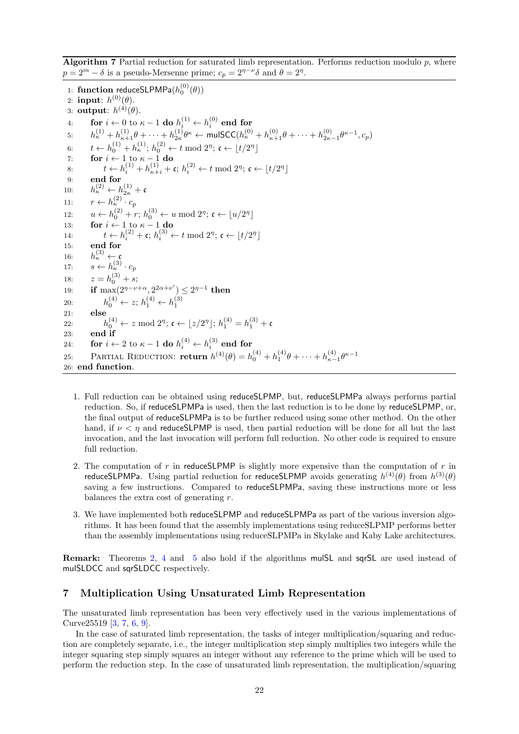**Algorithm 7** Partial reduction for saturated limb representation. Performs reduction modulo $p$, where $p = 2^m - \delta$ is a pseudo-Mersenne prime; $c_p = 2^{\eta-\nu}\delta$ and $\theta = 2^\eta$.

```
1:  function reduceSLPMPa(h_0^(0)(θ))
2:  input: h^(0)(θ).
3:  output: h^(4)(θ).
4:      for i ← 0 to κ−1 do h_i^(1) ← h_i^(0) end for
5:      h_κ^(1) + h_{κ+1}^(1) θ + ··· + h_{2κ}^(1) θ^κ ← mulSCC(h_κ^(0) + h_{κ+1}^(0) θ + ··· + h_{2κ−1}^(0) θ^{κ−1}, c_p)
6:      t ← h_0^(1) + h_κ^(1); h_0^(2) ← t mod 2^η; 𝔠 ← ⌊t/2^η⌋
7:      for i ← 1 to κ−1 do
8:          t ← h_i^(1) + h_{κ+i}^(1) + 𝔠; h_i^(2) ← t mod 2^η; 𝔠 ← ⌊t/2^η⌋
9:      end for
10:     h_κ^(2) ← h_{2κ}^(1) + 𝔠
11:     r ← h_κ^(2) · c_p
12:     u ← h_0^(2) + r; h_0^(3) ← u mod 2^η; 𝔠 ← ⌊u/2^η⌋
13:     for i ← 1 to κ−1 do
14:         t ← h_i^(2) + 𝔠; h_i^(3) ← t mod 2^η; 𝔠 ← ⌊t/2^η⌋
15:     end for
16:     h_κ^(3) ← 𝔠
17:     s ← h_κ^(3) · c_p
18:     z = h_0^(3) + s;
19:     if max(2^{η−ν+α}, 2^{2α+ν'}) ≤ 2^{η−1} then
20:         h_0^(4) ← z; h_1^(4) ← h_1^(3)
21:     else
22:         h_0^(4) ← z mod 2^η; 𝔠 ← ⌊z/2^η⌋; h_1^(4) = h_1^(3) + 𝔠
23:     end if
24:     for i ← 2 to κ−1 do h_i^(4) ← h_i^(3) end for
25:     Partial Reduction: return h^(4)(θ) = h_0^(4) + h_1^(4) θ + ··· + h_{κ−1}^(4) θ^{κ−1}
26: end function.
```

1. Full reduction can be obtained using reduceSLPMP, but, reduceSLPMPa always performs partial reduction. So, if reduceSLPMPa is used, then the last reduction is to be done by reduceSLPMP, or, the final output of reduceSLPMPa is to be further reduced using some other method. On the other hand, if $\nu < \eta$ and reduceSLPMP is used, then partial reduction will be done for all but the last invocation, and the last invocation will perform full reduction. No other code is required to ensure full reduction.

2. The computation of $r$ in reduceSLPMP is slightly more expensive than the computation of $r$ in reduceSLPMPa. Using partial reduction for reduceSLPMP avoids generating $h^{(4)}(\theta)$ from $h^{(3)}(\theta)$ saving a few instructions. Compared to reduceSLPMPa, saving these instructions more or less balances the extra cost of generating $r$.

3. We have implemented both reduceSLPMP and reduceSLPMPa as part of the various inversion algorithms. It has been found that the assembly implementations using reduceSLPMP performs better than the assembly implementations using reduceSLPMPa in Skylake and Kaby Lake architectures.

**Remark:** Theorems 2, 4 and 5 also hold if the algorithms mulSL and sqrSL are used instead of mulSLDCC and sqrSLDCC respectively.

## 7 Multiplication Using Unsaturated Limb Representation

The unsaturated limb representation has been very effectively used in the various implementations of Curve25519 [3, 7, 6, 9].

In the case of saturated limb representation, the tasks of integer multiplication/squaring and reduction are completely separate, i.e., the integer multiplication step simply multiplies two integers while the integer squaring step simply squares an integer without any reference to the prime which will be used to perform the reduction step. In the case of unsaturated limb representation, the multiplication/squaring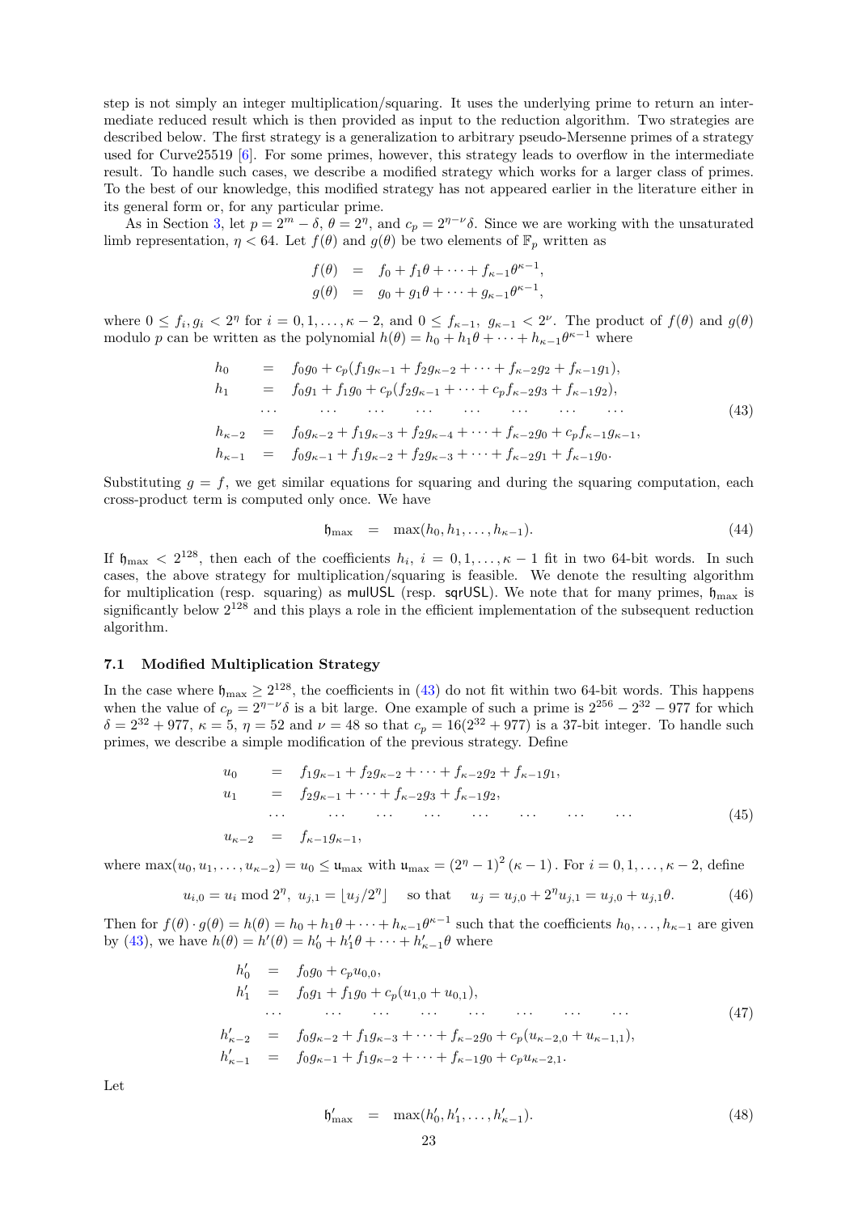step is not simply an integer multiplication/squaring. It uses the underlying prime to return an intermediate reduced result which is then provided as input to the reduction algorithm. Two strategies are described below. The first strategy is a generalization to arbitrary pseudo-Mersenne primes of a strategy used for Curve25519 [6]. For some primes, however, this strategy leads to overflow in the intermediate result. To handle such cases, we describe a modified strategy which works for a larger class of primes. To the best of our knowledge, this modified strategy has not appeared earlier in the literature either in its general form or, for any particular prime.

As in Section 3, let $p = 2^m - \delta$, $\theta = 2^\eta$, and $c_p = 2^{\eta-\nu}\delta$. Since we are working with the unsaturated limb representation, $\eta < 64$. Let $f(\theta)$ and $g(\theta)$ be two elements of $\mathbb{F}_p$ written as

$$
\begin{aligned}
f(\theta) &= f_0 + f_1\theta + \cdots + f_{\kappa-1}\theta^{\kappa-1}, \\
g(\theta) &= g_0 + g_1\theta + \cdots + g_{\kappa-1}\theta^{\kappa-1},
\end{aligned}
$$

where $0 \leq f_i, g_i < 2^\eta$ for $i = 0, 1, \ldots, \kappa - 2$, and $0 \leq f_{\kappa-1}, g_{\kappa-1} < 2^\nu$. The product of $f(\theta)$ and $g(\theta)$ modulo $p$ can be written as the polynomial $h(\theta) = h_0 + h_1\theta + \cdots + h_{\kappa-1}\theta^{\kappa-1}$ where

$$
\begin{aligned}
h_0 &= f_0g_0 + c_p(f_1g_{\kappa-1} + f_2g_{\kappa-2} + \cdots + f_{\kappa-2}g_2 + f_{\kappa-1}g_1), \\
h_1 &= f_0g_1 + f_1g_0 + c_p(f_2g_{\kappa-1} + \cdots + c_pf_{\kappa-2}g_3 + f_{\kappa-1}g_2), \\
&\cdots \quad \cdots \quad \cdots \quad \cdots \quad \cdots \quad \cdots \quad \cdots \quad \cdots \\
h_{\kappa-2} &= f_0g_{\kappa-2} + f_1g_{\kappa-3} + f_2g_{\kappa-4} + \cdots + f_{\kappa-2}g_0 + c_pf_{\kappa-1}g_{\kappa-1}, \\
h_{\kappa-1} &= f_0g_{\kappa-1} + f_1g_{\kappa-2} + f_2g_{\kappa-3} + \cdots + f_{\kappa-2}g_1 + f_{\kappa-1}g_0.
\end{aligned}
\tag{43}
$$

Substituting $g = f$, we get similar equations for squaring and during the squaring computation, each cross-product term is computed only once. We have

$$
\mathfrak{h}_{\max} = \max(h_0, h_1, \ldots, h_{\kappa-1}). \tag{44}
$$

If $\mathfrak{h}_{\max} < 2^{128}$, then each of the coefficients $h_i$, $i = 0, 1, \ldots, \kappa - 1$ fit in two 64-bit words. In such cases, the above strategy for multiplication/squaring is feasible. We denote the resulting algorithm for multiplication (resp. squaring) as mulUSL (resp. sqrUSL). We note that for many primes, $\mathfrak{h}_{\max}$ is significantly below $2^{128}$ and this plays a role in the efficient implementation of the subsequent reduction algorithm.

### 7.1 Modified Multiplication Strategy

In the case where $\mathfrak{h}_{\max} \geq 2^{128}$, the coefficients in (43) do not fit within two 64-bit words. This happens when the value of $c_p = 2^{\eta-\nu}\delta$ is a bit large. One example of such a prime is $2^{256} - 2^{32} - 977$ for which $\delta = 2^{32} + 977$, $\kappa = 5$, $\eta = 52$ and $\nu = 48$ so that $c_p = 16(2^{32} + 977)$ is a 37-bit integer. To handle such primes, we describe a simple modification of the previous strategy. Define

$$
\begin{aligned}
u_0 &= f_1g_{\kappa-1} + f_2g_{\kappa-2} + \cdots + f_{\kappa-2}g_2 + f_{\kappa-1}g_1, \\
u_1 &= f_2g_{\kappa-1} + \cdots + f_{\kappa-2}g_3 + f_{\kappa-1}g_2, \\
&\cdots \quad \cdots \quad \cdots \quad \cdots \quad \cdots \quad \cdots \quad \cdots \quad \cdots \\
u_{\kappa-2} &= f_{\kappa-1}g_{\kappa-1},
\end{aligned}
\tag{45}
$$

where $\max(u_0, u_1, \ldots, u_{\kappa-2}) = u_0 \leq \mathfrak{u}_{\max}$ with $\mathfrak{u}_{\max} = (2^\eta - 1)^2 (\kappa - 1)$. For $i = 0, 1, \ldots, \kappa - 2$, define

$$
u_{i,0} = u_i \bmod 2^\eta, \; u_{j,1} = \lfloor u_j / 2^\eta \rfloor \quad \text{so that} \quad u_j = u_{j,0} + 2^\eta u_{j,1} = u_{j,0} + u_{j,1}\theta. \tag{46}
$$

Then for $f(\theta) \cdot g(\theta) = h(\theta) = h_0 + h_1\theta + \cdots + h_{\kappa-1}\theta^{\kappa-1}$ such that the coefficients $h_0, \ldots, h_{\kappa-1}$ are given by (43), we have $h(\theta) = h'(\theta) = h'_0 + h'_1\theta + \cdots + h'_{\kappa-1}\theta$ where

$$
\begin{aligned}
h'_0 &= f_0g_0 + c_pu_{0,0}, \\
h'_1 &= f_0g_1 + f_1g_0 + c_p(u_{1,0} + u_{0,1}), \\
&\cdots \quad \cdots \quad \cdots \quad \cdots \quad \cdots \quad \cdots \quad \cdots \quad \cdots \\
h'_{\kappa-2} &= f_0g_{\kappa-2} + f_1g_{\kappa-3} + \cdots + f_{\kappa-2}g_0 + c_p(u_{\kappa-2,0} + u_{\kappa-1,1}), \\
h'_{\kappa-1} &= f_0g_{\kappa-1} + f_1g_{\kappa-2} + \cdots + f_{\kappa-1}g_0 + c_pu_{\kappa-2,1}.
\end{aligned}
\tag{47}
$$

Let

$$
\mathfrak{h}'_{\max} = \max(h'_0, h'_1, \ldots, h'_{\kappa-1}). \tag{48}
$$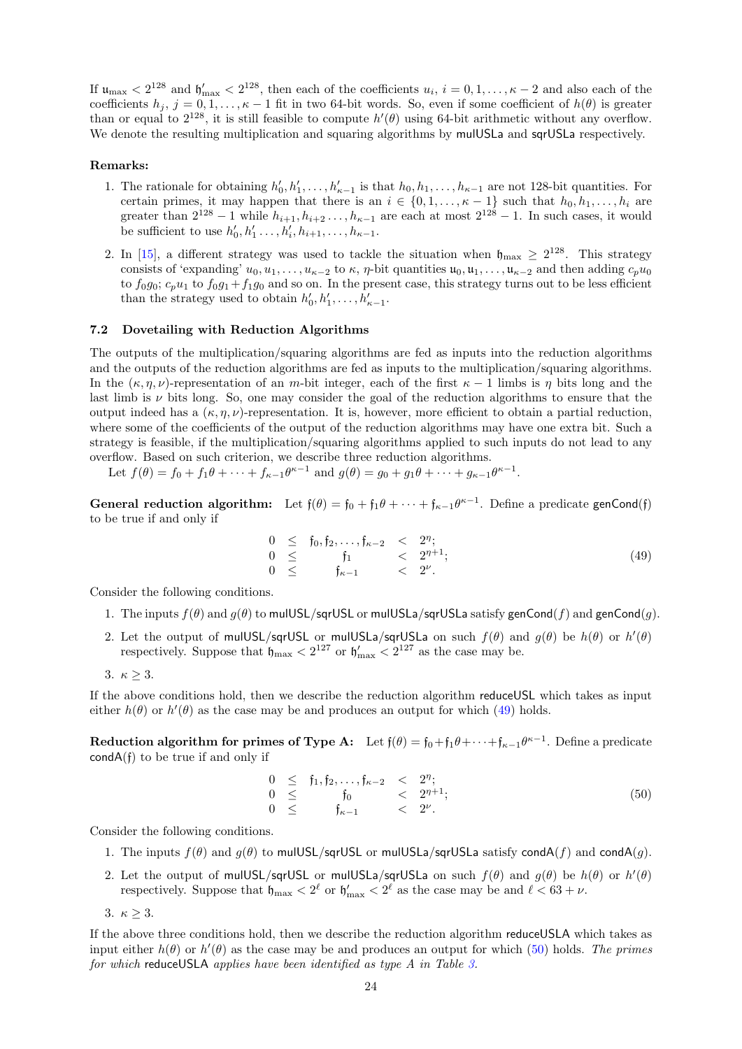If $\mathfrak{u}_{\max} < 2^{128}$ and $\mathfrak{h}'_{\max} < 2^{128}$, then each of the coefficients $u_i$, $i = 0, 1, \ldots, \kappa-2$ and also each of the coefficients $h_j$, $j = 0, 1, \ldots, \kappa-1$ fit in two 64-bit words. So, even if some coefficient of $h(\theta)$ is greater than or equal to $2^{128}$, it is still feasible to compute $h'(\theta)$ using 64-bit arithmetic without any overflow. We denote the resulting multiplication and squaring algorithms by mulUSLa and sqrUSLa respectively.

**Remarks:**

1. The rationale for obtaining $h'_0, h'_1, \ldots, h'_{\kappa-1}$ is that $h_0, h_1, \ldots, h_{\kappa-1}$ are not 128-bit quantities. For certain primes, it may happen that there is an $i \in \{0, 1, \ldots, \kappa-1\}$ such that $h_0, h_1, \ldots, h_i$ are greater than $2^{128}-1$ while $h_{i+1}, h_{i+2} \ldots, h_{\kappa-1}$ are each at most $2^{128}-1$. In such cases, it would be sufficient to use $h'_0, h'_1 \ldots, h'_i, h_{i+1}, \ldots, h_{\kappa-1}$.
2. In [15], a different strategy was used to tackle the situation when $\mathfrak{h}_{\max} \geq 2^{128}$. This strategy consists of 'expanding' $u_0, u_1, \ldots, u_{\kappa-2}$ to $\kappa$, $\eta$-bit quantities $\mathfrak{u}_0, \mathfrak{u}_1, \ldots, \mathfrak{u}_{\kappa-2}$ and then adding $c_p u_0$ to $f_0 g_0$; $c_p u_1$ to $f_0 g_1 + f_1 g_0$ and so on. In the present case, this strategy turns out to be less efficient than the strategy used to obtain $h'_0, h'_1, \ldots, h'_{\kappa-1}$.

### 7.2 Dovetailing with Reduction Algorithms

The outputs of the multiplication/squaring algorithms are fed as inputs into the reduction algorithms and the outputs of the reduction algorithms are fed as inputs to the multiplication/squaring algorithms. In the $(\kappa, \eta, \nu)$-representation of an $m$-bit integer, each of the first $\kappa-1$ limbs is $\eta$ bits long and the last limb is $\nu$ bits long. So, one may consider the goal of the reduction algorithms to ensure that the output indeed has a $(\kappa, \eta, \nu)$-representation. It is, however, more efficient to obtain a partial reduction, where some of the coefficients of the output of the reduction algorithms may have one extra bit. Such a strategy is feasible, if the multiplication/squaring algorithms applied to such inputs do not lead to any overflow. Based on such criterion, we describe three reduction algorithms.

Let $f(\theta) = f_0 + f_1\theta + \cdots + f_{\kappa-1}\theta^{\kappa-1}$ and $g(\theta) = g_0 + g_1\theta + \cdots + g_{\kappa-1}\theta^{\kappa-1}$.

**General reduction algorithm:** Let $\mathfrak{f}(\theta) = \mathfrak{f}_0 + \mathfrak{f}_1\theta + \cdots + \mathfrak{f}_{\kappa-1}\theta^{\kappa-1}$. Define a predicate genCond($\mathfrak{f}$) to be true if and only if

$$
\begin{array}{rcccl}
0 & \leq & \mathfrak{f}_0, \mathfrak{f}_2, \ldots, \mathfrak{f}_{\kappa-2} & < & 2^{\eta}; \\
0 & \leq & \mathfrak{f}_1 & < & 2^{\eta+1}; \\
0 & \leq & \mathfrak{f}_{\kappa-1} & < & 2^{\nu}.
\end{array} \tag{49}
$$

Consider the following conditions.

1. The inputs $f(\theta)$ and $g(\theta)$ to mulUSL/sqrUSL or mulUSLa/sqrUSLa satisfy genCond($f$) and genCond($g$).
2. Let the output of mulUSL/sqrUSL or mulUSLa/sqrUSLa on such $f(\theta)$ and $g(\theta)$ be $h(\theta)$ or $h'(\theta)$ respectively. Suppose that $\mathfrak{h}_{\max} < 2^{127}$ or $\mathfrak{h}'_{\max} < 2^{127}$ as the case may be.
3. $\kappa \geq 3$.

If the above conditions hold, then we describe the reduction algorithm reduceUSL which takes as input either $h(\theta)$ or $h'(\theta)$ as the case may be and produces an output for which (49) holds.

**Reduction algorithm for primes of Type A:** Let $\mathfrak{f}(\theta) = \mathfrak{f}_0 + \mathfrak{f}_1\theta + \cdots + \mathfrak{f}_{\kappa-1}\theta^{\kappa-1}$. Define a predicate condA($\mathfrak{f}$) to be true if and only if

$$
\begin{array}{rcccl}
0 & \leq & \mathfrak{f}_1, \mathfrak{f}_2, \ldots, \mathfrak{f}_{\kappa-2} & < & 2^{\eta}; \\
0 & \leq & \mathfrak{f}_0 & < & 2^{\eta+1}; \\
0 & \leq & \mathfrak{f}_{\kappa-1} & < & 2^{\nu}.
\end{array} \tag{50}
$$

Consider the following conditions.

1. The inputs $f(\theta)$ and $g(\theta)$ to mulUSL/sqrUSL or mulUSLa/sqrUSLa satisfy condA($f$) and condA($g$).
2. Let the output of mulUSL/sqrUSL or mulUSLa/sqrUSLa on such $f(\theta)$ and $g(\theta)$ be $h(\theta)$ or $h'(\theta)$ respectively. Suppose that $\mathfrak{h}_{\max} < 2^{\ell}$ or $\mathfrak{h}'_{\max} < 2^{\ell}$ as the case may be and $\ell < 63 + \nu$.
3. $\kappa \geq 3$.

If the above three conditions hold, then we describe the reduction algorithm reduceUSLA which takes as input either $h(\theta)$ or $h'(\theta)$ as the case may be and produces an output for which (50) holds. *The primes for which* reduceUSLA *applies have been identified as type A in Table 3.*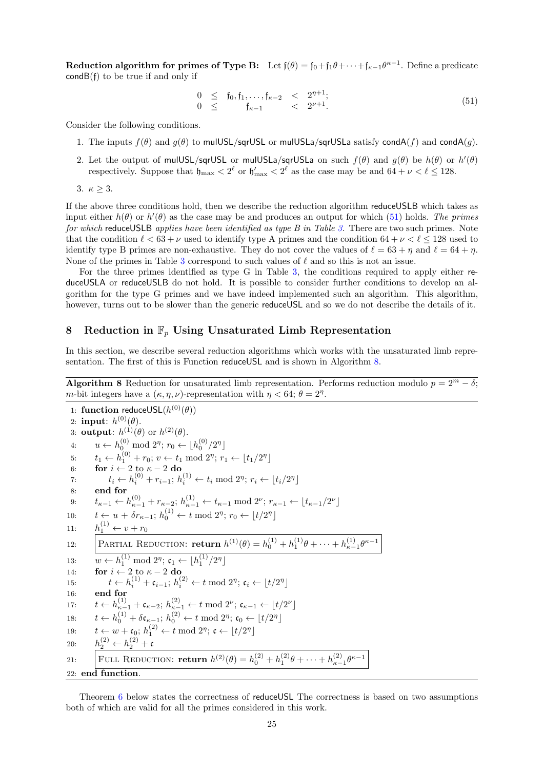**Reduction algorithm for primes of Type B:** Let $\mathfrak{f}(\theta) = \mathfrak{f}_0 + \mathfrak{f}_1\theta + \cdots + \mathfrak{f}_{\kappa-1}\theta^{\kappa-1}$. Define a predicate $\mathsf{condB}(\mathfrak{f})$ to be true if and only if

$$\begin{array}{rcccl} 0 & \leq & \mathfrak{f}_0, \mathfrak{f}_1, \ldots, \mathfrak{f}_{\kappa-2} & < & 2^{\eta+1}; \\ 0 & \leq & \mathfrak{f}_{\kappa-1} & < & 2^{\nu+1}. \end{array} \tag{51}$$

Consider the following conditions.

1. The inputs $f(\theta)$ and $g(\theta)$ to mulUSL/sqrUSL or mulUSLa/sqrUSLa satisfy $\mathsf{condA}(f)$ and $\mathsf{condA}(g)$.
2. Let the output of mulUSL/sqrUSL or mulUSLa/sqrUSLa on such $f(\theta)$ and $g(\theta)$ be $h(\theta)$ or $h'(\theta)$ respectively. Suppose that $\mathfrak{h}_{\max} < 2^{\ell}$ or $\mathfrak{h}'_{\max} < 2^{\ell}$ as the case may be and $64 + \nu < \ell \leq 128$.
3. $\kappa \geq 3$.

If the above three conditions hold, then we describe the reduction algorithm reduceUSLB which takes as input either $h(\theta)$ or $h'(\theta)$ as the case may be and produces an output for which (51) holds. *The primes for which* reduceUSLB *applies have been identified as type B in Table 3.* There are two such primes. Note that the condition $\ell < 63 + \nu$ used to identify type A primes and the condition $64 + \nu < \ell \leq 128$ used to identify type B primes are non-exhaustive. They do not cover the values of $\ell = 63 + \eta$ and $\ell = 64 + \eta$. None of the primes in Table 3 correspond to such values of $\ell$ and so this is not an issue.

For the three primes identified as type G in Table 3, the conditions required to apply either reduceUSLA or reduceUSLB do not hold. It is possible to consider further conditions to develop an algorithm for the type G primes and we have indeed implemented such an algorithm. This algorithm, however, turns out to be slower than the generic reduceUSL and so we do not describe the details of it.

## 8 Reduction in $\mathbb{F}_p$ Using Unsaturated Limb Representation

In this section, we describe several reduction algorithms which works with the unsaturated limb representation. The first of this is Function reduceUSL and is shown in Algorithm 8.

**Algorithm 8** Reduction for unsaturated limb representation. Performs reduction modulo $p = 2^m - \delta$; $m$-bit integers have a $(\kappa, \eta, \nu)$-representation with $\eta < 64$; $\theta = 2^{\eta}$.

```
1:  function reduceUSL(h^(0)(θ))
2:  input: h^(0)(θ).
3:  output: h^(1)(θ) or h^(2)(θ).
4:      u ← h_0^(0) mod 2^η; r_0 ← ⌊h_0^(0)/2^η⌋
5:      t_1 ← h_1^(0) + r_0; v ← t_1 mod 2^η; r_1 ← ⌊t_1/2^η⌋
6:      for i ← 2 to κ − 2 do
7:          t_i ← h_i^(0) + r_{i−1}; h_i^(1) ← t_i mod 2^η; r_i ← ⌊t_i/2^η⌋
8:      end for
9:      t_{κ−1} ← h_{κ−1}^(0) + r_{κ−2}; h_{κ−1}^(1) ← t_{κ−1} mod 2^ν; r_{κ−1} ← ⌊t_{κ−1}/2^ν⌋
10:     t ← u + δ r_{κ−1}; h_0^(1) ← t mod 2^η; r_0 ← ⌊t/2^η⌋
11:     h_1^(1) ← v + r_0
12:     PARTIAL REDUCTION: return h^(1)(θ) = h_0^(1) + h_1^(1)θ + ··· + h_{κ−1}^(1)θ^{κ−1}
13:     w ← h_1^(1) mod 2^η; 𝔠_1 ← ⌊h_1^(1)/2^η⌋
14:     for i ← 2 to κ − 2 do
15:         t ← h_i^(1) + 𝔠_{i−1}; h_i^(2) ← t mod 2^η; 𝔠_i ← ⌊t/2^η⌋
16:     end for
17:     t ← h_{κ−1}^(1) + 𝔠_{κ−2}; h_{κ−1}^(2) ← t mod 2^ν; 𝔠_{κ−1} ← ⌊t/2^ν⌋
18:     t ← h_0^(1) + δ𝔠_{κ−1}; h_0^(2) ← t mod 2^η; 𝔠_0 ← ⌊t/2^η⌋
19:     t ← w + 𝔠_0; h_1^(2) ← t mod 2^η; 𝔠 ← ⌊t/2^η⌋
20:     h_2^(2) ← h_2^(2) + 𝔠
21:     FULL REDUCTION: return h^(2)(θ) = h_0^(2) + h_1^(2)θ + ··· + h_{κ−1}^(2)θ^{κ−1}
22: end function.
```

Theorem 6 below states the correctness of reduceUSL The correctness is based on two assumptions both of which are valid for all the primes considered in this work.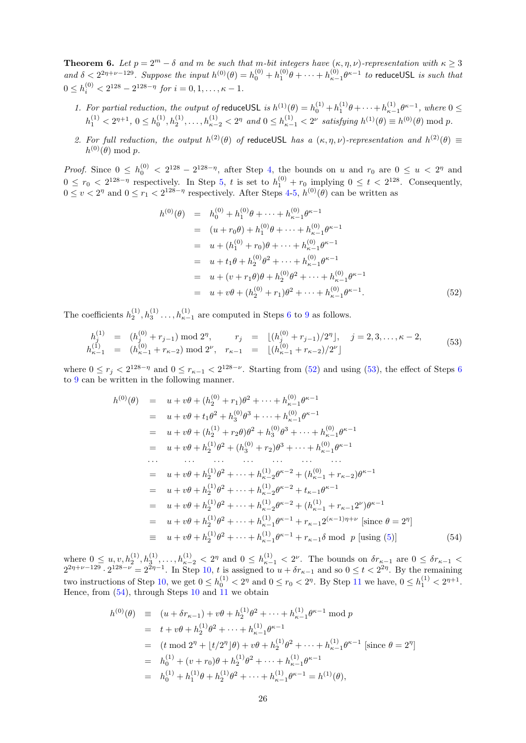**Theorem 6.** *Let $p = 2^m - \delta$ and $m$ be such that $m$-bit integers have $(\kappa, \eta, \nu)$-representation with $\kappa \geq 3$ and $\delta < 2^{2\eta+\nu-129}$. Suppose the input $h^{(0)}(\theta) = h_0^{(0)} + h_1^{(0)}\theta + \cdots + h_{\kappa-1}^{(0)}\theta^{\kappa-1}$ to* reduceUSL *is such that $0 \leq h_i^{(0)} < 2^{128} - 2^{128-\eta}$ for $i = 0, 1, \ldots, \kappa - 1$.*

1. *For partial reduction, the output of* reduceUSL *is $h^{(1)}(\theta) = h_0^{(1)} + h_1^{(1)}\theta + \cdots + h_{\kappa-1}^{(1)}\theta^{\kappa-1}$, where $0 \leq h_1^{(1)} < 2^{\eta+1}$, $0 \leq h_0^{(1)}, h_2^{(1)}, \ldots, h_{\kappa-2}^{(1)} < 2^\eta$ and $0 \leq h_{\kappa-1}^{(1)} < 2^\nu$ satisfying $h^{(1)}(\theta) \equiv h^{(0)}(\theta) \bmod p$.*

2. *For full reduction, the output $h^{(2)}(\theta)$ of* reduceUSL *has a $(\kappa, \eta, \nu)$-representation and $h^{(2)}(\theta) \equiv h^{(0)}(\theta) \bmod p$.*

*Proof.* Since $0 \leq h_0^{(0)} < 2^{128} - 2^{128-\eta}$, after Step 4, the bounds on $u$ and $r_0$ are $0 \leq u < 2^\eta$ and $0 \leq r_0 < 2^{128-\eta}$ respectively. In Step 5, $t$ is set to $h_1^{(0)} + r_0$ implying $0 \leq t < 2^{128}$. Consequently, $0 \leq v < 2^\eta$ and $0 \leq r_1 < 2^{128-\eta}$ respectively. After Steps 4-5, $h^{(0)}(\theta)$ can be written as

$$
\begin{aligned}
h^{(0)}(\theta) &= h_0^{(0)} + h_1^{(0)}\theta + \cdots + h_{\kappa-1}^{(0)}\theta^{\kappa-1} \\
&= (u + r_0\theta) + h_1^{(0)}\theta + \cdots + h_{\kappa-1}^{(0)}\theta^{\kappa-1} \\
&= u + (h_1^{(0)} + r_0)\theta + \cdots + h_{\kappa-1}^{(0)}\theta^{\kappa-1} \\
&= u + t_1\theta + h_2^{(0)}\theta^2 + \cdots + h_{\kappa-1}^{(0)}\theta^{\kappa-1} \\
&= u + (v + r_1\theta)\theta + h_2^{(0)}\theta^2 + \cdots + h_{\kappa-1}^{(0)}\theta^{\kappa-1} \\
&= u + v\theta + (h_2^{(0)} + r_1)\theta^2 + \cdots + h_{\kappa-1}^{(0)}\theta^{\kappa-1}.
\end{aligned} \tag{52}
$$

The coefficients $h_2^{(1)}, h_3^{(1)} \ldots, h_{\kappa-1}^{(1)}$ are computed in Steps 6 to 9 as follows.

$$
\begin{aligned}
h_j^{(1)} &= (h_j^{(0)} + r_{j-1}) \bmod 2^\eta, & r_j &= \lfloor (h_j^{(0)} + r_{j-1})/2^\eta \rfloor, \quad j = 2, 3, \ldots, \kappa - 2, \\
h_{\kappa-1}^{(1)} &= (h_{\kappa-1}^{(0)} + r_{\kappa-2}) \bmod 2^\nu, & r_{\kappa-1} &= \lfloor (h_{\kappa-1}^{(0)} + r_{\kappa-2})/2^\nu \rfloor
\end{aligned} \tag{53}
$$

where $0 \leq r_j < 2^{128-\eta}$ and $0 \leq r_{\kappa-1} < 2^{128-\nu}$. Starting from (52) and using (53), the effect of Steps 6 to 9 can be written in the following manner.

$$
\begin{aligned}
h^{(0)}(\theta) &= u + v\theta + (h_2^{(0)} + r_1)\theta^2 + \cdots + h_{\kappa-1}^{(0)}\theta^{\kappa-1} \\
&= u + v\theta + t_1\theta^2 + h_3^{(0)}\theta^3 + \cdots + h_{\kappa-1}^{(0)}\theta^{\kappa-1} \\
&= u + v\theta + (h_2^{(1)} + r_2\theta)\theta^2 + h_3^{(0)}\theta^3 + \cdots + h_{\kappa-1}^{(0)}\theta^{\kappa-1} \\
&= u + v\theta + h_2^{(1)}\theta^2 + (h_3^{(0)} + r_2)\theta^3 + \cdots + h_{\kappa-1}^{(0)}\theta^{\kappa-1} \\
\cdots & \quad \cdots \quad \cdots \quad \cdots \quad \cdots \quad \cdots \quad \cdots \\
&= u + v\theta + h_2^{(1)}\theta^2 + \cdots + h_{\kappa-2}^{(1)}\theta^{\kappa-2} + (h_{\kappa-1}^{(0)} + r_{\kappa-2})\theta^{\kappa-1} \\
&= u + v\theta + h_2^{(1)}\theta^2 + \cdots + h_{\kappa-2}^{(1)}\theta^{\kappa-2} + t_{\kappa-1}\theta^{\kappa-1} \\
&= u + v\theta + h_2^{(1)}\theta^2 + \cdots + h_{\kappa-2}^{(1)}\theta^{\kappa-2} + (h_{\kappa-1}^{(1)} + r_{\kappa-1}2^\nu)\theta^{\kappa-1} \\
&= u + v\theta + h_2^{(1)}\theta^2 + \cdots + h_{\kappa-1}^{(1)}\theta^{\kappa-1} + r_{\kappa-1}2^{(\kappa-1)\eta+\nu} \text{ [since } \theta = 2^\eta] \\
&\equiv u + v\theta + h_2^{(1)}\theta^2 + \cdots + h_{\kappa-1}^{(1)}\theta^{\kappa-1} + r_{\kappa-1}\delta \bmod p \text{ [using (5)]}
\end{aligned} \tag{54}
$$

where $0 \leq u, v, h_2^{(1)}, h_3^{(1)}, \ldots, h_{\kappa-2}^{(1)} < 2^\eta$ and $0 \leq h_{\kappa-1}^{(1)} < 2^\nu$. The bounds on $\delta r_{\kappa-1}$ are $0 \leq \delta r_{\kappa-1} < 2^{2\eta+\nu-129} \cdot 2^{128-\nu} = 2^{2\eta-1}$. In Step 10, $t$ is assigned to $u + \delta r_{\kappa-1}$ and so $0 \leq t < 2^{2\eta}$. By the remaining two instructions of Step 10, we get $0 \leq h_0^{(1)} < 2^\eta$ and $0 \leq r_0 < 2^\eta$. By Step 11 we have, $0 \leq h_1^{(1)} < 2^{\eta+1}$. Hence, from (54), through Steps 10 and 11 we obtain

$$
\begin{aligned}
h^{(0)}(\theta) &\equiv (u + \delta r_{\kappa-1}) + v\theta + h_2^{(1)}\theta^2 + \cdots + h_{\kappa-1}^{(1)}\theta^{\kappa-1} \bmod p \\
&= t + v\theta + h_2^{(1)}\theta^2 + \cdots + h_{\kappa-1}^{(1)}\theta^{\kappa-1} \\
&= (t \bmod 2^\eta + \lfloor t/2^\eta \rfloor \theta) + v\theta + h_2^{(1)}\theta^2 + \cdots + h_{\kappa-1}^{(1)}\theta^{\kappa-1} \text{ [since } \theta = 2^\eta] \\
&= h_0^{(1)} + (v + r_0)\theta + h_2^{(1)}\theta^2 + \cdots + h_{\kappa-1}^{(1)}\theta^{\kappa-1} \\
&= h_0^{(1)} + h_1^{(1)}\theta + h_2^{(1)}\theta^2 + \cdots + h_{\kappa-1}^{(1)}\theta^{\kappa-1} = h^{(1)}(\theta),
\end{aligned}
$$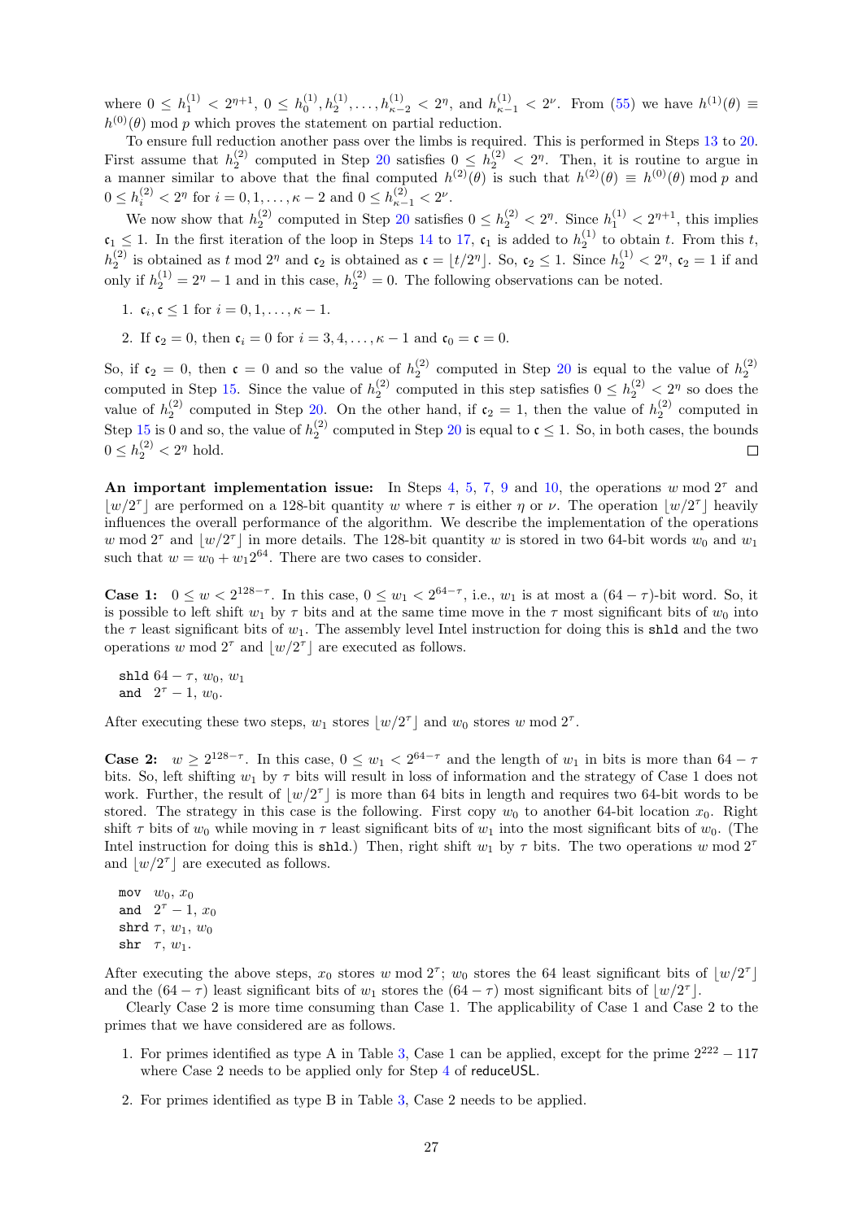where $0 \leq h_1^{(1)} < 2^{\eta+1}$, $0 \leq h_0^{(1)}, h_2^{(1)}, \ldots, h_{\kappa-2}^{(1)} < 2^{\eta}$, and $h_{\kappa-1}^{(1)} < 2^{\nu}$. From (55) we have $h^{(1)}(\theta) \equiv h^{(0)}(\theta) \bmod p$ which proves the statement on partial reduction.

To ensure full reduction another pass over the limbs is required. This is performed in Steps 13 to 20. First assume that $h_2^{(2)}$ computed in Step 20 satisfies $0 \leq h_2^{(2)} < 2^{\eta}$. Then, it is routine to argue in a manner similar to above that the final computed $h^{(2)}(\theta)$ is such that $h^{(2)}(\theta) \equiv h^{(0)}(\theta) \bmod p$ and $0 \leq h_i^{(2)} < 2^{\eta}$ for $i = 0, 1, \ldots, \kappa - 2$ and $0 \leq h_{\kappa-1}^{(2)} < 2^{\nu}$.

We now show that $h_2^{(2)}$ computed in Step 20 satisfies $0 \leq h_2^{(2)} < 2^{\eta}$. Since $h_1^{(1)} < 2^{\eta+1}$, this implies $\mathfrak{c}_1 \leq 1$. In the first iteration of the loop in Steps 14 to 17, $\mathfrak{c}_1$ is added to $h_2^{(1)}$ to obtain $t$. From this $t$, $h_2^{(2)}$ is obtained as $t \bmod 2^{\eta}$ and $\mathfrak{c}_2$ is obtained as $\mathfrak{c} = \lfloor t/2^{\eta} \rfloor$. So, $\mathfrak{c}_2 \leq 1$. Since $h_2^{(1)} < 2^{\eta}$, $\mathfrak{c}_2 = 1$ if and only if $h_2^{(1)} = 2^{\eta} - 1$ and in this case, $h_2^{(2)} = 0$. The following observations can be noted.

1. $\mathfrak{c}_i, \mathfrak{c} \leq 1$ for $i = 0, 1, \ldots, \kappa - 1$.
2. If $\mathfrak{c}_2 = 0$, then $\mathfrak{c}_i = 0$ for $i = 3, 4, \ldots, \kappa - 1$ and $\mathfrak{c}_0 = \mathfrak{c} = 0$.

So, if $\mathfrak{c}_2 = 0$, then $\mathfrak{c} = 0$ and so the value of $h_2^{(2)}$ computed in Step 20 is equal to the value of $h_2^{(2)}$ computed in Step 15. Since the value of $h_2^{(2)}$ computed in this step satisfies $0 \leq h_2^{(2)} < 2^{\eta}$ so does the value of $h_2^{(2)}$ computed in Step 20. On the other hand, if $\mathfrak{c}_2 = 1$, then the value of $h_2^{(2)}$ computed in Step 15 is 0 and so, the value of $h_2^{(2)}$ computed in Step 20 is equal to $\mathfrak{c} \leq 1$. So, in both cases, the bounds $0 \leq h_2^{(2)} < 2^{\eta}$ hold. □

**An important implementation issue:** In Steps 4, 5, 7, 9 and 10, the operations $w \bmod 2^{\tau}$ and $\lfloor w/2^{\tau} \rfloor$ are performed on a 128-bit quantity $w$ where $\tau$ is either $\eta$ or $\nu$. The operation $\lfloor w/2^{\tau} \rfloor$ heavily influences the overall performance of the algorithm. We describe the implementation of the operations $w \bmod 2^{\tau}$ and $\lfloor w/2^{\tau} \rfloor$ in more details. The 128-bit quantity $w$ is stored in two 64-bit words $w_0$ and $w_1$ such that $w = w_0 + w_1 2^{64}$. There are two cases to consider.

**Case 1:** $0 \leq w < 2^{128-\tau}$. In this case, $0 \leq w_1 < 2^{64-\tau}$, i.e., $w_1$ is at most a $(64-\tau)$-bit word. So, it is possible to left shift $w_1$ by $\tau$ bits and at the same time move in the $\tau$ most significant bits of $w_0$ into the $\tau$ least significant bits of $w_1$. The assembly level Intel instruction for doing this is `shld` and the two operations $w \bmod 2^{\tau}$ and $\lfloor w/2^{\tau} \rfloor$ are executed as follows.

```
shld 64 − τ, w0, w1
and  2^τ − 1, w0.
```

After executing these two steps, $w_1$ stores $\lfloor w/2^{\tau} \rfloor$ and $w_0$ stores $w \bmod 2^{\tau}$.

**Case 2:** $w \geq 2^{128-\tau}$. In this case, $0 \leq w_1 < 2^{64-\tau}$ and the length of $w_1$ in bits is more than $64 - \tau$ bits. So, left shifting $w_1$ by $\tau$ bits will result in loss of information and the strategy of Case 1 does not work. Further, the result of $\lfloor w/2^{\tau} \rfloor$ is more than 64 bits in length and requires two 64-bit words to be stored. The strategy in this case is the following. First copy $w_0$ to another 64-bit location $x_0$. Right shift $\tau$ bits of $w_0$ while moving in $\tau$ least significant bits of $w_1$ into the most significant bits of $w_0$. (The Intel instruction for doing this is `shld`.) Then, right shift $w_1$ by $\tau$ bits. The two operations $w \bmod 2^{\tau}$ and $\lfloor w/2^{\tau} \rfloor$ are executed as follows.

```
mov  w0, x0
and  2^τ − 1, x0
shrd τ, w1, w0
shr  τ, w1.
```

After executing the above steps, $x_0$ stores $w \bmod 2^{\tau}$; $w_0$ stores the 64 least significant bits of $\lfloor w/2^{\tau} \rfloor$ and the $(64-\tau)$ least significant bits of $w_1$ stores the $(64-\tau)$ most significant bits of $\lfloor w/2^{\tau} \rfloor$.

Clearly Case 2 is more time consuming than Case 1. The applicability of Case 1 and Case 2 to the primes that we have considered are as follows.

1. For primes identified as type A in Table 3, Case 1 can be applied, except for the prime $2^{222} - 117$ where Case 2 needs to be applied only for Step 4 of reduceUSL.
2. For primes identified as type B in Table 3, Case 2 needs to be applied.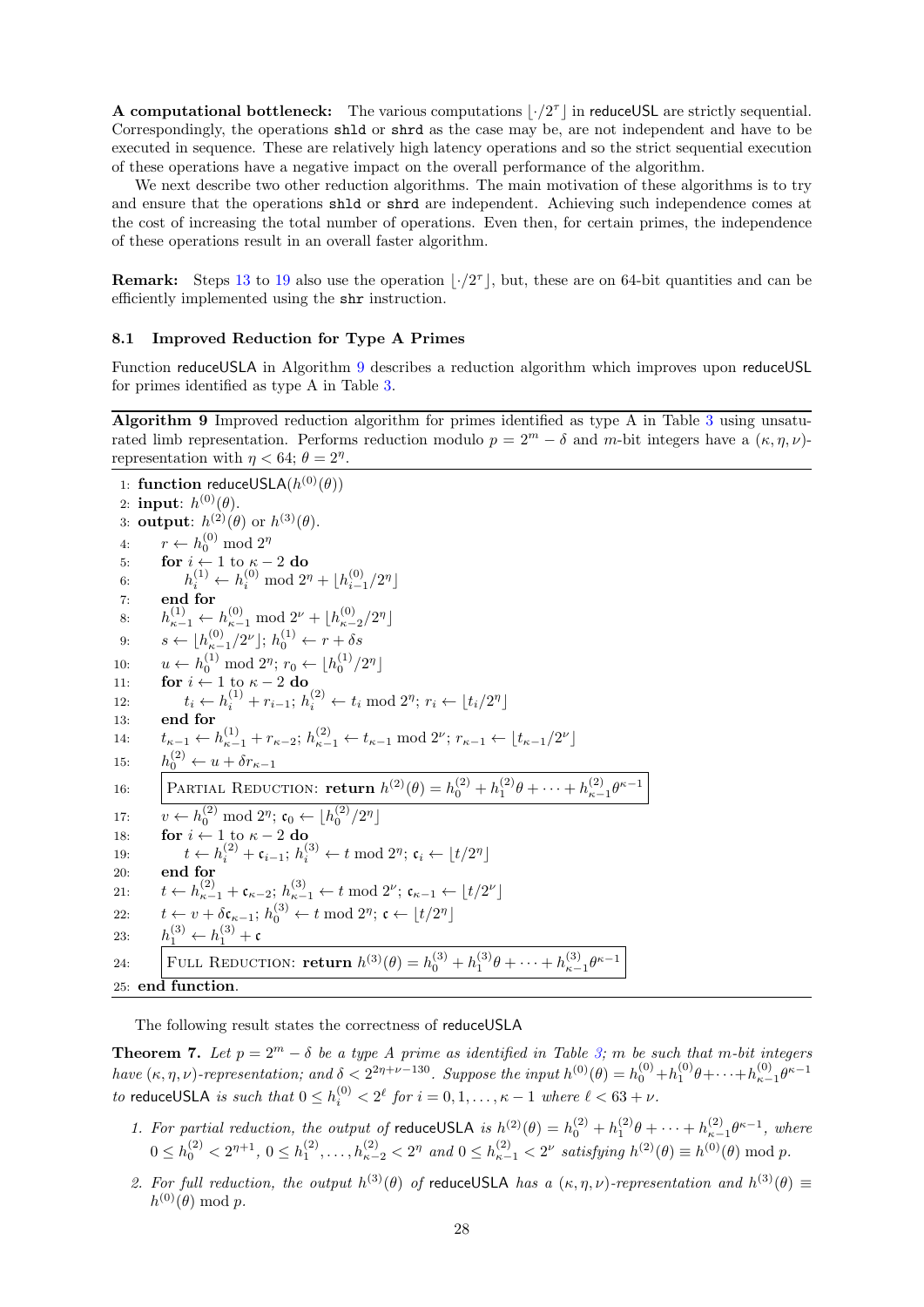**A computational bottleneck:** The various computations $\lfloor \cdot/2^{\tau} \rfloor$ in reduceUSL are strictly sequential. Correspondingly, the operations shld or shrd as the case may be, are not independent and have to be executed in sequence. These are relatively high latency operations and so the strict sequential execution of these operations have a negative impact on the overall performance of the algorithm.

We next describe two other reduction algorithms. The main motivation of these algorithms is to try and ensure that the operations shld or shrd are independent. Achieving such independence comes at the cost of increasing the total number of operations. Even then, for certain primes, the independence of these operations result in an overall faster algorithm.

**Remark:** Steps 13 to 19 also use the operation $\lfloor \cdot/2^{\tau} \rfloor$, but, these are on 64-bit quantities and can be efficiently implemented using the shr instruction.

### 8.1 Improved Reduction for Type A Primes

Function reduceUSLA in Algorithm 9 describes a reduction algorithm which improves upon reduceUSL for primes identified as type A in Table 3.

**Algorithm 9** Improved reduction algorithm for primes identified as type A in Table 3 using unsaturated limb representation. Performs reduction modulo $p = 2^m - \delta$ and $m$-bit integers have a $(\kappa, \eta, \nu)$-representation with $\eta < 64$; $\theta = 2^{\eta}$.

```
1:  function reduceUSLA(h^(0)(θ))
2:  input: h^(0)(θ).
3:  output: h^(2)(θ) or h^(3)(θ).
4:      r ← h_0^(0) mod 2^η
5:      for i ← 1 to κ − 2 do
6:          h_i^(1) ← h_i^(0) mod 2^η + ⌊h_{i−1}^(0)/2^η⌋
7:      end for
8:      h_{κ−1}^(1) ← h_{κ−1}^(0) mod 2^ν + ⌊h_{κ−2}^(0)/2^η⌋
9:      s ← ⌊h_{κ−1}^(0)/2^ν⌋; h_0^(1) ← r + δs
10:     u ← h_0^(1) mod 2^η; r_0 ← ⌊h_0^(1)/2^η⌋
11:     for i ← 1 to κ − 2 do
12:         t_i ← h_i^(1) + r_{i−1}; h_i^(2) ← t_i mod 2^η; r_i ← ⌊t_i/2^η⌋
13:     end for
14:     t_{κ−1} ← h_{κ−1}^(1) + r_{κ−2}; h_{κ−1}^(2) ← t_{κ−1} mod 2^ν; r_{κ−1} ← ⌊t_{κ−1}/2^ν⌋
15:     h_0^(2) ← u + δr_{κ−1}
16:     PARTIAL REDUCTION: return h^(2)(θ) = h_0^(2) + h_1^(2)θ + ··· + h_{κ−1}^(2)θ^{κ−1}
17:     v ← h_0^(2) mod 2^η; c_0 ← ⌊h_0^(2)/2^η⌋
18:     for i ← 1 to κ − 2 do
19:         t ← h_i^(2) + c_{i−1}; h_i^(3) ← t mod 2^η; c_i ← ⌊t/2^η⌋
20:     end for
21:     t ← h_{κ−1}^(2) + c_{κ−2}; h_{κ−1}^(3) ← t mod 2^ν; c_{κ−1} ← ⌊t/2^ν⌋
22:     t ← v + δc_{κ−1}; h_0^(3) ← t mod 2^η; c ← ⌊t/2^η⌋
23:     h_1^(3) ← h_1^(3) + c
24:     FULL REDUCTION: return h^(3)(θ) = h_0^(3) + h_1^(3)θ + ··· + h_{κ−1}^(3)θ^{κ−1}
25: end function.
```

The following result states the correctness of reduceUSLA

**Theorem 7.** *Let $p = 2^m - \delta$ be a type A prime as identified in Table 3; $m$ be such that $m$-bit integers have $(\kappa, \eta, \nu)$-representation; and $\delta < 2^{2\eta+\nu-130}$. Suppose the input $h^{(0)}(\theta) = h_0^{(0)} + h_1^{(0)}\theta + \cdots + h_{\kappa-1}^{(0)}\theta^{\kappa-1}$ to* reduceUSLA *is such that $0 \leq h_i^{(0)} < 2^{\ell}$ for $i = 0, 1, \ldots, \kappa - 1$ where $\ell < 63 + \nu$.*

1. *For partial reduction, the output of* reduceUSLA *is $h^{(2)}(\theta) = h_0^{(2)} + h_1^{(2)}\theta + \cdots + h_{\kappa-1}^{(2)}\theta^{\kappa-1}$, where $0 \leq h_0^{(2)} < 2^{\eta+1}$, $0 \leq h_1^{(2)}, \ldots, h_{\kappa-2}^{(2)} < 2^{\eta}$ and $0 \leq h_{\kappa-1}^{(2)} < 2^{\nu}$ satisfying $h^{(2)}(\theta) \equiv h^{(0)}(\theta) \bmod p$.*
2. *For full reduction, the output $h^{(3)}(\theta)$ of* reduceUSLA *has a $(\kappa, \eta, \nu)$-representation and $h^{(3)}(\theta) \equiv h^{(0)}(\theta) \bmod p$.*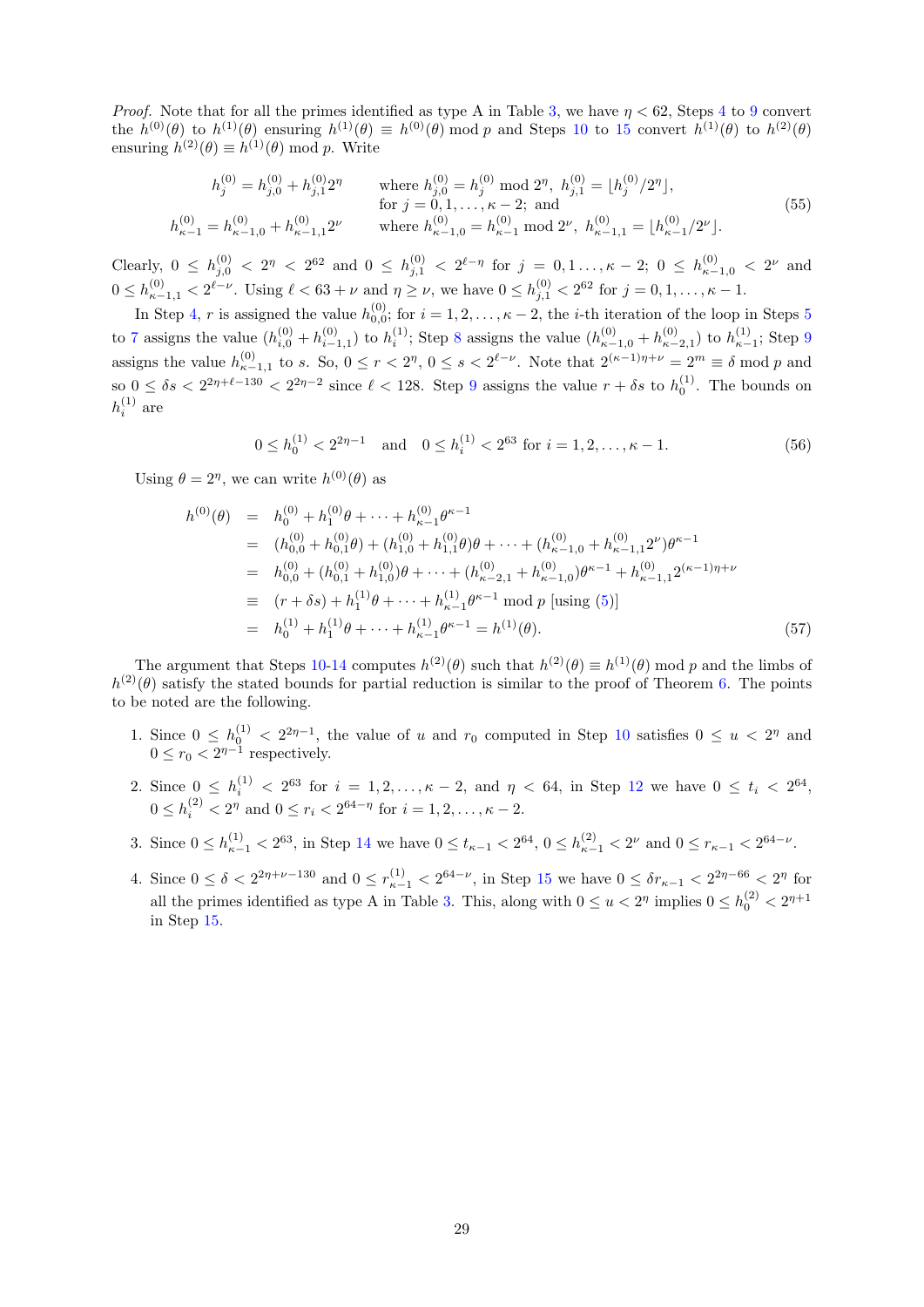*Proof.* Note that for all the primes identified as type A in Table 3, we have $\eta < 62$, Steps 4 to 9 convert the $h^{(0)}(\theta)$ to $h^{(1)}(\theta)$ ensuring $h^{(1)}(\theta) \equiv h^{(0)}(\theta) \bmod p$ and Steps 10 to 15 convert $h^{(1)}(\theta)$ to $h^{(2)}(\theta)$ ensuring $h^{(2)}(\theta) \equiv h^{(1)}(\theta) \bmod p$. Write

$$
\begin{array}{lll}
h_j^{(0)} = h_{j,0}^{(0)} + h_{j,1}^{(0)} 2^\eta & \text{where } h_{j,0}^{(0)} = h_j^{(0)} \bmod 2^\eta,\ h_{j,1}^{(0)} = \lfloor h_j^{(0)}/2^\eta \rfloor, \\
 & \text{for } j = 0, 1, \ldots, \kappa - 2; \text{ and} \\
h_{\kappa-1}^{(0)} = h_{\kappa-1,0}^{(0)} + h_{\kappa-1,1}^{(0)} 2^\nu & \text{where } h_{\kappa-1,0}^{(0)} = h_{\kappa-1}^{(0)} \bmod 2^\nu,\ h_{\kappa-1,1}^{(0)} = \lfloor h_{\kappa-1}^{(0)}/2^\nu \rfloor.
\end{array} \tag{55}
$$

Clearly, $0 \leq h_{j,0}^{(0)} < 2^\eta < 2^{62}$ and $0 \leq h_{j,1}^{(0)} < 2^{\ell-\eta}$ for $j = 0, 1 \ldots, \kappa - 2$; $0 \leq h_{\kappa-1,0}^{(0)} < 2^\nu$ and $0 \leq h_{\kappa-1,1}^{(0)} < 2^{\ell-\nu}$. Using $\ell < 63 + \nu$ and $\eta \geq \nu$, we have $0 \leq h_{j,1}^{(0)} < 2^{62}$ for $j = 0, 1, \ldots, \kappa - 1$.

In Step 4, $r$ is assigned the value $h_{0,0}^{(0)}$; for $i = 1, 2, \ldots, \kappa - 2$, the $i$-th iteration of the loop in Steps 5 to 7 assigns the value $(h_{i,0}^{(0)} + h_{i-1,1}^{(0)})$ to $h_i^{(1)}$; Step 8 assigns the value $(h_{\kappa-1,0}^{(0)} + h_{\kappa-2,1}^{(0)})$ to $h_{\kappa-1}^{(1)}$; Step 9 assigns the value $h_{\kappa-1,1}^{(0)}$ to $s$. So, $0 \leq r < 2^\eta$, $0 \leq s < 2^{\ell-\nu}$. Note that $2^{(\kappa-1)\eta+\nu} = 2^m \equiv \delta \bmod p$ and so $0 \leq \delta s < 2^{2\eta+\ell-130} < 2^{2\eta-2}$ since $\ell < 128$. Step 9 assigns the value $r + \delta s$ to $h_0^{(1)}$. The bounds on $h_i^{(1)}$ are

$$
0 \leq h_0^{(1)} < 2^{2\eta-1} \quad \text{and} \quad 0 \leq h_i^{(1)} < 2^{63} \text{ for } i = 1, 2, \ldots, \kappa - 1. \tag{56}
$$

Using $\theta = 2^\eta$, we can write $h^{(0)}(\theta)$ as

$$
\begin{aligned}
h^{(0)}(\theta) &= h_0^{(0)} + h_1^{(0)}\theta + \cdots + h_{\kappa-1}^{(0)}\theta^{\kappa-1} \\
&= (h_{0,0}^{(0)} + h_{0,1}^{(0)}\theta) + (h_{1,0}^{(0)} + h_{1,1}^{(0)}\theta)\theta + \cdots + (h_{\kappa-1,0}^{(0)} + h_{\kappa-1,1}^{(0)}2^\nu)\theta^{\kappa-1} \\
&= h_{0,0}^{(0)} + (h_{0,1}^{(0)} + h_{1,0}^{(0)})\theta + \cdots + (h_{\kappa-2,1}^{(0)} + h_{\kappa-1,0}^{(0)})\theta^{\kappa-1} + h_{\kappa-1,1}^{(0)}2^{(\kappa-1)\eta+\nu} \\
&\equiv (r + \delta s) + h_1^{(1)}\theta + \cdots + h_{\kappa-1}^{(1)}\theta^{\kappa-1} \bmod p \text{ [using (5)]} \\
&= h_0^{(1)} + h_1^{(1)}\theta + \cdots + h_{\kappa-1}^{(1)}\theta^{\kappa-1} = h^{(1)}(\theta).
\end{aligned} \tag{57}
$$

The argument that Steps 10-14 computes $h^{(2)}(\theta)$ such that $h^{(2)}(\theta) \equiv h^{(1)}(\theta) \bmod p$ and the limbs of $h^{(2)}(\theta)$ satisfy the stated bounds for partial reduction is similar to the proof of Theorem 6. The points to be noted are the following.

1. Since $0 \leq h_0^{(1)} < 2^{2\eta-1}$, the value of $u$ and $r_0$ computed in Step 10 satisfies $0 \leq u < 2^\eta$ and $0 \leq r_0 < 2^{\eta-1}$ respectively.
2. Since $0 \leq h_i^{(1)} < 2^{63}$ for $i = 1, 2, \ldots, \kappa - 2$, and $\eta < 64$, in Step 12 we have $0 \leq t_i < 2^{64}$, $0 \leq h_i^{(2)} < 2^\eta$ and $0 \leq r_i < 2^{64-\eta}$ for $i = 1, 2, \ldots, \kappa - 2$.
3. Since $0 \leq h_{\kappa-1}^{(1)} < 2^{63}$, in Step 14 we have $0 \leq t_{\kappa-1} < 2^{64}$, $0 \leq h_{\kappa-1}^{(2)} < 2^\nu$ and $0 \leq r_{\kappa-1} < 2^{64-\nu}$.
4. Since $0 \leq \delta < 2^{2\eta+\nu-130}$ and $0 \leq r_{\kappa-1}^{(1)} < 2^{64-\nu}$, in Step 15 we have $0 \leq \delta r_{\kappa-1} < 2^{2\eta-66} < 2^\eta$ for all the primes identified as type A in Table 3. This, along with $0 \leq u < 2^\eta$ implies $0 \leq h_0^{(2)} < 2^{\eta+1}$ in Step 15.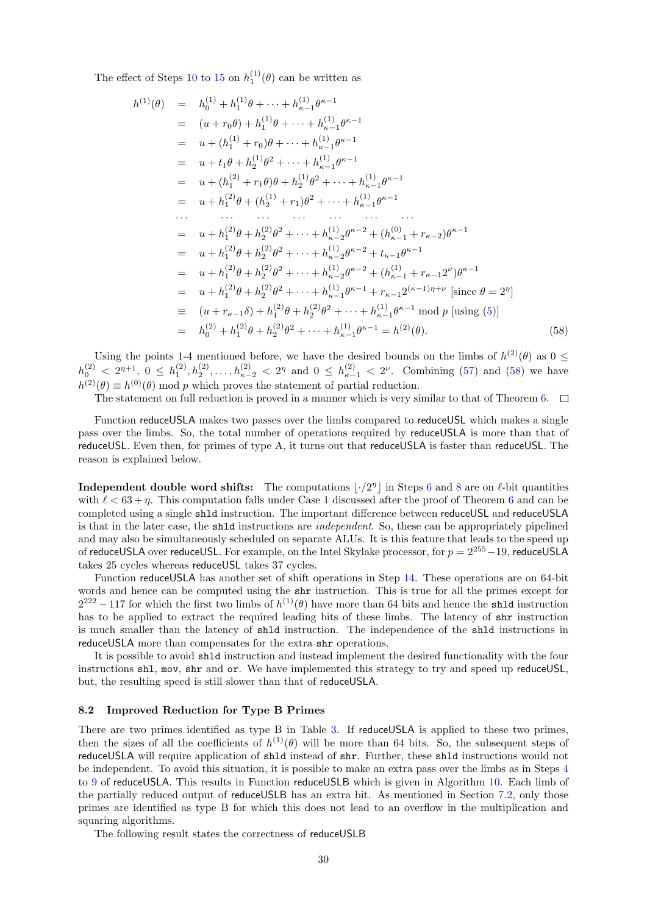The effect of Steps 10 to 15 on $h_1^{(1)}(\theta)$ can be written as

$$
\begin{aligned}
h^{(1)}(\theta) &= h_0^{(1)} + h_1^{(1)}\theta + \cdots + h_{\kappa-1}^{(1)}\theta^{\kappa-1} \\
&= (u + r_0\theta) + h_1^{(1)}\theta + \cdots + h_{\kappa-1}^{(1)}\theta^{\kappa-1} \\
&= u + (h_1^{(1)} + r_0)\theta + \cdots + h_{\kappa-1}^{(1)}\theta^{\kappa-1} \\
&= u + t_1\theta + h_2^{(1)}\theta^2 + \cdots + h_{\kappa-1}^{(1)}\theta^{\kappa-1} \\
&= u + (h_1^{(2)} + r_1\theta)\theta + h_2^{(1)}\theta^2 + \cdots + h_{\kappa-1}^{(1)}\theta^{\kappa-1} \\
&= u + h_1^{(2)}\theta + (h_2^{(1)} + r_1)\theta^2 + \cdots + h_{\kappa-1}^{(1)}\theta^{\kappa-1} \\
&\cdots \quad \cdots \quad \cdots \quad \cdots \quad \cdots \quad \cdots \quad \cdots \\
&= u + h_1^{(2)}\theta + h_2^{(2)}\theta^2 + \cdots + h_{\kappa-2}^{(1)}\theta^{\kappa-2} + (h_{\kappa-1}^{(0)} + r_{\kappa-2})\theta^{\kappa-1} \\
&= u + h_1^{(2)}\theta + h_2^{(2)}\theta^2 + \cdots + h_{\kappa-2}^{(1)}\theta^{\kappa-2} + t_{\kappa-1}\theta^{\kappa-1} \\
&= u + h_1^{(2)}\theta + h_2^{(2)}\theta^2 + \cdots + h_{\kappa-2}^{(1)}\theta^{\kappa-2} + (h_{\kappa-1}^{(1)} + r_{\kappa-1}2^{\nu})\theta^{\kappa-1} \\
&= u + h_1^{(2)}\theta + h_2^{(2)}\theta^2 + \cdots + h_{\kappa-1}^{(1)}\theta^{\kappa-1} + r_{\kappa-1}2^{(\kappa-1)\eta+\nu} \text{ [since } \theta = 2^{\eta}\text{]} \\
&\equiv (u + r_{\kappa-1}\delta) + h_1^{(2)}\theta + h_2^{(2)}\theta^2 + \cdots + h_{\kappa-1}^{(1)}\theta^{\kappa-1} \bmod p \text{ [using (5)]} \\
&= h_0^{(2)} + h_1^{(2)}\theta + h_2^{(2)}\theta^2 + \cdots + h_{\kappa-1}^{(1)}\theta^{\kappa-1} = h^{(2)}(\theta).
\end{aligned}
\tag{58}
$$

Using the points 1-4 mentioned before, we have the desired bounds on the limbs of $h^{(2)}(\theta)$ as $0 \leq h_0^{(2)} < 2^{\eta+1}$, $0 \leq h_1^{(2)}, h_2^{(2)}, \ldots, h_{\kappa-2}^{(2)} < 2^{\eta}$ and $0 \leq h_{\kappa-1}^{(2)} < 2^{\nu}$. Combining (57) and (58) we have $h^{(2)}(\theta) \equiv h^{(0)}(\theta) \bmod p$ which proves the statement of partial reduction.

The statement on full reduction is proved in a manner which is very similar to that of Theorem 6. □

Function reduceUSLA makes two passes over the limbs compared to reduceUSL which makes a single pass over the limbs. So, the total number of operations required by reduceUSLA is more than that of reduceUSL. Even then, for primes of type A, it turns out that reduceUSLA is faster than reduceUSL. The reason is explained below.

**Independent double word shifts:** The computations $\lfloor \cdot/2^{\eta} \rfloor$ in Steps 6 and 8 are on $\ell$-bit quantities with $\ell < 63 + \eta$. This computation falls under Case 1 discussed after the proof of Theorem 6 and can be completed using a single `shld` instruction. The important difference between reduceUSL and reduceUSLA is that in the later case, the `shld` instructions are *independent*. So, these can be appropriately pipelined and may also be simultaneously scheduled on separate ALUs. It is this feature that leads to the speed up of reduceUSLA over reduceUSL. For example, on the Intel Skylake processor, for $p = 2^{255} - 19$, reduceUSLA takes 25 cycles whereas reduceUSL takes 37 cycles.

Function reduceUSLA has another set of shift operations in Step 14. These operations are on 64-bit words and hence can be computed using the `shr` instruction. This is true for all the primes except for $2^{222} - 117$ for which the first two limbs of $h^{(1)}(\theta)$ have more than 64 bits and hence the `shld` instruction has to be applied to extract the required leading bits of these limbs. The latency of `shr` instruction is much smaller than the latency of `shld` instruction. The independence of the `shld` instructions in reduceUSLA more than compensates for the extra `shr` operations.

It is possible to avoid `shld` instruction and instead implement the desired functionality with the four instructions `shl`, `mov`, `shr` and `or`. We have implemented this strategy to try and speed up reduceUSL, but, the resulting speed is still slower than that of reduceUSLA.

### 8.2 Improved Reduction for Type B Primes

There are two primes identified as type B in Table 3. If reduceUSLA is applied to these two primes, then the sizes of all the coefficients of $h^{(1)}(\theta)$ will be more than 64 bits. So, the subsequent steps of reduceUSLA will require application of `shld` instead of `shr`. Further, these `shld` instructions would not be independent. To avoid this situation, it is possible to make an extra pass over the limbs as in Steps 4 to 9 of reduceUSLA. This results in Function reduceUSLB which is given in Algorithm 10. Each limb of the partially reduced output of reduceUSLB has an extra bit. As mentioned in Section 7.2, only those primes are identified as type B for which this does not lead to an overflow in the multiplication and squaring algorithms.

The following result states the correctness of reduceUSLB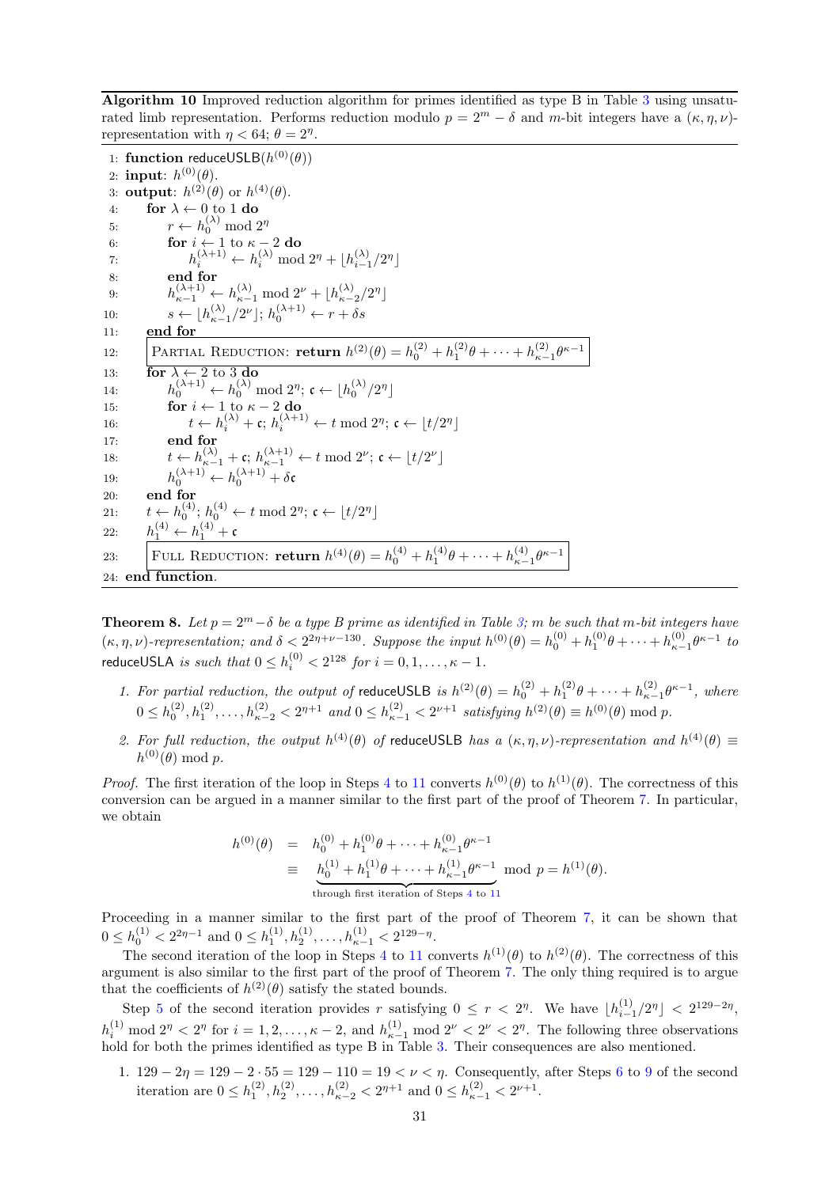**Algorithm 10** Improved reduction algorithm for primes identified as type B in Table 3 using unsaturated limb representation. Performs reduction modulo $p = 2^m - \delta$ and $m$-bit integers have a $(\kappa, \eta, \nu)$-representation with $\eta < 64$; $\theta = 2^\eta$.

```
1: function reduceUSLB(h^(0)(θ))
2: input: h^(0)(θ).
3: output: h^(2)(θ) or h^(4)(θ).
4:    for λ ← 0 to 1 do
5:       r ← h_0^(λ) mod 2^η
6:       for i ← 1 to κ − 2 do
7:          h_i^(λ+1) ← h_i^(λ) mod 2^η + ⌊h_{i−1}^(λ)/2^η⌋
8:       end for
9:       h_{κ−1}^(λ+1) ← h_{κ−1}^(λ) mod 2^ν + ⌊h_{κ−2}^(λ)/2^η⌋
10:      s ← ⌊h_{κ−1}^(λ)/2^ν⌋; h_0^(λ+1) ← r + δs
11:   end for
12:   PARTIAL REDUCTION: return h^(2)(θ) = h_0^(2) + h_1^(2)θ + ··· + h_{κ−1}^(2)θ^{κ−1}
13:   for λ ← 2 to 3 do
14:      h_0^(λ+1) ← h_0^(λ) mod 2^η; c ← ⌊h_0^(λ)/2^η⌋
15:      for i ← 1 to κ − 2 do
16:         t ← h_i^(λ) + c; h_i^(λ+1) ← t mod 2^η; c ← ⌊t/2^η⌋
17:      end for
18:      t ← h_{κ−1}^(λ) + c; h_{κ−1}^(λ+1) ← t mod 2^ν; c ← ⌊t/2^ν⌋
19:      h_0^(λ+1) ← h_0^(λ+1) + δc
20:   end for
21:   t ← h_0^(4); h_0^(4) ← t mod 2^η; c ← ⌊t/2^η⌋
22:   h_1^(4) ← h_1^(4) + c
23:   FULL REDUCTION: return h^(4)(θ) = h_0^(4) + h_1^(4)θ + ··· + h_{κ−1}^(4)θ^{κ−1}
24: end function.
```

**Theorem 8.** *Let $p = 2^m - \delta$ be a type B prime as identified in Table 3; $m$ be such that $m$-bit integers have $(\kappa, \eta, \nu)$-representation; and $\delta < 2^{2\eta+\nu-130}$. Suppose the input $h^{(0)}(\theta) = h_0^{(0)} + h_1^{(0)}\theta + \cdots + h_{\kappa-1}^{(0)}\theta^{\kappa-1}$ to* reduceUSLA *is such that $0 \le h_i^{(0)} < 2^{128}$ for $i = 0, 1, \ldots, \kappa - 1$.*

1. *For partial reduction, the output of* reduceUSLB *is $h^{(2)}(\theta) = h_0^{(2)} + h_1^{(2)}\theta + \cdots + h_{\kappa-1}^{(2)}\theta^{\kappa-1}$, where $0 \le h_0^{(2)}, h_1^{(2)}, \ldots, h_{\kappa-2}^{(2)} < 2^{\eta+1}$ and $0 \le h_{\kappa-1}^{(2)} < 2^{\nu+1}$ satisfying $h^{(2)}(\theta) \equiv h^{(0)}(\theta) \bmod p$.*
2. *For full reduction, the output $h^{(4)}(\theta)$ of* reduceUSLB *has a $(\kappa, \eta, \nu)$-representation and $h^{(4)}(\theta) \equiv h^{(0)}(\theta) \bmod p$.*

*Proof.* The first iteration of the loop in Steps 4 to 11 converts $h^{(0)}(\theta)$ to $h^{(1)}(\theta)$. The correctness of this conversion can be argued in a manner similar to the first part of the proof of Theorem 7. In particular, we obtain

$$\begin{aligned} h^{(0)}(\theta) &= h_0^{(0)} + h_1^{(0)}\theta + \cdots + h_{\kappa-1}^{(0)}\theta^{\kappa-1} \\ &\equiv \underbrace{h_0^{(1)} + h_1^{(1)}\theta + \cdots + h_{\kappa-1}^{(1)}\theta^{\kappa-1}}_{\text{through first iteration of Steps 4 to 11}} \bmod p = h^{(1)}(\theta). \end{aligned}$$

Proceeding in a manner similar to the first part of the proof of Theorem 7, it can be shown that $0 \le h_0^{(1)} < 2^{2\eta-1}$ and $0 \le h_1^{(1)}, h_2^{(1)}, \ldots, h_{\kappa-1}^{(1)} < 2^{129-\eta}$.

The second iteration of the loop in Steps 4 to 11 converts $h^{(1)}(\theta)$ to $h^{(2)}(\theta)$. The correctness of this argument is also similar to the first part of the proof of Theorem 7. The only thing required is to argue that the coefficients of $h^{(2)}(\theta)$ satisfy the stated bounds.

Step 5 of the second iteration provides $r$ satisfying $0 \le r < 2^\eta$. We have $\lfloor h_{i-1}^{(1)}/2^\eta \rfloor < 2^{129-2\eta}$, $h_i^{(1)} \bmod 2^\eta < 2^\eta$ for $i = 1, 2, \ldots, \kappa - 2$, and $h_{\kappa-1}^{(1)} \bmod 2^\nu < 2^\nu < 2^\eta$. The following three observations hold for both the primes identified as type B in Table 3. Their consequences are also mentioned.

1. $129 - 2\eta = 129 - 2 \cdot 55 = 129 - 110 = 19 < \nu < \eta$. Consequently, after Steps 6 to 9 of the second iteration are $0 \le h_1^{(2)}, h_2^{(2)}, \ldots, h_{\kappa-2}^{(2)} < 2^{\eta+1}$ and $0 \le h_{\kappa-1}^{(2)} < 2^{\nu+1}$.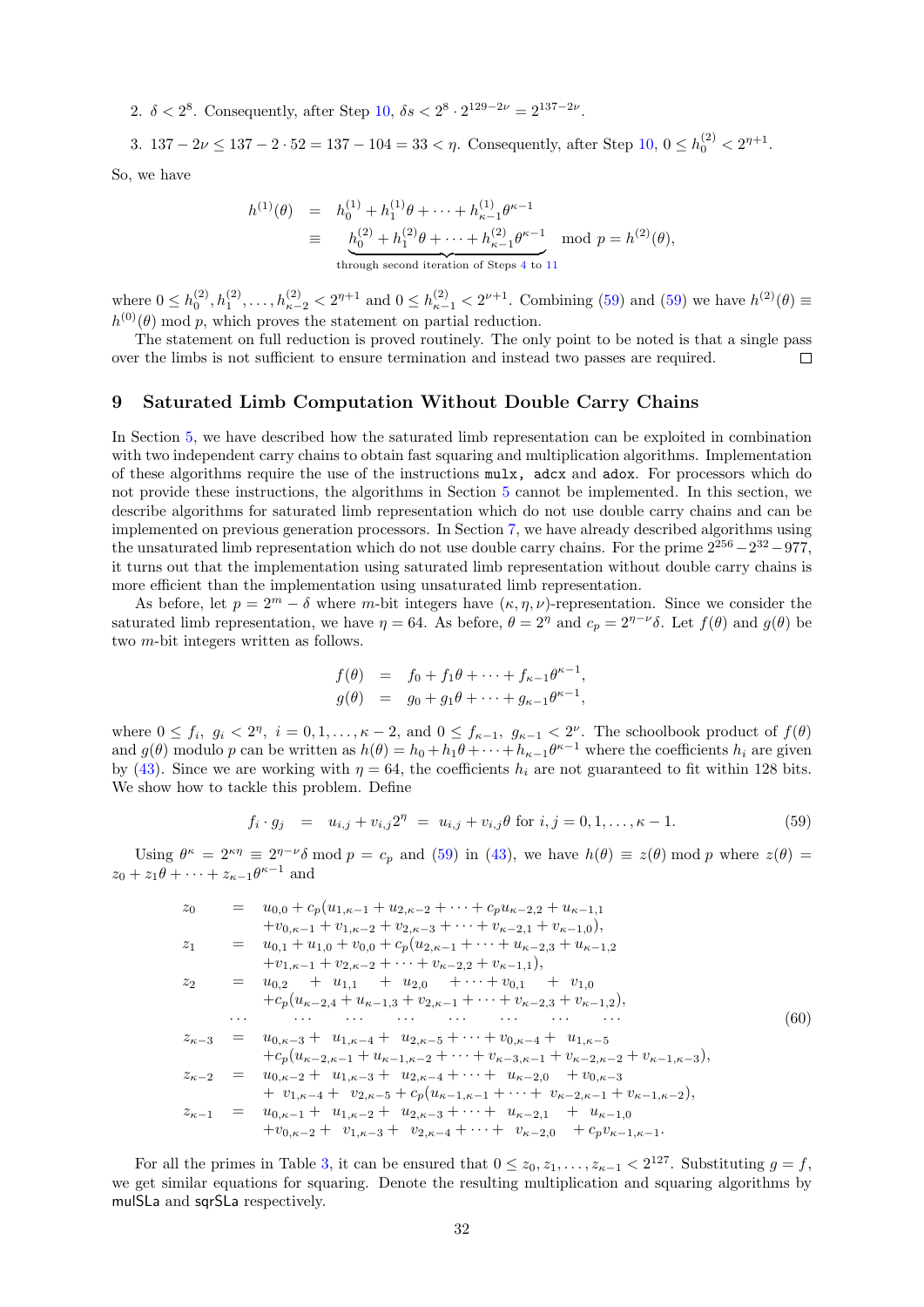2. $\delta < 2^8$. Consequently, after Step 10, $\delta s < 2^8 \cdot 2^{129-2\nu} = 2^{137-2\nu}$.

3. $137 - 2\nu \leq 137 - 2 \cdot 52 = 137 - 104 = 33 < \eta$. Consequently, after Step 10, $0 \leq h_0^{(2)} < 2^{\eta+1}$.

So, we have

$$
\begin{aligned}
h^{(1)}(\theta) &= h_0^{(1)} + h_1^{(1)}\theta + \cdots + h_{\kappa-1}^{(1)}\theta^{\kappa-1} \\
&\equiv \underbrace{h_0^{(2)} + h_1^{(2)}\theta + \cdots + h_{\kappa-1}^{(2)}\theta^{\kappa-1}}_{\text{through second iteration of Steps 4 to 11}} \mod p = h^{(2)}(\theta),
\end{aligned}
$$

where $0 \leq h_0^{(2)}, h_1^{(2)}, \ldots, h_{\kappa-2}^{(2)} < 2^{\eta+1}$ and $0 \leq h_{\kappa-1}^{(2)} < 2^{\nu+1}$. Combining (59) and (59) we have $h^{(2)}(\theta) \equiv h^{(0)}(\theta) \bmod p$, which proves the statement on partial reduction.

The statement on full reduction is proved routinely. The only point to be noted is that a single pass over the limbs is not sufficient to ensure termination and instead two passes are required. □

## 9 Saturated Limb Computation Without Double Carry Chains

In Section 5, we have described how the saturated limb representation can be exploited in combination with two independent carry chains to obtain fast squaring and multiplication algorithms. Implementation of these algorithms require the use of the instructions `mulx, adcx` and `adox`. For processors which do not provide these instructions, the algorithms in Section 5 cannot be implemented. In this section, we describe algorithms for saturated limb representation which do not use double carry chains and can be implemented on previous generation processors. In Section 7, we have already described algorithms using the unsaturated limb representation which do not use double carry chains. For the prime $2^{256} - 2^{32} - 977$, it turns out that the implementation using saturated limb representation without double carry chains is more efficient than the implementation using unsaturated limb representation.

As before, let $p = 2^m - \delta$ where $m$-bit integers have $(\kappa, \eta, \nu)$-representation. Since we consider the saturated limb representation, we have $\eta = 64$. As before, $\theta = 2^\eta$ and $c_p = 2^{\eta-\nu}\delta$. Let $f(\theta)$ and $g(\theta)$ be two $m$-bit integers written as follows.

$$
\begin{aligned}
f(\theta) &= f_0 + f_1\theta + \cdots + f_{\kappa-1}\theta^{\kappa-1}, \\
g(\theta) &= g_0 + g_1\theta + \cdots + g_{\kappa-1}\theta^{\kappa-1},
\end{aligned}
$$

where $0 \leq f_i,\ g_i < 2^\eta,\ i = 0, 1, \ldots, \kappa-2$, and $0 \leq f_{\kappa-1},\ g_{\kappa-1} < 2^\nu$. The schoolbook product of $f(\theta)$ and $g(\theta)$ modulo $p$ can be written as $h(\theta) = h_0 + h_1\theta + \cdots + h_{\kappa-1}\theta^{\kappa-1}$ where the coefficients $h_i$ are given by (43). Since we are working with $\eta = 64$, the coefficients $h_i$ are not guaranteed to fit within 128 bits. We show how to tackle this problem. Define

$$
f_i \cdot g_j = u_{i,j} + v_{i,j}2^\eta = u_{i,j} + v_{i,j}\theta \text{ for } i, j = 0, 1, \ldots, \kappa-1. \tag{59}
$$

Using $\theta^\kappa = 2^{\kappa\eta} \equiv 2^{\eta-\nu}\delta \bmod p = c_p$ and (59) in (43), we have $h(\theta) \equiv z(\theta) \bmod p$ where $z(\theta) = z_0 + z_1\theta + \cdots + z_{\kappa-1}\theta^{\kappa-1}$ and

$$
\begin{aligned}
z_0 &= u_{0,0} + c_p(u_{1,\kappa-1} + u_{2,\kappa-2} + \cdots + c_p u_{\kappa-2,2} + u_{\kappa-1,1} \\
&\quad + v_{0,\kappa-1} + v_{1,\kappa-2} + v_{2,\kappa-3} + \cdots + v_{\kappa-2,1} + v_{\kappa-1,0}), \\
z_1 &= u_{0,1} + u_{1,0} + v_{0,0} + c_p(u_{2,\kappa-1} + \cdots + u_{\kappa-2,3} + u_{\kappa-1,2} \\
&\quad + v_{1,\kappa-1} + v_{2,\kappa-2} + \cdots + v_{\kappa-2,2} + v_{\kappa-1,1}), \\
z_2 &= u_{0,2} + u_{1,1} + u_{2,0} + \cdots + v_{0,1} + v_{1,0} \\
&\quad + c_p(u_{\kappa-2,4} + u_{\kappa-1,3} + v_{2,\kappa-1} + \cdots + v_{\kappa-2,3} + v_{\kappa-1,2}), \\
&\cdots \\
z_{\kappa-3} &= u_{0,\kappa-3} + u_{1,\kappa-4} + u_{2,\kappa-5} + \cdots + v_{0,\kappa-4} + u_{1,\kappa-5} \\
&\quad + c_p(u_{\kappa-2,\kappa-1} + u_{\kappa-1,\kappa-2} + \cdots + v_{\kappa-3,\kappa-1} + v_{\kappa-2,\kappa-2} + v_{\kappa-1,\kappa-3}), \\
z_{\kappa-2} &= u_{0,\kappa-2} + u_{1,\kappa-3} + u_{2,\kappa-4} + \cdots + u_{\kappa-2,0} + v_{0,\kappa-3} \\
&\quad + v_{1,\kappa-4} + v_{2,\kappa-5} + c_p(u_{\kappa-1,\kappa-1} + \cdots + v_{\kappa-2,\kappa-1} + v_{\kappa-1,\kappa-2}), \\
z_{\kappa-1} &= u_{0,\kappa-1} + u_{1,\kappa-2} + u_{2,\kappa-3} + \cdots + u_{\kappa-2,1} + u_{\kappa-1,0} \\
&\quad + v_{0,\kappa-2} + v_{1,\kappa-3} + v_{2,\kappa-4} + \cdots + v_{\kappa-2,0} + c_p v_{\kappa-1,\kappa-1}.
\end{aligned} \tag{60}
$$

For all the primes in Table 3, it can be ensured that $0 \leq z_0, z_1, \ldots, z_{\kappa-1} < 2^{127}$. Substituting $g = f$, we get similar equations for squaring. Denote the resulting multiplication and squaring algorithms by mulSLa and sqrSLa respectively.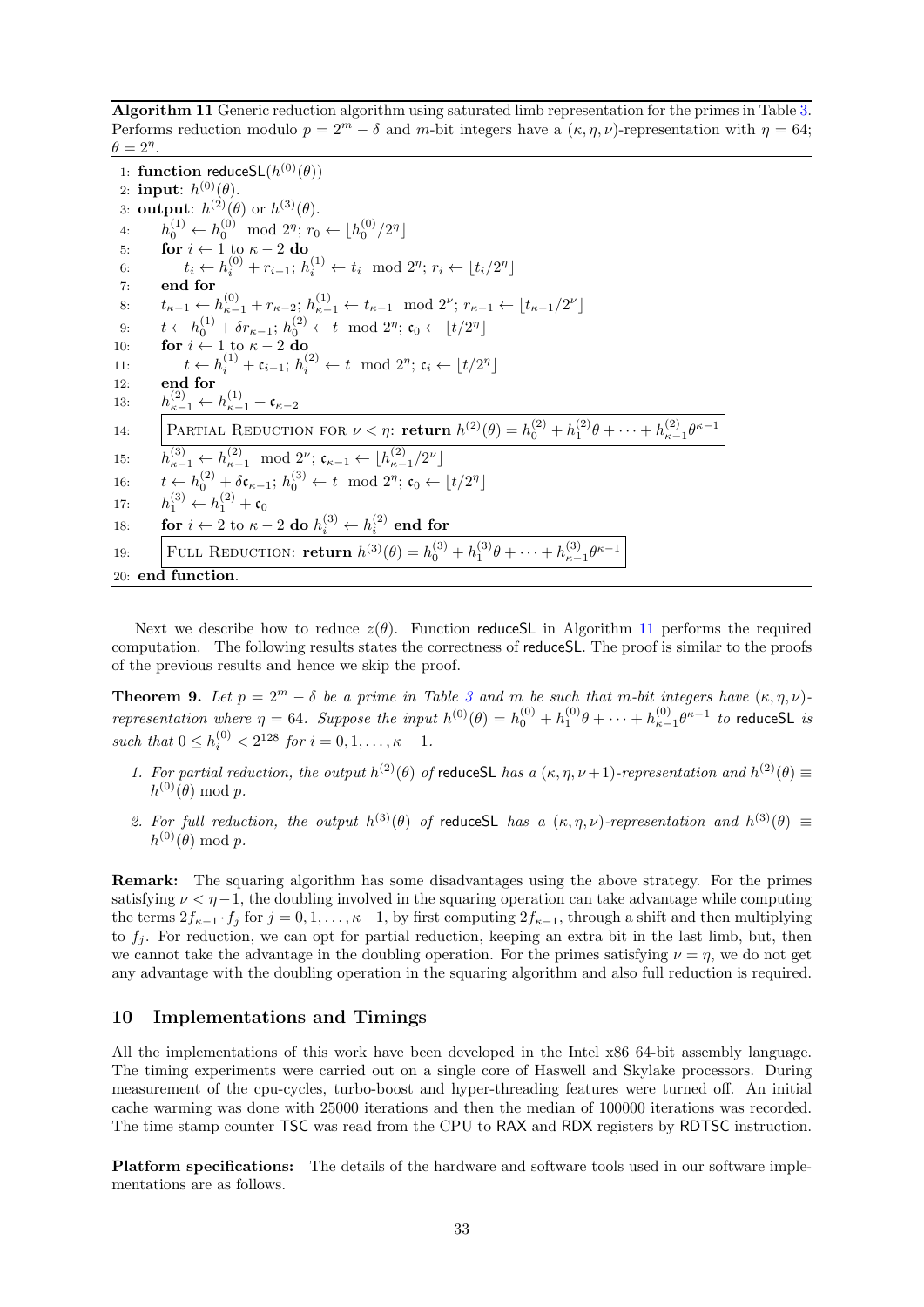**Algorithm 11** Generic reduction algorithm using saturated limb representation for the primes in Table 3. Performs reduction modulo $p = 2^m - \delta$ and $m$-bit integers have a $(\kappa, \eta, \nu)$-representation with $\eta = 64$; $\theta = 2^\eta$.

```
1: function reduceSL(h^(0)(θ))
2: input: h^(0)(θ).
3: output: h^(2)(θ) or h^(3)(θ).
4:    h_0^(1) ← h_0^(0) mod 2^η; r_0 ← ⌊h_0^(0)/2^η⌋
5:    for i ← 1 to κ − 2 do
6:        t_i ← h_i^(0) + r_{i−1}; h_i^(1) ← t_i mod 2^η; r_i ← ⌊t_i/2^η⌋
7:    end for
8:    t_{κ−1} ← h_{κ−1}^(0) + r_{κ−2}; h_{κ−1}^(1) ← t_{κ−1} mod 2^ν; r_{κ−1} ← ⌊t_{κ−1}/2^ν⌋
9:    t ← h_0^(1) + δr_{κ−1}; h_0^(2) ← t mod 2^η; c_0 ← ⌊t/2^η⌋
10:   for i ← 1 to κ − 2 do
11:       t ← h_i^(1) + c_{i−1}; h_i^(2) ← t mod 2^η; c_i ← ⌊t/2^η⌋
12:   end for
13:   h_{κ−1}^(2) ← h_{κ−1}^(1) + c_{κ−2}
14:   PARTIAL REDUCTION FOR ν < η: return h^(2)(θ) = h_0^(2) + h_1^(2)θ + ··· + h_{κ−1}^(2)θ^{κ−1}
15:   h_{κ−1}^(3) ← h_{κ−1}^(2) mod 2^ν; c_{κ−1} ← ⌊h_{κ−1}^(2)/2^ν⌋
16:   t ← h_0^(2) + δc_{κ−1}; h_0^(3) ← t mod 2^η; c_0 ← ⌊t/2^η⌋
17:   h_1^(3) ← h_1^(2) + c_0
18:   for i ← 2 to κ − 2 do h_i^(3) ← h_i^(2) end for
19:   FULL REDUCTION: return h^(3)(θ) = h_0^(3) + h_1^(3)θ + ··· + h_{κ−1}^(3)θ^{κ−1}
20: end function.
```

Next we describe how to reduce $z(\theta)$. Function reduceSL in Algorithm 11 performs the required computation. The following results states the correctness of reduceSL. The proof is similar to the proofs of the previous results and hence we skip the proof.

**Theorem 9.** *Let $p = 2^m - \delta$ be a prime in Table 3 and $m$ be such that $m$-bit integers have $(\kappa, \eta, \nu)$-representation where $\eta = 64$. Suppose the input $h^{(0)}(\theta) = h_0^{(0)} + h_1^{(0)}\theta + \cdots + h_{\kappa-1}^{(0)}\theta^{\kappa-1}$ to reduceSL is such that $0 \le h_i^{(0)} < 2^{128}$ for $i = 0, 1, \ldots, \kappa - 1$.*

1. *For partial reduction, the output $h^{(2)}(\theta)$ of reduceSL has a $(\kappa, \eta, \nu+1)$-representation and $h^{(2)}(\theta) \equiv h^{(0)}(\theta) \bmod p$.*
2. *For full reduction, the output $h^{(3)}(\theta)$ of reduceSL has a $(\kappa, \eta, \nu)$-representation and $h^{(3)}(\theta) \equiv h^{(0)}(\theta) \bmod p$.*

**Remark:** The squaring algorithm has some disadvantages using the above strategy. For the primes satisfying $\nu < \eta - 1$, the doubling involved in the squaring operation can take advantage while computing the terms $2f_{\kappa-1} \cdot f_j$ for $j = 0, 1, \ldots, \kappa - 1$, by first computing $2f_{\kappa-1}$, through a shift and then multiplying to $f_j$. For reduction, we can opt for partial reduction, keeping an extra bit in the last limb, but, then we cannot take the advantage in the doubling operation. For the primes satisfying $\nu = \eta$, we do not get any advantage with the doubling operation in the squaring algorithm and also full reduction is required.

## 10 Implementations and Timings

All the implementations of this work have been developed in the Intel x86 64-bit assembly language. The timing experiments were carried out on a single core of Haswell and Skylake processors. During measurement of the cpu-cycles, turbo-boost and hyper-threading features were turned off. An initial cache warming was done with 25000 iterations and then the median of 100000 iterations was recorded. The time stamp counter TSC was read from the CPU to RAX and RDX registers by RDTSC instruction.

**Platform specifications:** The details of the hardware and software tools used in our software implementations are as follows.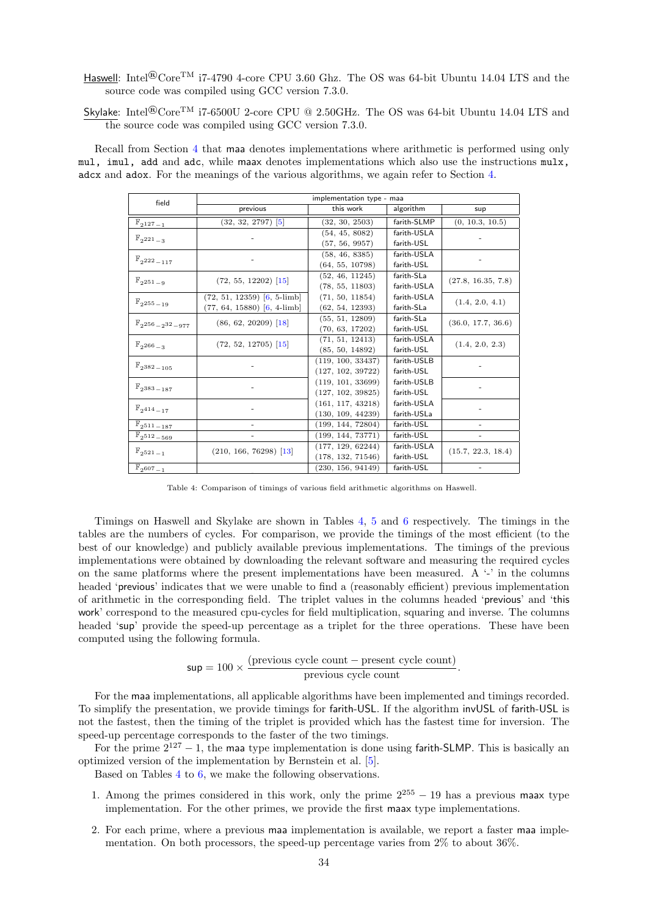Haswell: Intel®Core™ i7-4790 4-core CPU 3.60 Ghz. The OS was 64-bit Ubuntu 14.04 LTS and the source code was compiled using GCC version 7.3.0.

Skylake: Intel®Core™ i7-6500U 2-core CPU @ 2.50GHz. The OS was 64-bit Ubuntu 14.04 LTS and the source code was compiled using GCC version 7.3.0.

Recall from Section 4 that maa denotes implementations where arithmetic is performed using only mul, imul, add and adc, while maax denotes implementations which also use the instructions mulx, adcx and adox. For the meanings of the various algorithms, we again refer to Section 4.

| field | implementation type - maa | | | |
|---|---|---|---|---|
| | previous | this work | algorithm | sup |
| $\mathbb{F}_{2^{127}-1}$ | (32, 32, 2797) [5] | (32, 30, 2503) | farith-SLMP | (0, 10.3, 10.5) |
| $\mathbb{F}_{2^{221}-3}$ | - | (54, 45, 8082) | farith-USLA | - |
| | | (57, 56, 9957) | farith-USL | |
| $\mathbb{F}_{2^{222}-117}$ | - | (58, 46, 8385) | farith-USLA | - |
| | | (64, 55, 10798) | farith-USL | |
| $\mathbb{F}_{2^{251}-9}$ | (72, 55, 12202) [15] | (52, 46, 11245) | farith-SLa | (27.8, 16.35, 7.8) |
| | | (78, 55, 11803) | farith-USLA | |
| $\mathbb{F}_{2^{255}-19}$ | (72, 51, 12359) [6, 5-limb] | (71, 50, 11854) | farith-USLA | (1.4, 2.0, 4.1) |
| | (77, 64, 15880) [6, 4-limb] | (62, 54, 12393) | farith-SLa | |
| $\mathbb{F}_{2^{256}-2^{32}-977}$ | (86, 62, 20209) [18] | (55, 51, 12809) | farith-SLa | (36.0, 17.7, 36.6) |
| | | (70, 63, 17202) | farith-USL | |
| $\mathbb{F}_{2^{266}-3}$ | (72, 52, 12705) [15] | (71, 51, 12413) | farith-USLA | (1.4, 2.0, 2.3) |
| | | (85, 50, 14892) | farith-USL | |
| $\mathbb{F}_{2^{382}-105}$ | - | (119, 100, 33437) | farith-USLB | - |
| | | (127, 102, 39722) | farith-USL | |
| $\mathbb{F}_{2^{383}-187}$ | - | (119, 101, 33699) | farith-USLB | - |
| | | (127, 102, 39825) | farith-USL | |
| $\mathbb{F}_{2^{414}-17}$ | - | (161, 117, 43218) | farith-USLA | - |
| | | (130, 109, 44239) | farith-USLa | |
| $\mathbb{F}_{2^{511}-187}$ | - | (199, 144, 72804) | farith-USL | - |
| $\mathbb{F}_{2^{512}-569}$ | - | (199, 144, 73771) | farith-USL | - |
| $\mathbb{F}_{2^{521}-1}$ | (210, 166, 76298) [13] | (177, 129, 62244) | farith-USLA | (15.7, 22.3, 18.4) |
| | | (178, 132, 71546) | farith-USL | |
| $\mathbb{F}_{2^{607}-1}$ | | (230, 156, 94149) | farith-USL | - |

Table 4: Comparison of timings of various field arithmetic algorithms on Haswell.

Timings on Haswell and Skylake are shown in Tables 4, 5 and 6 respectively. The timings in the tables are the numbers of cycles. For comparison, we provide the timings of the most efficient (to the best of our knowledge) and publicly available previous implementations. The timings of the previous implementations were obtained by downloading the relevant software and measuring the required cycles on the same platforms where the present implementations have been measured. A '-' in the columns headed 'previous' indicates that we were unable to find a (reasonably efficient) previous implementation of arithmetic in the corresponding field. The triplet values in the columns headed 'previous' and 'this work' correspond to the measured cpu-cycles for field multiplication, squaring and inverse. The columns headed 'sup' provide the speed-up percentage as a triplet for the three operations. These have been computed using the following formula.

$$\mathsf{sup} = 100 \times \frac{(\text{previous cycle count} - \text{present cycle count})}{\text{previous cycle count}}.$$

For the maa implementations, all applicable algorithms have been implemented and timings recorded. To simplify the presentation, we provide timings for farith-USL. If the algorithm invUSL of farith-USL is not the fastest, then the timing of the triplet is provided which has the fastest time for inversion. The speed-up percentage corresponds to the faster of the two timings.

For the prime $2^{127}-1$, the maa type implementation is done using farith-SLMP. This is basically an optimized version of the implementation by Bernstein et al. [5].

Based on Tables 4 to 6, we make the following observations.

1. Among the primes considered in this work, only the prime $2^{255}-19$ has a previous maax type implementation. For the other primes, we provide the first maax type implementations.
2. For each prime, where a previous maa implementation is available, we report a faster maa implementation. On both processors, the speed-up percentage varies from 2% to about 36%.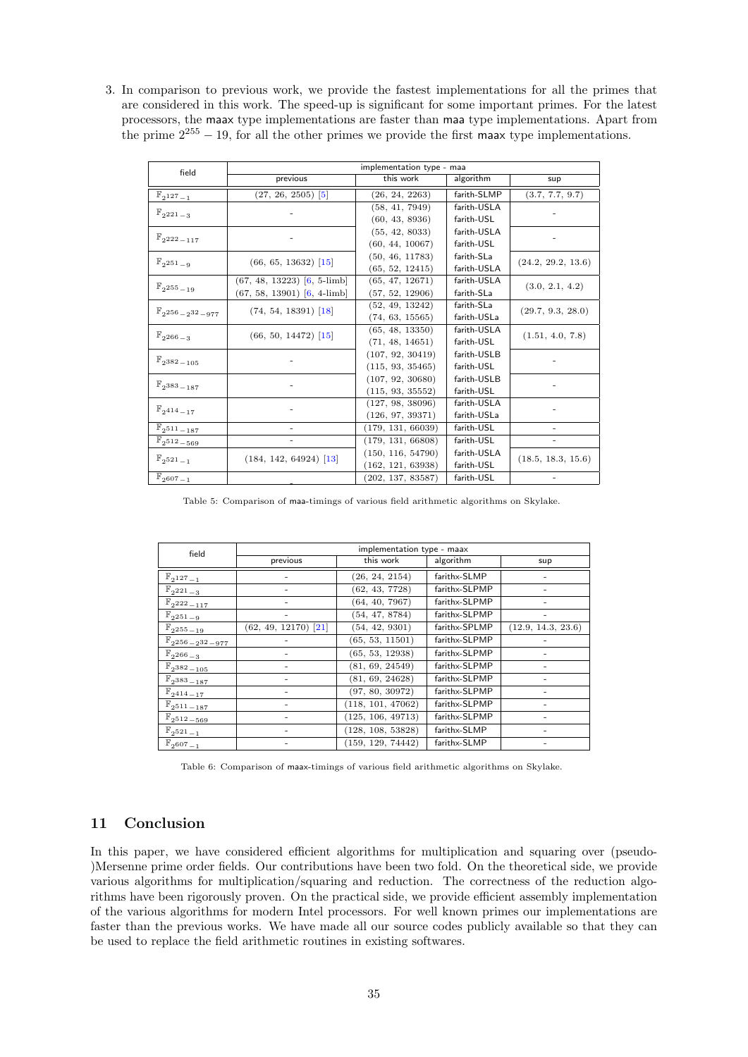3. In comparison to previous work, we provide the fastest implementations for all the primes that are considered in this work. The speed-up is significant for some important primes. For the latest processors, the maax type implementations are faster than maa type implementations. Apart from the prime $2^{255} - 19$, for all the other primes we provide the first maax type implementations.

| field | implementation type - maa | | | |
|---|---|---|---|---|
| | previous | this work | algorithm | sup |
| $\mathbb{F}_{2^{127}-1}$ | (27, 26, 2505) [5] | (26, 24, 2263) | farith-SLMP | (3.7, 7.7, 9.7) |
| $\mathbb{F}_{2^{221}-3}$ | - | (58, 41, 7949)<br>(60, 43, 8936) | farith-USLA<br>farith-USL | - |
| $\mathbb{F}_{2^{222}-117}$ | - | (55, 42, 8033)<br>(60, 44, 10067) | farith-USLA<br>farith-USL | - |
| $\mathbb{F}_{2^{251}-9}$ | (66, 65, 13632) [15] | (50, 46, 11783)<br>(65, 52, 12415) | farith-SLa<br>farith-USLA | (24.2, 29.2, 13.6) |
| $\mathbb{F}_{2^{255}-19}$ | (67, 48, 13223) [6, 5-limb]<br>(67, 58, 13901) [6, 4-limb] | (65, 47, 12671)<br>(57, 52, 12906) | farith-USLA<br>farith-SLa | (3.0, 2.1, 4.2) |
| $\mathbb{F}_{2^{256}-2^{32}-977}$ | (74, 54, 18391) [18] | (52, 49, 13242)<br>(74, 63, 15565) | farith-SLa<br>farith-USLa | (29.7, 9.3, 28.0) |
| $\mathbb{F}_{2^{266}-3}$ | (66, 50, 14472) [15] | (65, 48, 13350)<br>(71, 48, 14651) | farith-USLA<br>farith-USL | (1.51, 4.0, 7.8) |
| $\mathbb{F}_{2^{382}-105}$ | - | (107, 92, 30419)<br>(115, 93, 35465) | farith-USLB<br>farith-USL | - |
| $\mathbb{F}_{2^{383}-187}$ | - | (107, 92, 30680)<br>(115, 93, 35552) | farith-USLB<br>farith-USL | - |
| $\mathbb{F}_{2^{414}-17}$ | - | (127, 98, 38096)<br>(126, 97, 39371) | farith-USLA<br>farith-USLa | - |
| $\mathbb{F}_{2^{511}-187}$ | - | (179, 131, 66039) | farith-USL | - |
| $\mathbb{F}_{2^{512}-569}$ | - | (179, 131, 66808) | farith-USL | - |
| $\mathbb{F}_{2^{521}-1}$ | (184, 142, 64924) [13] | (150, 116, 54790)<br>(162, 121, 63938) | farith-USLA<br>farith-USL | (18.5, 18.3, 15.6) |
| $\mathbb{F}_{2^{607}-1}$ | - | (202, 137, 83587) | farith-USL | - |

Table 5: Comparison of maa-timings of various field arithmetic algorithms on Skylake.

| field | implementation type - maax | | | |
|---|---|---|---|---|
| | previous | this work | algorithm | sup |
| $\mathbb{F}_{2^{127}-1}$ | - | (26, 24, 2154) | farithx-SLMP | - |
| $\mathbb{F}_{2^{221}-3}$ | - | (62, 43, 7728) | farithx-SLPMP | - |
| $\mathbb{F}_{2^{222}-117}$ | - | (64, 40, 7967) | farithx-SLPMP | - |
| $\mathbb{F}_{2^{251}-9}$ | - | (54, 47, 8784) | farithx-SLPMP | - |
| $\mathbb{F}_{2^{255}-19}$ | (62, 49, 12170) [21] | (54, 42, 9301) | farithx-SPLMP | (12.9, 14.3, 23.6) |
| $\mathbb{F}_{2^{256}-2^{32}-977}$ | - | (65, 53, 11501) | farithx-SLPMP | - |
| $\mathbb{F}_{2^{266}-3}$ | - | (65, 53, 12938) | farithx-SLPMP | - |
| $\mathbb{F}_{2^{382}-105}$ | - | (81, 69, 24549) | farithx-SLPMP | - |
| $\mathbb{F}_{2^{383}-187}$ | - | (81, 69, 24628) | farithx-SLPMP | - |
| $\mathbb{F}_{2^{414}-17}$ | - | (97, 80, 30972) | farithx-SLPMP | - |
| $\mathbb{F}_{2^{511}-187}$ | - | (118, 101, 47062) | farithx-SLPMP | - |
| $\mathbb{F}_{2^{512}-569}$ | - | (125, 106, 49713) | farithx-SLPMP | - |
| $\mathbb{F}_{2^{521}-1}$ | - | (128, 108, 53828) | farithx-SLMP | - |
| $\mathbb{F}_{2^{607}-1}$ | - | (159, 129, 74442) | farithx-SLMP | - |

Table 6: Comparison of maax-timings of various field arithmetic algorithms on Skylake.

## 11 Conclusion

In this paper, we have considered efficient algorithms for multiplication and squaring over (pseudo-)Mersenne prime order fields. Our contributions have been two fold. On the theoretical side, we provide various algorithms for multiplication/squaring and reduction. The correctness of the reduction algorithms have been rigorously proven. On the practical side, we provide efficient assembly implementation of the various algorithms for modern Intel processors. For well known primes our implementations are faster than the previous works. We have made all our source codes publicly available so that they can be used to replace the field arithmetic routines in existing softwares.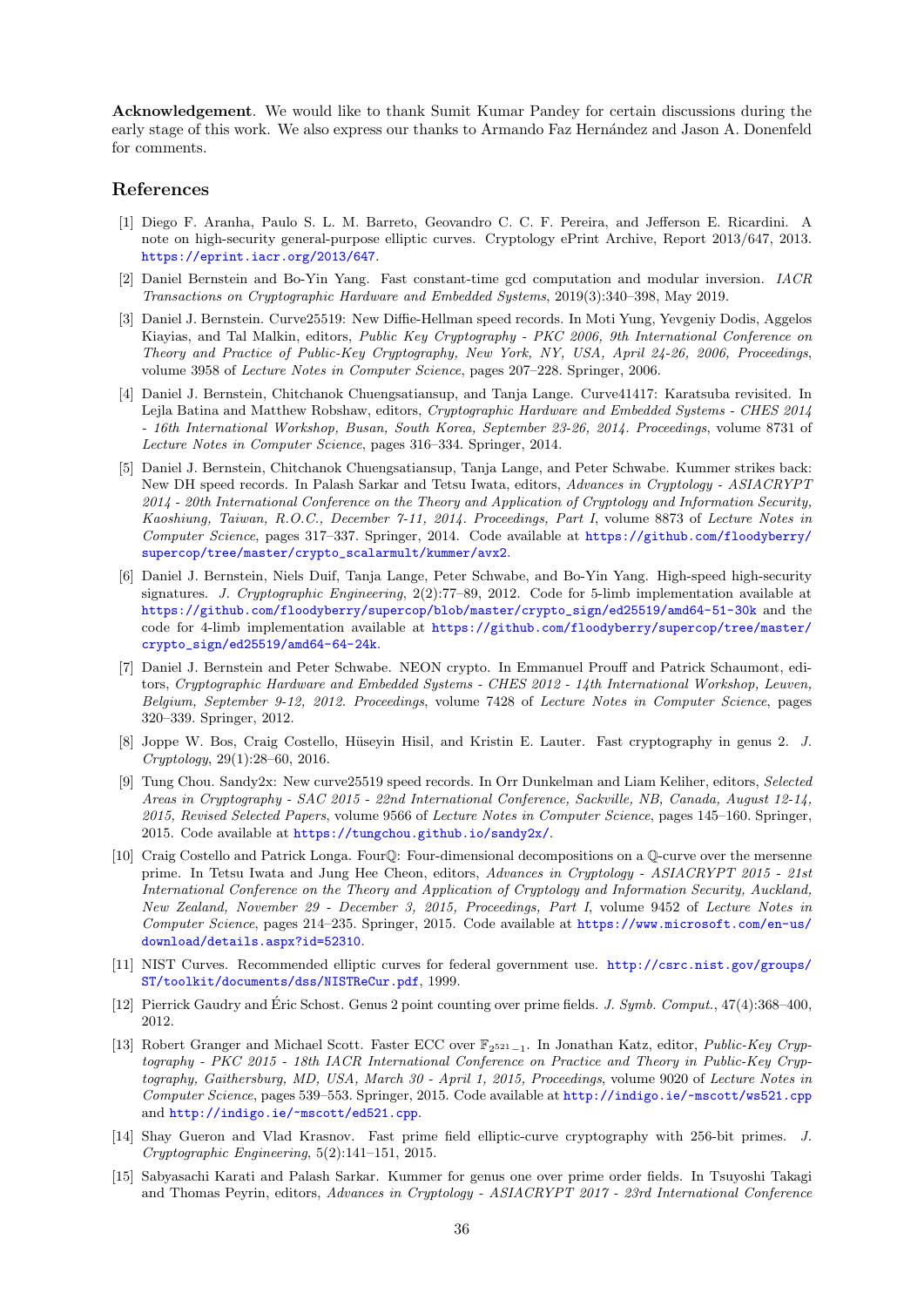**Acknowledgement**. We would like to thank Sumit Kumar Pandey for certain discussions during the early stage of this work. We also express our thanks to Armando Faz Hernández and Jason A. Donenfeld for comments.

## References

[1] Diego F. Aranha, Paulo S. L. M. Barreto, Geovandro C. C. F. Pereira, and Jefferson E. Ricardini. A note on high-security general-purpose elliptic curves. Cryptology ePrint Archive, Report 2013/647, 2013. https://eprint.iacr.org/2013/647.

[2] Daniel Bernstein and Bo-Yin Yang. Fast constant-time gcd computation and modular inversion. *IACR Transactions on Cryptographic Hardware and Embedded Systems*, 2019(3):340–398, May 2019.

[3] Daniel J. Bernstein. Curve25519: New Diffie-Hellman speed records. In Moti Yung, Yevgeniy Dodis, Aggelos Kiayias, and Tal Malkin, editors, *Public Key Cryptography - PKC 2006, 9th International Conference on Theory and Practice of Public-Key Cryptography, New York, NY, USA, April 24-26, 2006, Proceedings*, volume 3958 of *Lecture Notes in Computer Science*, pages 207–228. Springer, 2006.

[4] Daniel J. Bernstein, Chitchanok Chuengsatiansup, and Tanja Lange. Curve41417: Karatsuba revisited. In Lejla Batina and Matthew Robshaw, editors, *Cryptographic Hardware and Embedded Systems - CHES 2014 - 16th International Workshop, Busan, South Korea, September 23-26, 2014. Proceedings*, volume 8731 of *Lecture Notes in Computer Science*, pages 316–334. Springer, 2014.

[5] Daniel J. Bernstein, Chitchanok Chuengsatiansup, Tanja Lange, and Peter Schwabe. Kummer strikes back: New DH speed records. In Palash Sarkar and Tetsu Iwata, editors, *Advances in Cryptology - ASIACRYPT 2014 - 20th International Conference on the Theory and Application of Cryptology and Information Security, Kaoshiung, Taiwan, R.O.C., December 7-11, 2014. Proceedings, Part I*, volume 8873 of *Lecture Notes in Computer Science*, pages 317–337. Springer, 2014. Code available at https://github.com/floodyberry/supercop/tree/master/crypto_scalarmult/kummer/avx2.

[6] Daniel J. Bernstein, Niels Duif, Tanja Lange, Peter Schwabe, and Bo-Yin Yang. High-speed high-security signatures. *J. Cryptographic Engineering*, 2(2):77–89, 2012. Code for 5-limb implementation available at https://github.com/floodyberry/supercop/blob/master/crypto_sign/ed25519/amd64-51-30k and the code for 4-limb implementation available at https://github.com/floodyberry/supercop/tree/master/crypto_sign/ed25519/amd64-64-24k.

[7] Daniel J. Bernstein and Peter Schwabe. NEON crypto. In Emmanuel Prouff and Patrick Schaumont, editors, *Cryptographic Hardware and Embedded Systems - CHES 2012 - 14th International Workshop, Leuven, Belgium, September 9-12, 2012. Proceedings*, volume 7428 of *Lecture Notes in Computer Science*, pages 320–339. Springer, 2012.

[8] Joppe W. Bos, Craig Costello, Hüseyin Hisil, and Kristin E. Lauter. Fast cryptography in genus 2. *J. Cryptology*, 29(1):28–60, 2016.

[9] Tung Chou. Sandy2x: New curve25519 speed records. In Orr Dunkelman and Liam Keliher, editors, *Selected Areas in Cryptography - SAC 2015 - 22nd International Conference, Sackville, NB, Canada, August 12-14, 2015, Revised Selected Papers*, volume 9566 of *Lecture Notes in Computer Science*, pages 145–160. Springer, 2015. Code available at https://tungchou.github.io/sandy2x/.

[10] Craig Costello and Patrick Longa. Four$\mathbb{Q}$: Four-dimensional decompositions on a $\mathbb{Q}$-curve over the mersenne prime. In Tetsu Iwata and Jung Hee Cheon, editors, *Advances in Cryptology - ASIACRYPT 2015 - 21st International Conference on the Theory and Application of Cryptology and Information Security, Auckland, New Zealand, November 29 - December 3, 2015, Proceedings, Part I*, volume 9452 of *Lecture Notes in Computer Science*, pages 214–235. Springer, 2015. Code available at https://www.microsoft.com/en-us/download/details.aspx?id=52310.

[11] NIST Curves. Recommended elliptic curves for federal government use. http://csrc.nist.gov/groups/ST/toolkit/documents/dss/NISTReCur.pdf, 1999.

[12] Pierrick Gaudry and Éric Schost. Genus 2 point counting over prime fields. *J. Symb. Comput.*, 47(4):368–400, 2012.

[13] Robert Granger and Michael Scott. Faster ECC over $\mathbb{F}_{2^{521}-1}$. In Jonathan Katz, editor, *Public-Key Cryptography - PKC 2015 - 18th IACR International Conference on Practice and Theory in Public-Key Cryptography, Gaithersburg, MD, USA, March 30 - April 1, 2015, Proceedings*, volume 9020 of *Lecture Notes in Computer Science*, pages 539–553. Springer, 2015. Code available at http://indigo.ie/~mscott/ws521.cpp and http://indigo.ie/~mscott/ed521.cpp.

[14] Shay Gueron and Vlad Krasnov. Fast prime field elliptic-curve cryptography with 256-bit primes. *J. Cryptographic Engineering*, 5(2):141–151, 2015.

[15] Sabyasachi Karati and Palash Sarkar. Kummer for genus one over prime order fields. In Tsuyoshi Takagi and Thomas Peyrin, editors, *Advances in Cryptology - ASIACRYPT 2017 - 23rd International Conference*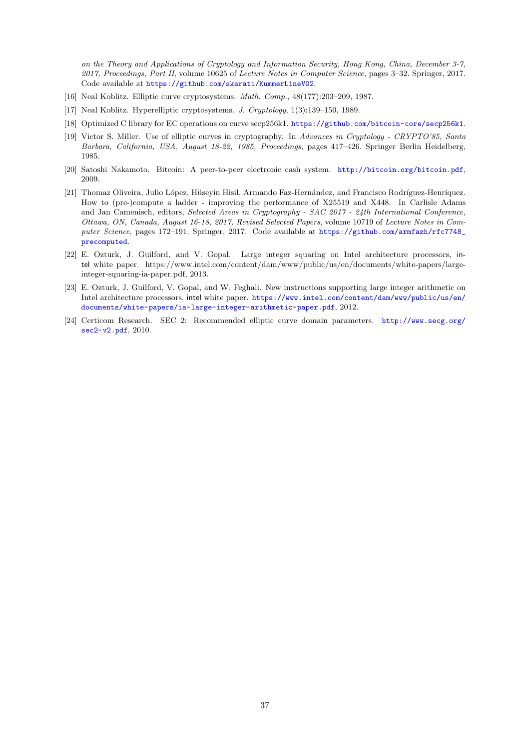*on the Theory and Applications of Cryptology and Information Security, Hong Kong, China, December 3-7, 2017, Proceedings, Part II*, volume 10625 of *Lecture Notes in Computer Science*, pages 3–32. Springer, 2017. Code available at https://github.com/skarati/KummerLineV02.

[16] Neal Koblitz. Elliptic curve cryptosystems. *Math. Comp.*, 48(177):203–209, 1987.

[17] Neal Koblitz. Hyperelliptic cryptosystems. *J. Cryptology*, 1(3):139–150, 1989.

[18] Optimized C library for EC operations on curve secp256k1. https://github.com/bitcoin-core/secp256k1.

[19] Victor S. Miller. Use of elliptic curves in cryptography. In *Advances in Cryptology - CRYPTO'85, Santa Barbara, California, USA, August 18-22, 1985, Proceedings*, pages 417–426. Springer Berlin Heidelberg, 1985.

[20] Satoshi Nakamoto. Bitcoin: A peer-to-peer electronic cash system. http://bitcoin.org/bitcoin.pdf, 2009.

[21] Thomaz Oliveira, Julio López, Hüseyin Hisil, Armando Faz-Hernández, and Francisco Rodríguez-Henríquez. How to (pre-)compute a ladder - improving the performance of X25519 and X448. In Carlisle Adams and Jan Camenisch, editors, *Selected Areas in Cryptography - SAC 2017 - 24th International Conference, Ottawa, ON, Canada, August 16-18, 2017, Revised Selected Papers*, volume 10719 of *Lecture Notes in Computer Science*, pages 172–191. Springer, 2017. Code available at https://github.com/armfazh/rfc7748_precomputed.

[22] E. Ozturk, J. Guilford, and V. Gopal. Large integer squaring on Intel architecture processors, intel white paper. https://www.intel.com/content/dam/www/public/us/en/documents/white-papers/large-integer-squaring-ia-paper.pdf, 2013.

[23] E. Ozturk, J. Guilford, V. Gopal, and W. Feghali. New instructions supporting large integer arithmetic on Intel architecture processors, intel white paper. https://www.intel.com/content/dam/www/public/us/en/documents/white-papers/ia-large-integer-arithmetic-paper.pdf, 2012.

[24] Certicom Research. SEC 2: Recommended elliptic curve domain parameters. http://www.secg.org/sec2-v2.pdf, 2010.